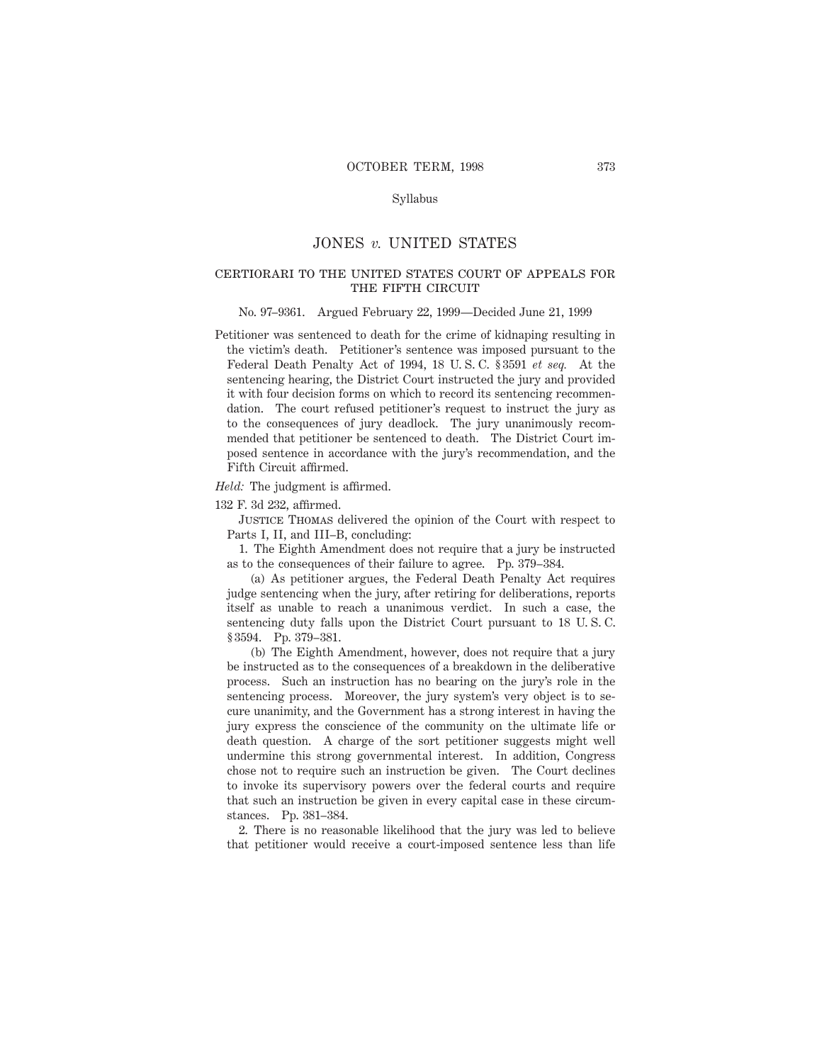Syllabus

# JONES *v.* UNITED STATES

## CERTIORARI TO THE UNITED STATES COURT OF APPEALS FOR THE FIFTH CIRCUIT

No. 97–9361. Argued February 22, 1999—Decided June 21, 1999

Petitioner was sentenced to death for the crime of kidnaping resulting in the victim's death. Petitioner's sentence was imposed pursuant to the Federal Death Penalty Act of 1994, 18 U. S. C. §3591 *et seq.* At the sentencing hearing, the District Court instructed the jury and provided it with four decision forms on which to record its sentencing recommendation. The court refused petitioner's request to instruct the jury as to the consequences of jury deadlock. The jury unanimously recommended that petitioner be sentenced to death. The District Court imposed sentence in accordance with the jury's recommendation, and the Fifth Circuit affirmed.

*Held:* The judgment is affirmed.

132 F. 3d 232, affirmed.

Justice Thomas delivered the opinion of the Court with respect to Parts I, II, and III–B, concluding:

1. The Eighth Amendment does not require that a jury be instructed as to the consequences of their failure to agree. Pp. 379–384.

(a) As petitioner argues, the Federal Death Penalty Act requires judge sentencing when the jury, after retiring for deliberations, reports itself as unable to reach a unanimous verdict. In such a case, the sentencing duty falls upon the District Court pursuant to 18 U. S. C. §3594. Pp. 379–381.

(b) The Eighth Amendment, however, does not require that a jury be instructed as to the consequences of a breakdown in the deliberative process. Such an instruction has no bearing on the jury's role in the sentencing process. Moreover, the jury system's very object is to secure unanimity, and the Government has a strong interest in having the jury express the conscience of the community on the ultimate life or death question. A charge of the sort petitioner suggests might well undermine this strong governmental interest. In addition, Congress chose not to require such an instruction be given. The Court declines to invoke its supervisory powers over the federal courts and require that such an instruction be given in every capital case in these circumstances. Pp. 381–384.

2. There is no reasonable likelihood that the jury was led to believe that petitioner would receive a court-imposed sentence less than life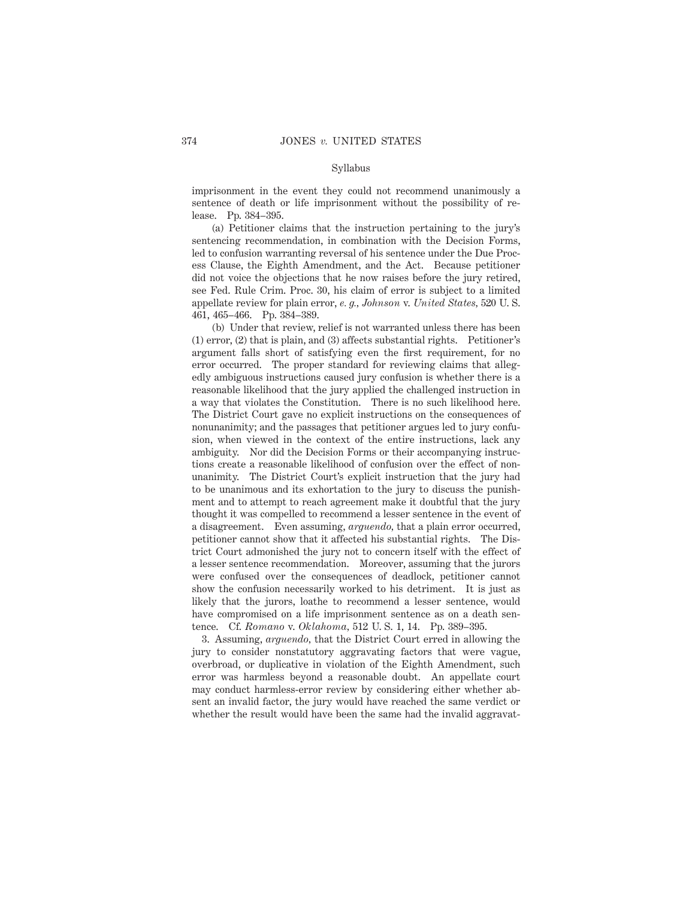imprisonment in the event they could not recommend unanimously a sentence of death or life imprisonment without the possibility of release. Pp. 384–395.

(a) Petitioner claims that the instruction pertaining to the jury's sentencing recommendation, in combination with the Decision Forms, led to confusion warranting reversal of his sentence under the Due Process Clause, the Eighth Amendment, and the Act. Because petitioner did not voice the objections that he now raises before the jury retired, see Fed. Rule Crim. Proc. 30, his claim of error is subject to a limited appellate review for plain error, *e. g., Johnson* v. *United States,* 520 U. S. 461, 465–466. Pp. 384–389.

(b) Under that review, relief is not warranted unless there has been (1) error, (2) that is plain, and (3) affects substantial rights. Petitioner's argument falls short of satisfying even the first requirement, for no error occurred. The proper standard for reviewing claims that allegedly ambiguous instructions caused jury confusion is whether there is a reasonable likelihood that the jury applied the challenged instruction in a way that violates the Constitution. There is no such likelihood here. The District Court gave no explicit instructions on the consequences of nonunanimity; and the passages that petitioner argues led to jury confusion, when viewed in the context of the entire instructions, lack any ambiguity. Nor did the Decision Forms or their accompanying instructions create a reasonable likelihood of confusion over the effect of nonunanimity. The District Court's explicit instruction that the jury had to be unanimous and its exhortation to the jury to discuss the punishment and to attempt to reach agreement make it doubtful that the jury thought it was compelled to recommend a lesser sentence in the event of a disagreement. Even assuming, *arguendo,* that a plain error occurred, petitioner cannot show that it affected his substantial rights. The District Court admonished the jury not to concern itself with the effect of a lesser sentence recommendation. Moreover, assuming that the jurors were confused over the consequences of deadlock, petitioner cannot show the confusion necessarily worked to his detriment. It is just as likely that the jurors, loathe to recommend a lesser sentence, would have compromised on a life imprisonment sentence as on a death sentence. Cf. *Romano* v. *Oklahoma,* 512 U. S. 1, 14. Pp. 389–395.

3. Assuming, *arguendo,* that the District Court erred in allowing the jury to consider nonstatutory aggravating factors that were vague, overbroad, or duplicative in violation of the Eighth Amendment, such error was harmless beyond a reasonable doubt. An appellate court may conduct harmless-error review by considering either whether absent an invalid factor, the jury would have reached the same verdict or whether the result would have been the same had the invalid aggravat-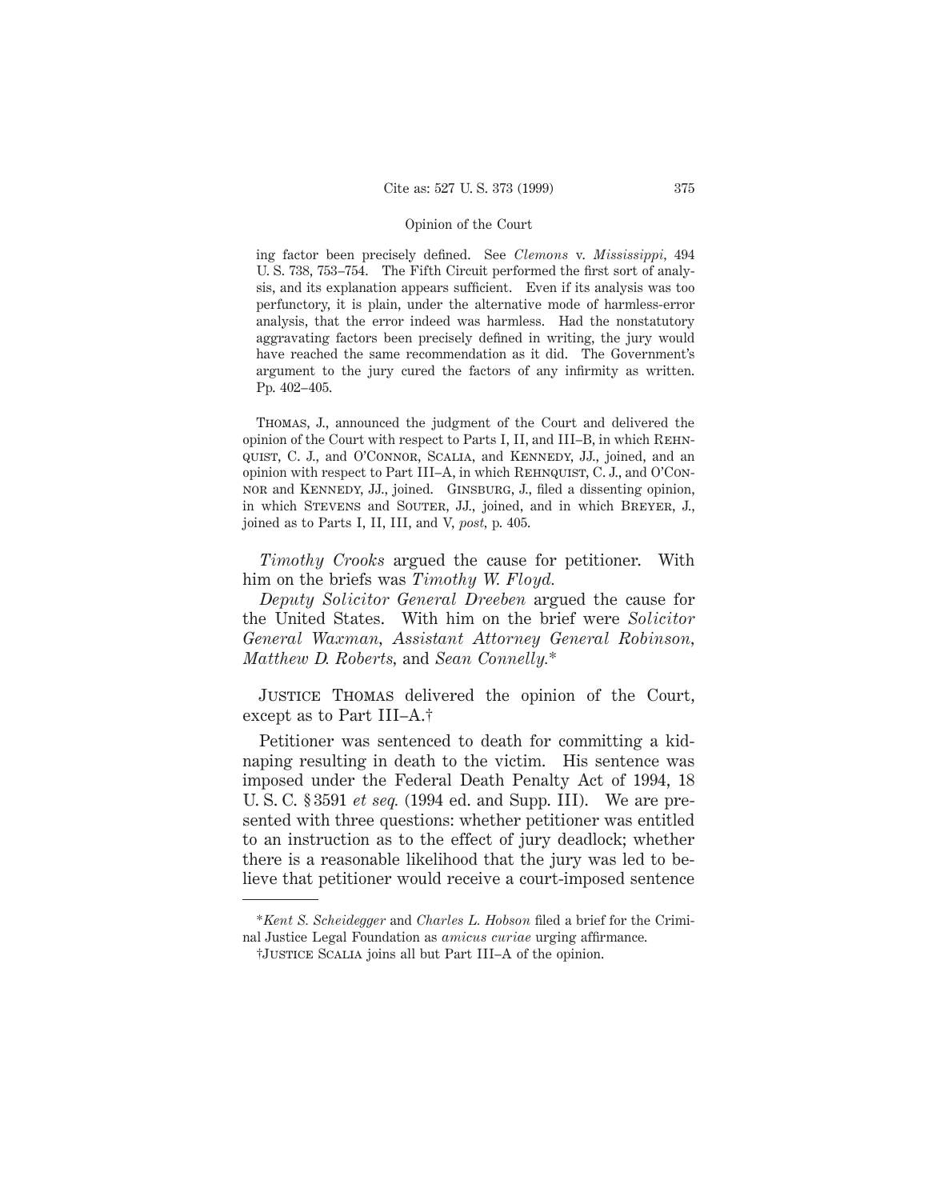ing factor been precisely defined. See *Clemons* v. *Mississippi*, 494 U. S. 738, 753–754. The Fifth Circuit performed the first sort of analysis, and its explanation appears sufficient. Even if its analysis was too perfunctory, it is plain, under the alternative mode of harmless-error analysis, that the error indeed was harmless. Had the nonstatutory aggravating factors been precisely defined in writing, the jury would have reached the same recommendation as it did. The Government's argument to the jury cured the factors of any infirmity as written. Pp. 402–405.

Thomas, J., announced the judgment of the Court and delivered the opinion of the Court with respect to Parts I, II, and III–B, in which Rehnquist, C. J., and O'Connor, Scalia, and Kennedy, JJ., joined, and an opinion with respect to Part III–A, in which Rehnquist, C. J., and O'Connor and Kennedy, JJ., joined. Ginsburg, J., filed a dissenting opinion, in which Stevens and Souter, JJ., joined, and in which Breyer, J., joined as to Parts I, II, III, and V, *post*, p. 405.

*Timothy Crooks* argued the cause for petitioner. With him on the briefs was *Timothy W. Floyd.*

*Deputy Solicitor General Dreeben* argued the cause for the United States. With him on the brief were *Solicitor General Waxman, Assistant Attorney General Robinson, Matthew D. Roberts,* and *Sean Connelly.*\*

Justice Thomas delivered the opinion of the Court, except as to Part III–A.†

Petitioner was sentenced to death for committing a kidnaping resulting in death to the victim. His sentence was imposed under the Federal Death Penalty Act of 1994, 18 U. S. C. § 3591 *et seq.* (1994 ed. and Supp. III). We are presented with three questions: whether petitioner was entitled to an instruction as to the effect of jury deadlock; whether there is a reasonable likelihood that the jury was led to believe that petitioner would receive a court-imposed sentence

---

\**Kent S. Scheidegger* and *Charles L. Hobson* filed a brief for the Criminal Justice Legal Foundation as *amicus curiae* urging affirmance.

†Justice Scalia joins all but Part III–A of the opinion.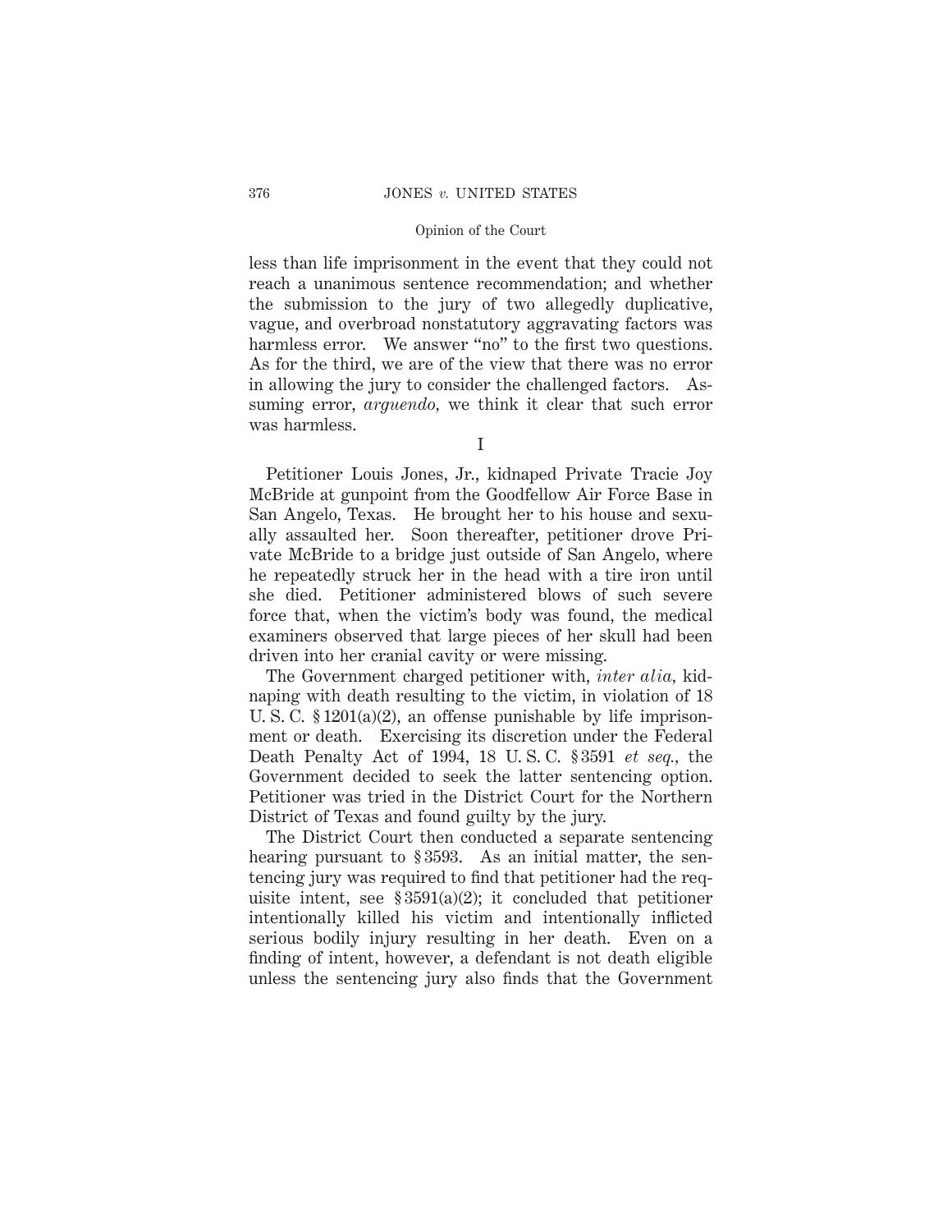less than life imprisonment in the event that they could not reach a unanimous sentence recommendation; and whether the submission to the jury of two allegedly duplicative, vague, and overbroad nonstatutory aggravating factors was harmless error. We answer "no" to the first two questions. As for the third, we are of the view that there was no error in allowing the jury to consider the challenged factors. Assuming error, *arguendo,* we think it clear that such error was harmless.

I

Petitioner Louis Jones, Jr., kidnaped Private Tracie Joy McBride at gunpoint from the Goodfellow Air Force Base in San Angelo, Texas. He brought her to his house and sexually assaulted her. Soon thereafter, petitioner drove Private McBride to a bridge just outside of San Angelo, where he repeatedly struck her in the head with a tire iron until she died. Petitioner administered blows of such severe force that, when the victim's body was found, the medical examiners observed that large pieces of her skull had been driven into her cranial cavity or were missing.

The Government charged petitioner with, *inter alia,* kidnaping with death resulting to the victim, in violation of 18 U. S. C. § 1201(a)(2), an offense punishable by life imprisonment or death. Exercising its discretion under the Federal Death Penalty Act of 1994, 18 U. S. C. § 3591 *et seq.,* the Government decided to seek the latter sentencing option. Petitioner was tried in the District Court for the Northern District of Texas and found guilty by the jury.

The District Court then conducted a separate sentencing hearing pursuant to § 3593. As an initial matter, the sentencing jury was required to find that petitioner had the requisite intent, see § 3591(a)(2); it concluded that petitioner intentionally killed his victim and intentionally inflicted serious bodily injury resulting in her death. Even on a finding of intent, however, a defendant is not death eligible unless the sentencing jury also finds that the Government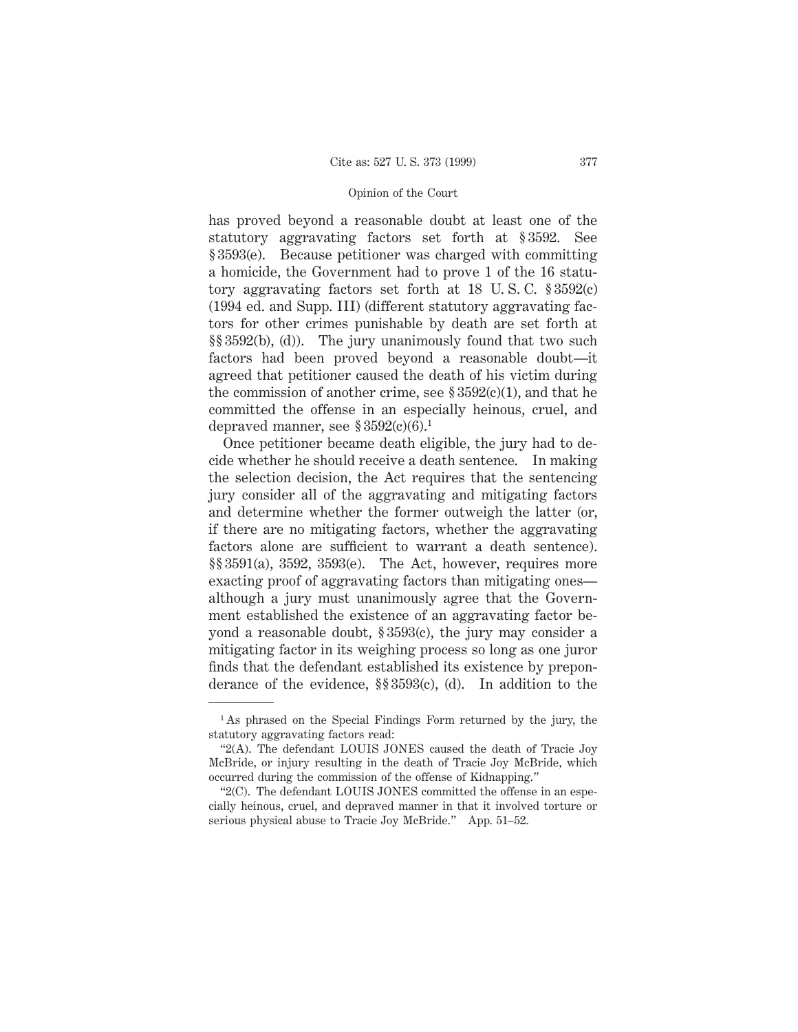has proved beyond a reasonable doubt at least one of the statutory aggravating factors set forth at § 3592. See § 3593(e). Because petitioner was charged with committing a homicide, the Government had to prove 1 of the 16 statutory aggravating factors set forth at 18 U. S. C. § 3592(c) (1994 ed. and Supp. III) (different statutory aggravating factors for other crimes punishable by death are set forth at §§ 3592(b), (d)). The jury unanimously found that two such factors had been proved beyond a reasonable doubt—it agreed that petitioner caused the death of his victim during the commission of another crime, see § 3592(c)(1), and that he committed the offense in an especially heinous, cruel, and depraved manner, see § 3592(c)(6).[1]

Once petitioner became death eligible, the jury had to decide whether he should receive a death sentence. In making the selection decision, the Act requires that the sentencing jury consider all of the aggravating and mitigating factors and determine whether the former outweigh the latter (or, if there are no mitigating factors, whether the aggravating factors alone are sufficient to warrant a death sentence). §§ 3591(a), 3592, 3593(e). The Act, however, requires more exacting proof of aggravating factors than mitigating ones—although a jury must unanimously agree that the Government established the existence of an aggravating factor beyond a reasonable doubt, § 3593(c), the jury may consider a mitigating factor in its weighing process so long as one juror finds that the defendant established its existence by preponderance of the evidence, §§ 3593(c), (d). In addition to the

---

[1] As phrased on the Special Findings Form returned by the jury, the statutory aggravating factors read:

"2(A). The defendant LOUIS JONES caused the death of Tracie Joy McBride, or injury resulting in the death of Tracie Joy McBride, which occurred during the commission of the offense of Kidnapping."

"2(C). The defendant LOUIS JONES committed the offense in an especially heinous, cruel, and depraved manner in that it involved torture or serious physical abuse to Tracie Joy McBride." App. 51–52.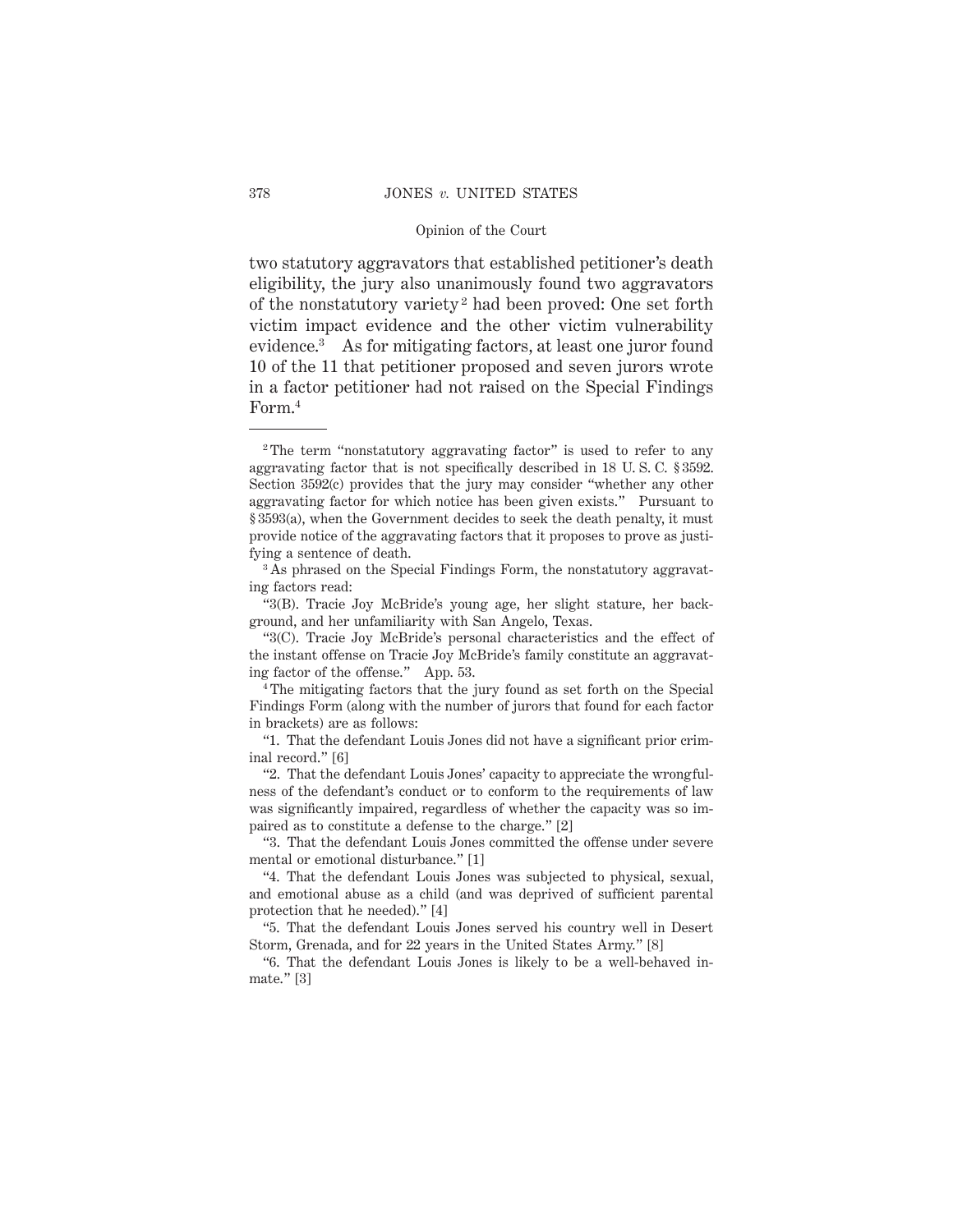two statutory aggravators that established petitioner's death eligibility, the jury also unanimously found two aggravators of the nonstatutory variety[2] had been proved: One set forth victim impact evidence and the other victim vulnerability evidence.[3] As for mitigating factors, at least one juror found 10 of the 11 that petitioner proposed and seven jurors wrote in a factor petitioner had not raised on the Special Findings Form.[4]

---

[2] The term "nonstatutory aggravating factor" is used to refer to any aggravating factor that is not specifically described in 18 U. S. C. § 3592. Section 3592(c) provides that the jury may consider "whether any other aggravating factor for which notice has been given exists." Pursuant to § 3593(a), when the Government decides to seek the death penalty, it must provide notice of the aggravating factors that it proposes to prove as justifying a sentence of death.

[3] As phrased on the Special Findings Form, the nonstatutory aggravating factors read:

"3(B). Tracie Joy McBride's young age, her slight stature, her background, and her unfamiliarity with San Angelo, Texas.

"3(C). Tracie Joy McBride's personal characteristics and the effect of the instant offense on Tracie Joy McBride's family constitute an aggravating factor of the offense." App. 53.

[4] The mitigating factors that the jury found as set forth on the Special Findings Form (along with the number of jurors that found for each factor in brackets) are as follows:

"1. That the defendant Louis Jones did not have a significant prior criminal record." [6]

"2. That the defendant Louis Jones' capacity to appreciate the wrongfulness of the defendant's conduct or to conform to the requirements of law was significantly impaired, regardless of whether the capacity was so impaired as to constitute a defense to the charge." [2]

"3. That the defendant Louis Jones committed the offense under severe mental or emotional disturbance." [1]

"4. That the defendant Louis Jones was subjected to physical, sexual, and emotional abuse as a child (and was deprived of sufficient parental protection that he needed)." [4]

"5. That the defendant Louis Jones served his country well in Desert Storm, Grenada, and for 22 years in the United States Army." [8]

"6. That the defendant Louis Jones is likely to be a well-behaved inmate." [3]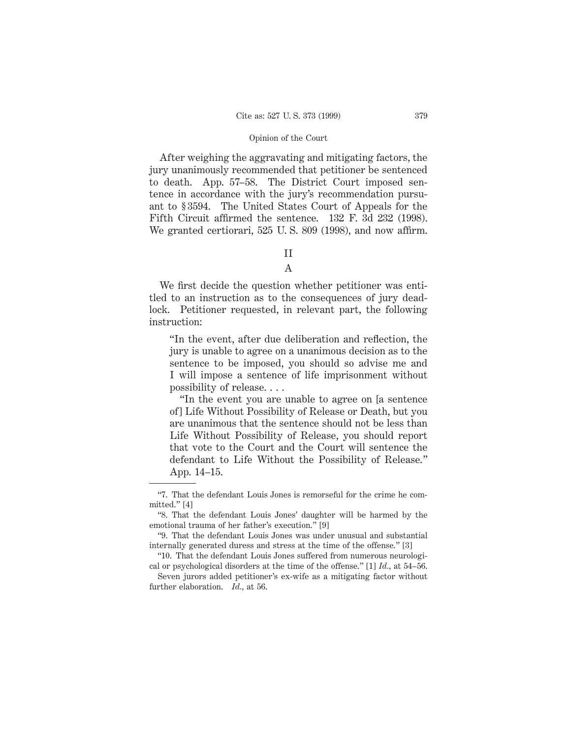After weighing the aggravating and mitigating factors, the jury unanimously recommended that petitioner be sentenced to death. App. 57–58. The District Court imposed sentence in accordance with the jury's recommendation pursuant to § 3594. The United States Court of Appeals for the Fifth Circuit affirmed the sentence. 132 F. 3d 232 (1998). We granted certiorari, 525 U. S. 809 (1998), and now affirm.

## II

### A

We first decide the question whether petitioner was entitled to an instruction as to the consequences of jury deadlock. Petitioner requested, in relevant part, the following instruction:

> "In the event, after due deliberation and reflection, the jury is unable to agree on a unanimous decision as to the sentence to be imposed, you should so advise me and I will impose a sentence of life imprisonment without possibility of release. . . .
>
> "In the event you are unable to agree on [a sentence of] Life Without Possibility of Release or Death, but you are unanimous that the sentence should not be less than Life Without Possibility of Release, you should report that vote to the Court and the Court will sentence the defendant to Life Without the Possibility of Release." App. 14–15.

---

"7. That the defendant Louis Jones is remorseful for the crime he committed." [4]

"8. That the defendant Louis Jones' daughter will be harmed by the emotional trauma of her father's execution." [9]

"9. That the defendant Louis Jones was under unusual and substantial internally generated duress and stress at the time of the offense." [3]

"10. That the defendant Louis Jones suffered from numerous neurological or psychological disorders at the time of the offense." [1] *Id.*, at 54–56.

Seven jurors added petitioner's ex-wife as a mitigating factor without further elaboration. *Id.*, at 56.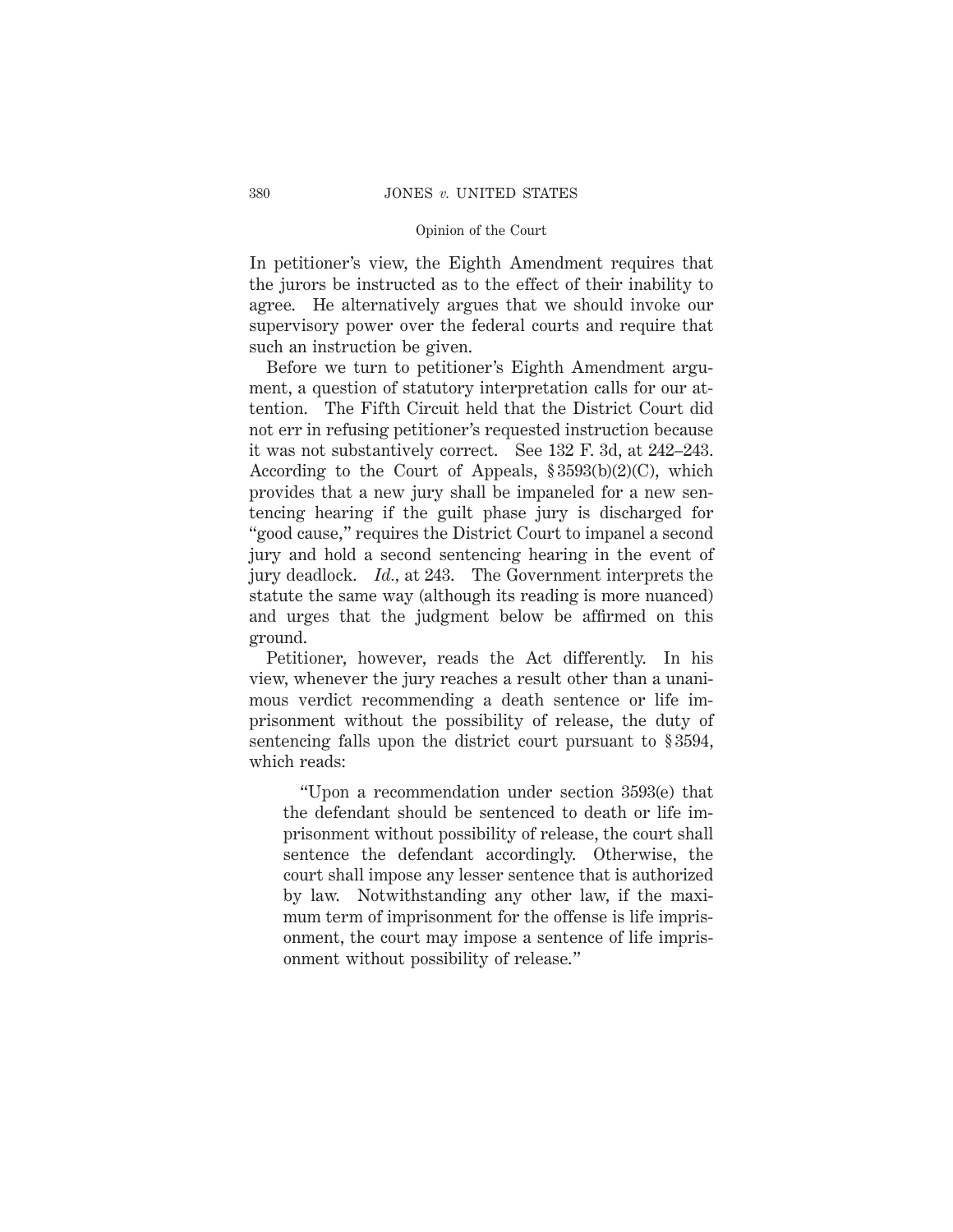In petitioner's view, the Eighth Amendment requires that the jurors be instructed as to the effect of their inability to agree. He alternatively argues that we should invoke our supervisory power over the federal courts and require that such an instruction be given.

Before we turn to petitioner's Eighth Amendment argument, a question of statutory interpretation calls for our attention. The Fifth Circuit held that the District Court did not err in refusing petitioner's requested instruction because it was not substantively correct. See 132 F. 3d, at 242–243. According to the Court of Appeals, § 3593(b)(2)(C), which provides that a new jury shall be impaneled for a new sentencing hearing if the guilt phase jury is discharged for "good cause," requires the District Court to impanel a second jury and hold a second sentencing hearing in the event of jury deadlock. *Id.*, at 243. The Government interprets the statute the same way (although its reading is more nuanced) and urges that the judgment below be affirmed on this ground.

Petitioner, however, reads the Act differently. In his view, whenever the jury reaches a result other than a unanimous verdict recommending a death sentence or life imprisonment without the possibility of release, the duty of sentencing falls upon the district court pursuant to § 3594, which reads:

> "Upon a recommendation under section 3593(e) that the defendant should be sentenced to death or life imprisonment without possibility of release, the court shall sentence the defendant accordingly. Otherwise, the court shall impose any lesser sentence that is authorized by law. Notwithstanding any other law, if the maximum term of imprisonment for the offense is life imprisonment, the court may impose a sentence of life imprisonment without possibility of release."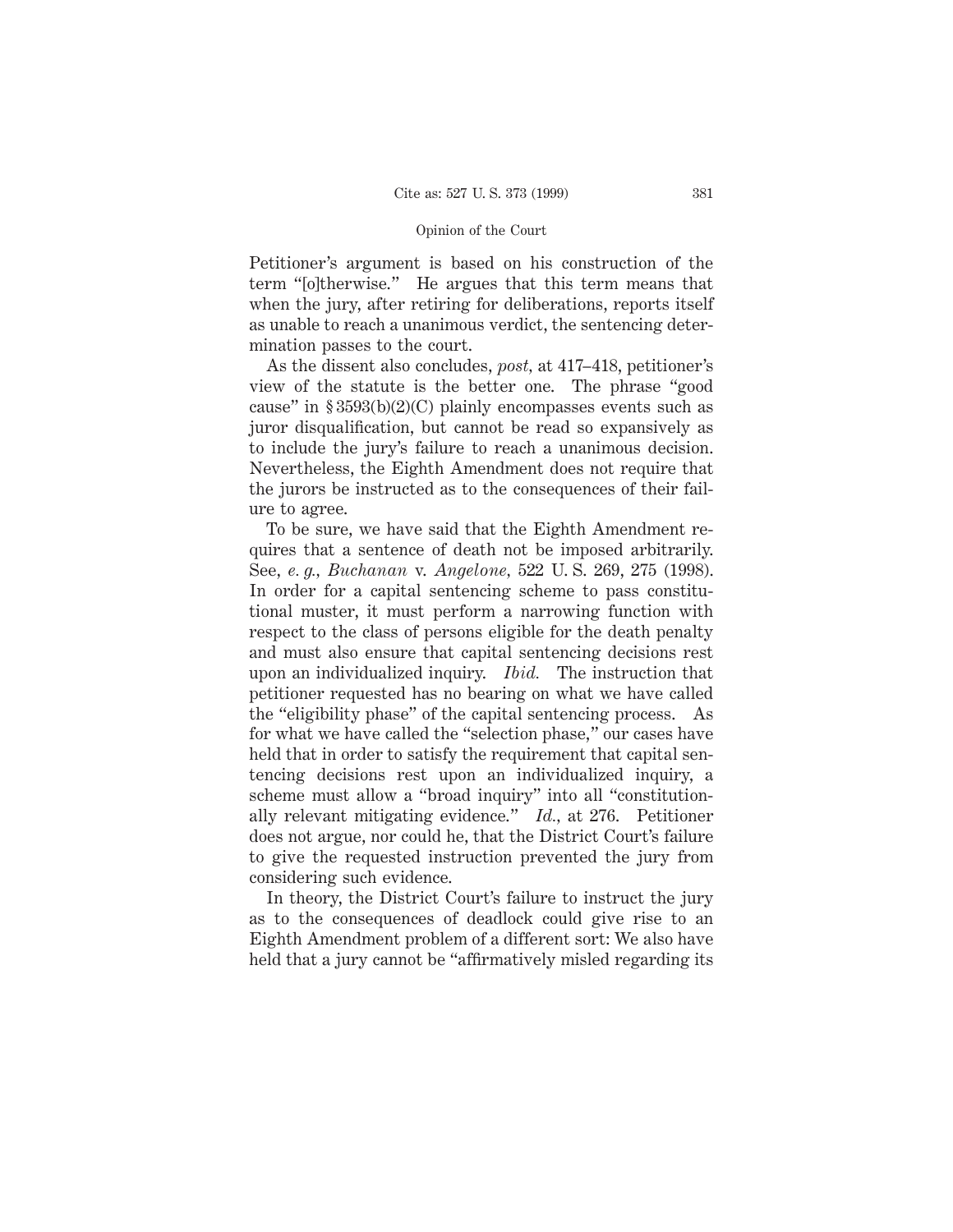Petitioner's argument is based on his construction of the term "[o]therwise." He argues that this term means that when the jury, after retiring for deliberations, reports itself as unable to reach a unanimous verdict, the sentencing determination passes to the court.

As the dissent also concludes, *post,* at 417–418, petitioner's view of the statute is the better one. The phrase "good cause" in § 3593(b)(2)(C) plainly encompasses events such as juror disqualification, but cannot be read so expansively as to include the jury's failure to reach a unanimous decision. Nevertheless, the Eighth Amendment does not require that the jurors be instructed as to the consequences of their failure to agree.

To be sure, we have said that the Eighth Amendment requires that a sentence of death not be imposed arbitrarily. See, *e. g., Buchanan* v. *Angelone,* 522 U. S. 269, 275 (1998). In order for a capital sentencing scheme to pass constitutional muster, it must perform a narrowing function with respect to the class of persons eligible for the death penalty and must also ensure that capital sentencing decisions rest upon an individualized inquiry. *Ibid.* The instruction that petitioner requested has no bearing on what we have called the "eligibility phase" of the capital sentencing process. As for what we have called the "selection phase," our cases have held that in order to satisfy the requirement that capital sentencing decisions rest upon an individualized inquiry, a scheme must allow a "broad inquiry" into all "constitutionally relevant mitigating evidence." *Id.,* at 276. Petitioner does not argue, nor could he, that the District Court's failure to give the requested instruction prevented the jury from considering such evidence.

In theory, the District Court's failure to instruct the jury as to the consequences of deadlock could give rise to an Eighth Amendment problem of a different sort: We also have held that a jury cannot be "affirmatively misled regarding its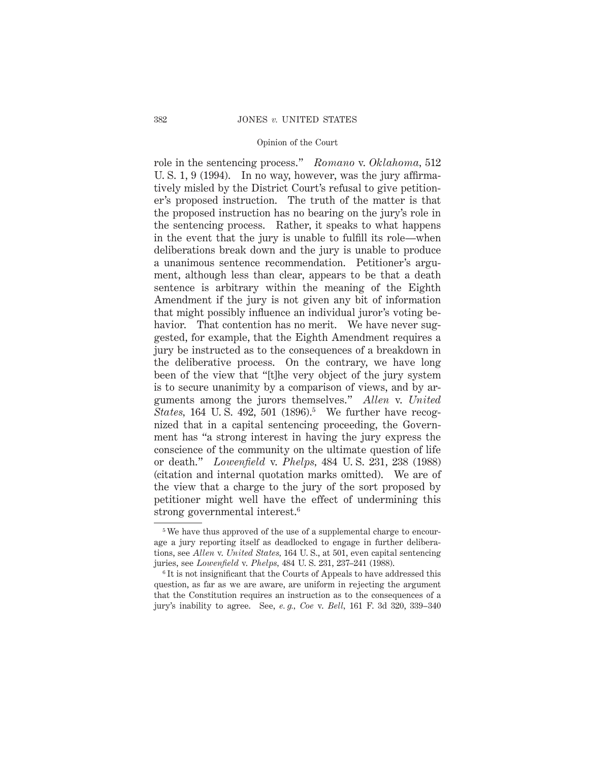role in the sentencing process." *Romano* v. *Oklahoma*, 512 U. S. 1, 9 (1994). In no way, however, was the jury affirmatively misled by the District Court's refusal to give petitioner's proposed instruction. The truth of the matter is that the proposed instruction has no bearing on the jury's role in the sentencing process. Rather, it speaks to what happens in the event that the jury is unable to fulfill its role—when deliberations break down and the jury is unable to produce a unanimous sentence recommendation. Petitioner's argument, although less than clear, appears to be that a death sentence is arbitrary within the meaning of the Eighth Amendment if the jury is not given any bit of information that might possibly influence an individual juror's voting behavior. That contention has no merit. We have never suggested, for example, that the Eighth Amendment requires a jury be instructed as to the consequences of a breakdown in the deliberative process. On the contrary, we have long been of the view that "[t]he very object of the jury system is to secure unanimity by a comparison of views, and by arguments among the jurors themselves." *Allen* v. *United States*, 164 U. S. 492, 501 (1896).[5] We further have recognized that in a capital sentencing proceeding, the Government has "a strong interest in having the jury express the conscience of the community on the ultimate question of life or death." *Lowenfield* v. *Phelps*, 484 U. S. 231, 238 (1988) (citation and internal quotation marks omitted). We are of the view that a charge to the jury of the sort proposed by petitioner might well have the effect of undermining this strong governmental interest.[6]

---

[5] We have thus approved of the use of a supplemental charge to encourage a jury reporting itself as deadlocked to engage in further deliberations, see *Allen* v. *United States*, 164 U. S., at 501, even capital sentencing juries, see *Lowenfield* v. *Phelps*, 484 U. S. 231, 237–241 (1988).

[6] It is not insignificant that the Courts of Appeals to have addressed this question, as far as we are aware, are uniform in rejecting the argument that the Constitution requires an instruction as to the consequences of a jury's inability to agree. See, *e. g.*, *Coe* v. *Bell*, 161 F. 3d 320, 339–340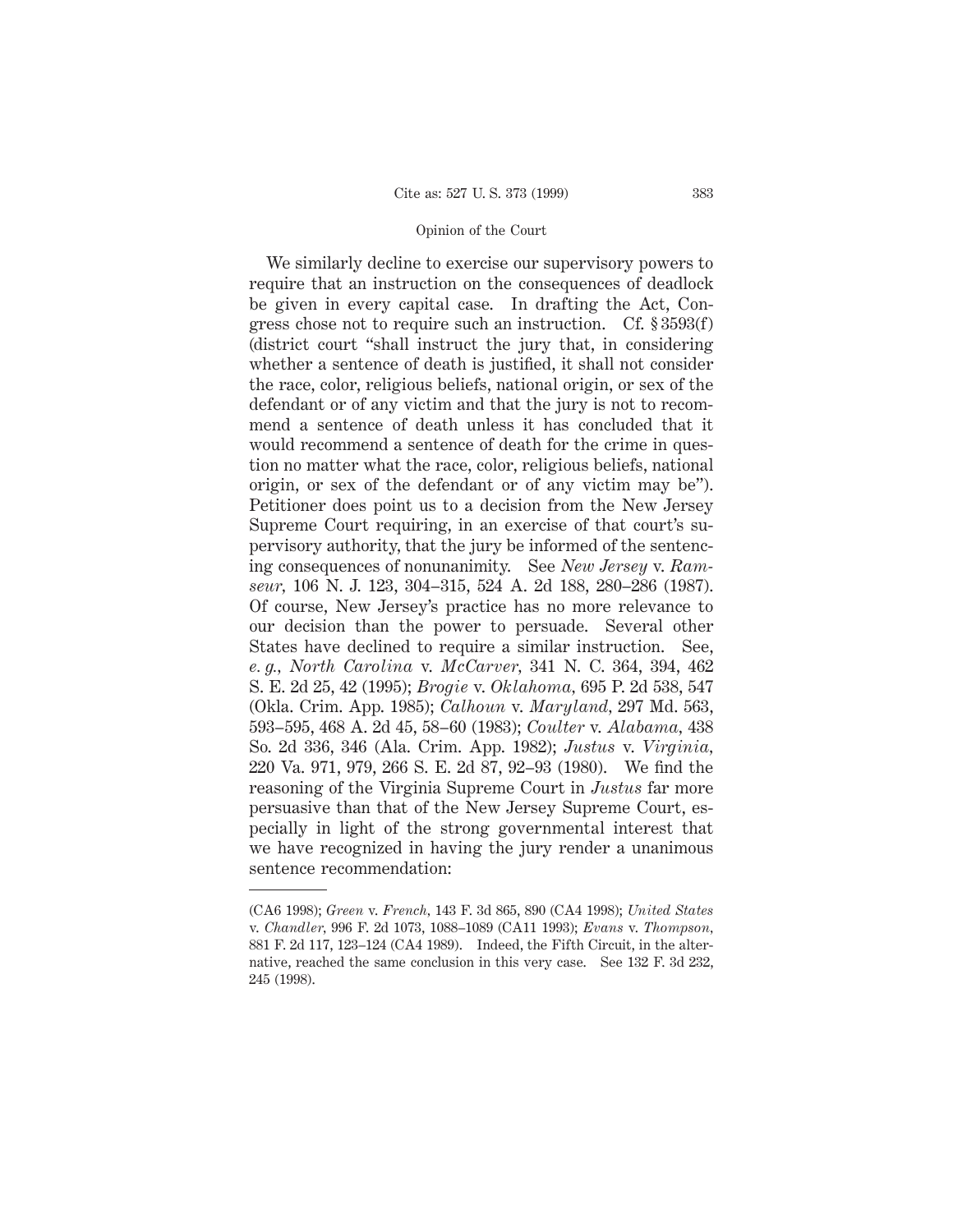We similarly decline to exercise our supervisory powers to require that an instruction on the consequences of deadlock be given in every capital case. In drafting the Act, Congress chose not to require such an instruction. Cf. § 3593(f) (district court "shall instruct the jury that, in considering whether a sentence of death is justified, it shall not consider the race, color, religious beliefs, national origin, or sex of the defendant or of any victim and that the jury is not to recommend a sentence of death unless it has concluded that it would recommend a sentence of death for the crime in question no matter what the race, color, religious beliefs, national origin, or sex of the defendant or of any victim may be"). Petitioner does point us to a decision from the New Jersey Supreme Court requiring, in an exercise of that court's supervisory authority, that the jury be informed of the sentencing consequences of nonunanimity. See *New Jersey* v. *Ramseur*, 106 N. J. 123, 304–315, 524 A. 2d 188, 280–286 (1987). Of course, New Jersey's practice has no more relevance to our decision than the power to persuade. Several other States have declined to require a similar instruction. See, *e. g.*, *North Carolina* v. *McCarver*, 341 N. C. 364, 394, 462 S. E. 2d 25, 42 (1995); *Brogie* v. *Oklahoma*, 695 P. 2d 538, 547 (Okla. Crim. App. 1985); *Calhoun* v. *Maryland*, 297 Md. 563, 593–595, 468 A. 2d 45, 58–60 (1983); *Coulter* v. *Alabama*, 438 So. 2d 336, 346 (Ala. Crim. App. 1982); *Justus* v. *Virginia*, 220 Va. 971, 979, 266 S. E. 2d 87, 92–93 (1980). We find the reasoning of the Virginia Supreme Court in *Justus* far more persuasive than that of the New Jersey Supreme Court, especially in light of the strong governmental interest that we have recognized in having the jury render a unanimous sentence recommendation:

---

(CA6 1998); *Green* v. *French*, 143 F. 3d 865, 890 (CA4 1998); *United States* v. *Chandler*, 996 F. 2d 1073, 1088–1089 (CA11 1993); *Evans* v. *Thompson*, 881 F. 2d 117, 123–124 (CA4 1989). Indeed, the Fifth Circuit, in the alternative, reached the same conclusion in this very case. See 132 F. 3d 232, 245 (1998).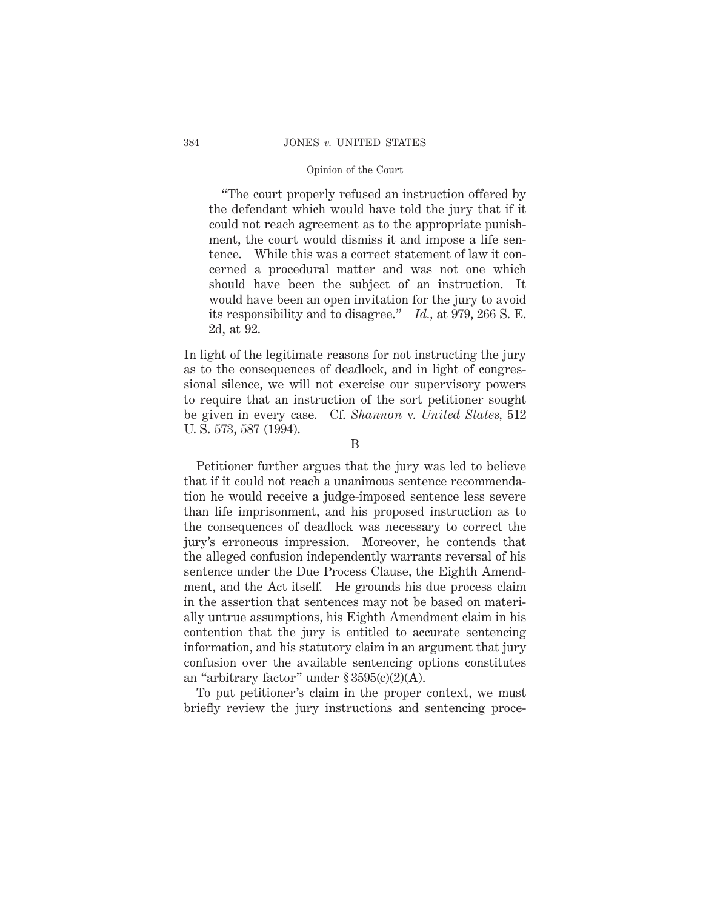> "The court properly refused an instruction offered by the defendant which would have told the jury that if it could not reach agreement as to the appropriate punishment, the court would dismiss it and impose a life sentence. While this was a correct statement of law it concerned a procedural matter and was not one which should have been the subject of an instruction. It would have been an open invitation for the jury to avoid its responsibility and to disagree." *Id.,* at 979, 266 S. E. 2d, at 92.

In light of the legitimate reasons for not instructing the jury as to the consequences of deadlock, and in light of congressional silence, we will not exercise our supervisory powers to require that an instruction of the sort petitioner sought be given in every case. Cf. *Shannon* v. *United States,* 512 U. S. 573, 587 (1994).

### B

Petitioner further argues that the jury was led to believe that if it could not reach a unanimous sentence recommendation he would receive a judge-imposed sentence less severe than life imprisonment, and his proposed instruction as to the consequences of deadlock was necessary to correct the jury's erroneous impression. Moreover, he contends that the alleged confusion independently warrants reversal of his sentence under the Due Process Clause, the Eighth Amendment, and the Act itself. He grounds his due process claim in the assertion that sentences may not be based on materially untrue assumptions, his Eighth Amendment claim in his contention that the jury is entitled to accurate sentencing information, and his statutory claim in an argument that jury confusion over the available sentencing options constitutes an "arbitrary factor" under § 3595(c)(2)(A).

To put petitioner's claim in the proper context, we must briefly review the jury instructions and sentencing proce-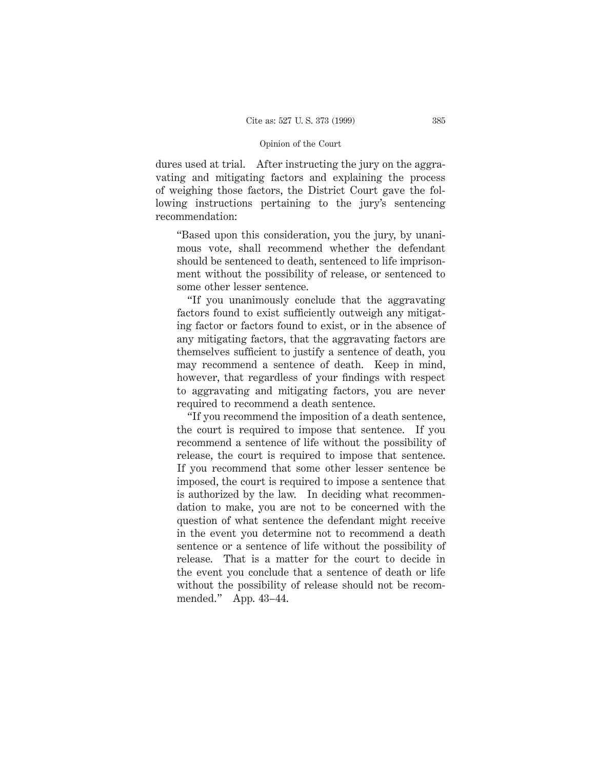dures used at trial. After instructing the jury on the aggravating and mitigating factors and explaining the process of weighing those factors, the District Court gave the following instructions pertaining to the jury's sentencing recommendation:

> "Based upon this consideration, you the jury, by unanimous vote, shall recommend whether the defendant should be sentenced to death, sentenced to life imprisonment without the possibility of release, or sentenced to some other lesser sentence.
>
> "If you unanimously conclude that the aggravating factors found to exist sufficiently outweigh any mitigating factor or factors found to exist, or in the absence of any mitigating factors, that the aggravating factors are themselves sufficient to justify a sentence of death, you may recommend a sentence of death. Keep in mind, however, that regardless of your findings with respect to aggravating and mitigating factors, you are never required to recommend a death sentence.
>
> "If you recommend the imposition of a death sentence, the court is required to impose that sentence. If you recommend a sentence of life without the possibility of release, the court is required to impose that sentence. If you recommend that some other lesser sentence be imposed, the court is required to impose a sentence that is authorized by the law. In deciding what recommendation to make, you are not to be concerned with the question of what sentence the defendant might receive in the event you determine not to recommend a death sentence or a sentence of life without the possibility of release. That is a matter for the court to decide in the event you conclude that a sentence of death or life without the possibility of release should not be recommended." App. 43–44.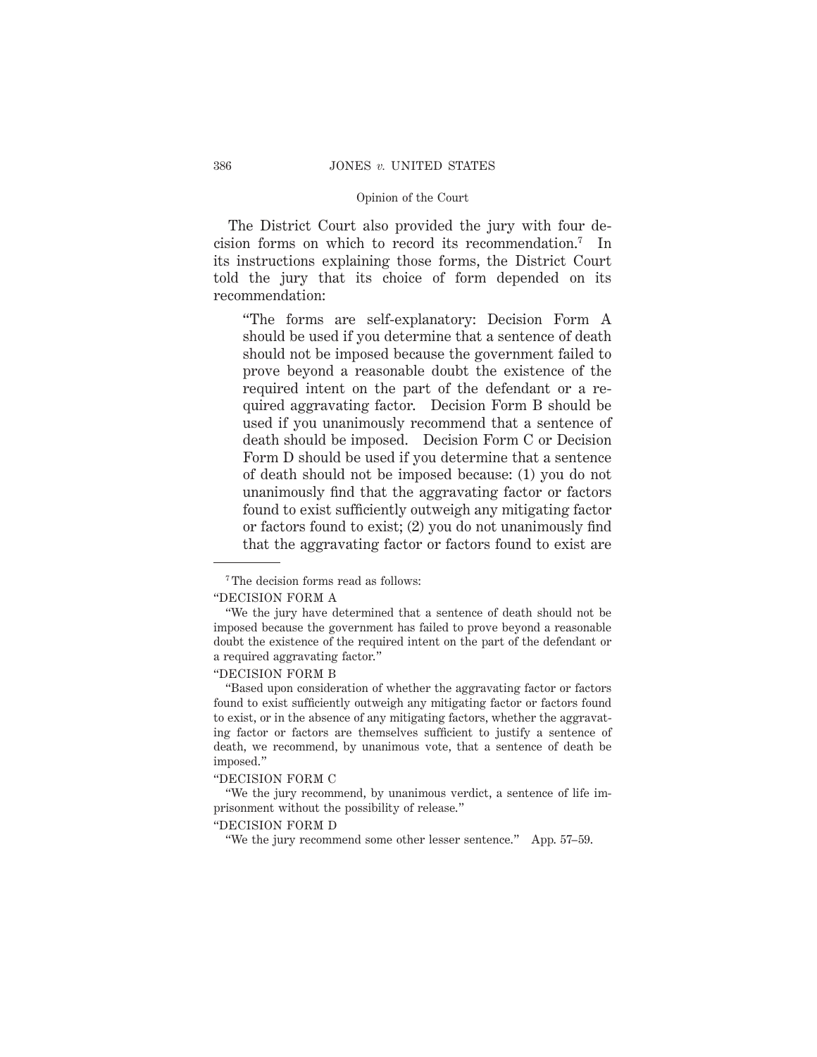The District Court also provided the jury with four decision forms on which to record its recommendation.[7] In its instructions explaining those forms, the District Court told the jury that its choice of form depended on its recommendation:

> "The forms are self-explanatory: Decision Form A should be used if you determine that a sentence of death should not be imposed because the government failed to prove beyond a reasonable doubt the existence of the required intent on the part of the defendant or a required aggravating factor. Decision Form B should be used if you unanimously recommend that a sentence of death should be imposed. Decision Form C or Decision Form D should be used if you determine that a sentence of death should not be imposed because: (1) you do not unanimously find that the aggravating factor or factors found to exist sufficiently outweigh any mitigating factor or factors found to exist; (2) you do not unanimously find that the aggravating factor or factors found to exist are

---

[7] The decision forms read as follows:

"DECISION FORM A

"We the jury have determined that a sentence of death should not be imposed because the government has failed to prove beyond a reasonable doubt the existence of the required intent on the part of the defendant or a required aggravating factor."

"DECISION FORM B

"Based upon consideration of whether the aggravating factor or factors found to exist sufficiently outweigh any mitigating factor or factors found to exist, or in the absence of any mitigating factors, whether the aggravating factor or factors are themselves sufficient to justify a sentence of death, we recommend, by unanimous vote, that a sentence of death be imposed."

"DECISION FORM C

"We the jury recommend, by unanimous verdict, a sentence of life imprisonment without the possibility of release."

"DECISION FORM D

"We the jury recommend some other lesser sentence." App. 57–59.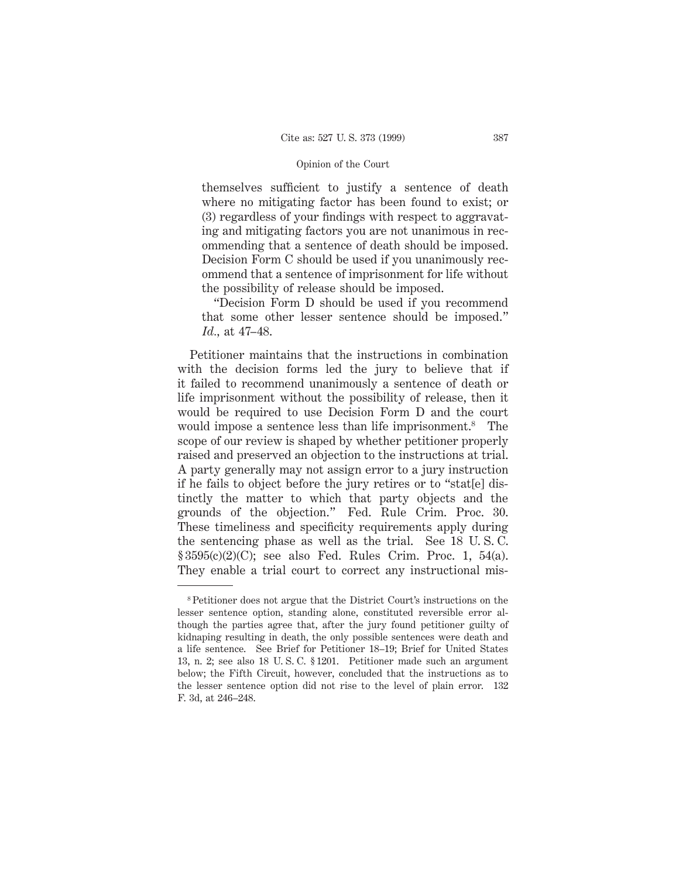themselves sufficient to justify a sentence of death where no mitigating factor has been found to exist; or (3) regardless of your findings with respect to aggravating and mitigating factors you are not unanimous in recommending that a sentence of death should be imposed. Decision Form C should be used if you unanimously recommend that a sentence of imprisonment for life without the possibility of release should be imposed.

"Decision Form D should be used if you recommend that some other lesser sentence should be imposed." *Id.*, at 47–48.

Petitioner maintains that the instructions in combination with the decision forms led the jury to believe that if it failed to recommend unanimously a sentence of death or life imprisonment without the possibility of release, then it would be required to use Decision Form D and the court would impose a sentence less than life imprisonment.[8] The scope of our review is shaped by whether petitioner properly raised and preserved an objection to the instructions at trial. A party generally may not assign error to a jury instruction if he fails to object before the jury retires or to "stat[e] distinctly the matter to which that party objects and the grounds of the objection." Fed. Rule Crim. Proc. 30. These timeliness and specificity requirements apply during the sentencing phase as well as the trial. See 18 U. S. C. § 3595(c)(2)(C); see also Fed. Rules Crim. Proc. 1, 54(a). They enable a trial court to correct any instructional mis-

[8] Petitioner does not argue that the District Court's instructions on the lesser sentence option, standing alone, constituted reversible error although the parties agree that, after the jury found petitioner guilty of kidnaping resulting in death, the only possible sentences were death and a life sentence. See Brief for Petitioner 18–19; Brief for United States 13, n. 2; see also 18 U. S. C. § 1201. Petitioner made such an argument below; the Fifth Circuit, however, concluded that the instructions as to the lesser sentence option did not rise to the level of plain error. 132 F. 3d, at 246–248.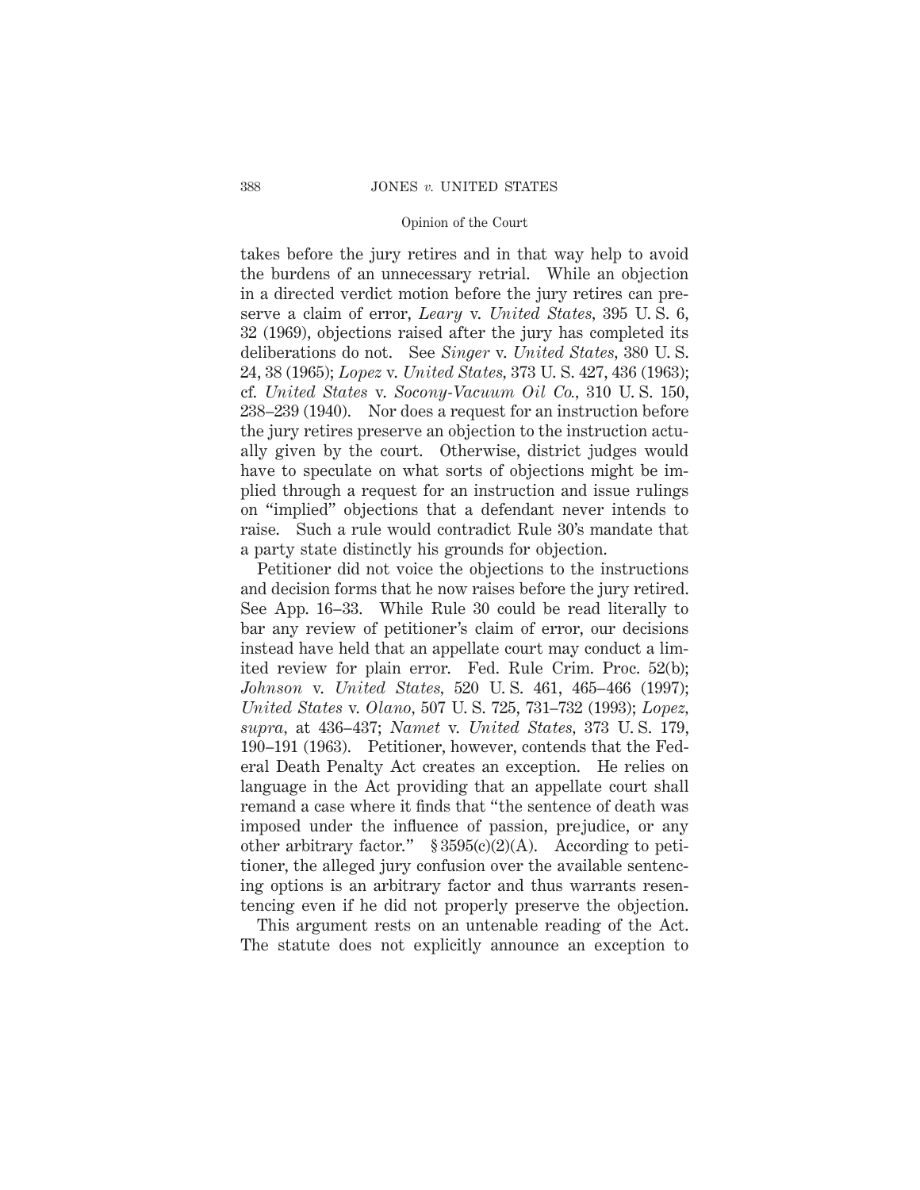takes before the jury retires and in that way help to avoid the burdens of an unnecessary retrial. While an objection in a directed verdict motion before the jury retires can preserve a claim of error, *Leary* v. *United States,* 395 U. S. 6, 32 (1969), objections raised after the jury has completed its deliberations do not. See *Singer* v. *United States,* 380 U. S. 24, 38 (1965); *Lopez* v. *United States,* 373 U. S. 427, 436 (1963); cf. *United States* v. *Socony-Vacuum Oil Co.,* 310 U. S. 150, 238–239 (1940). Nor does a request for an instruction before the jury retires preserve an objection to the instruction actually given by the court. Otherwise, district judges would have to speculate on what sorts of objections might be implied through a request for an instruction and issue rulings on "implied" objections that a defendant never intends to raise. Such a rule would contradict Rule 30's mandate that a party state distinctly his grounds for objection.

Petitioner did not voice the objections to the instructions and decision forms that he now raises before the jury retired. See App. 16–33. While Rule 30 could be read literally to bar any review of petitioner's claim of error, our decisions instead have held that an appellate court may conduct a limited review for plain error. Fed. Rule Crim. Proc. 52(b); *Johnson* v. *United States,* 520 U. S. 461, 465–466 (1997); *United States* v. *Olano,* 507 U. S. 725, 731–732 (1993); *Lopez, supra,* at 436–437; *Namet* v. *United States,* 373 U. S. 179, 190–191 (1963). Petitioner, however, contends that the Federal Death Penalty Act creates an exception. He relies on language in the Act providing that an appellate court shall remand a case where it finds that "the sentence of death was imposed under the influence of passion, prejudice, or any other arbitrary factor." § 3595(c)(2)(A). According to petitioner, the alleged jury confusion over the available sentencing options is an arbitrary factor and thus warrants resentencing even if he did not properly preserve the objection.

This argument rests on an untenable reading of the Act. The statute does not explicitly announce an exception to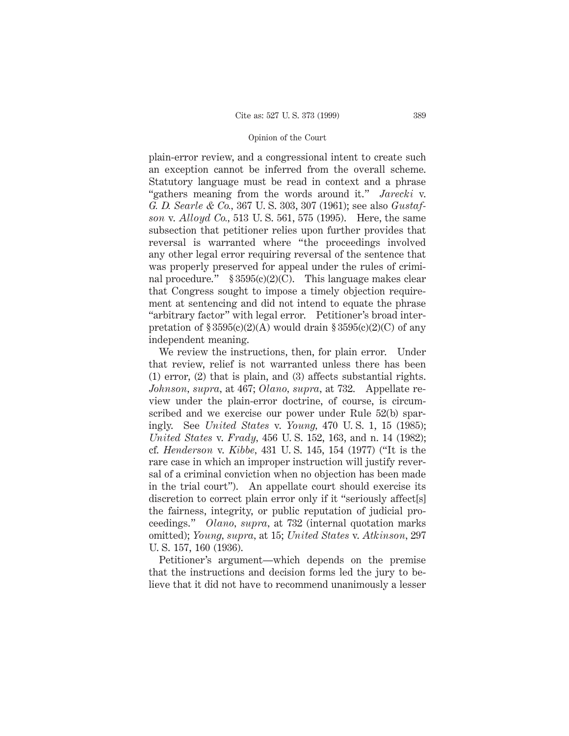plain-error review, and a congressional intent to create such an exception cannot be inferred from the overall scheme. Statutory language must be read in context and a phrase "gathers meaning from the words around it." *Jarecki* v. *G. D. Searle & Co.*, 367 U. S. 303, 307 (1961); see also *Gustafson* v. *Alloyd Co.*, 513 U. S. 561, 575 (1995). Here, the same subsection that petitioner relies upon further provides that reversal is warranted where "the proceedings involved any other legal error requiring reversal of the sentence that was properly preserved for appeal under the rules of criminal procedure." § 3595(c)(2)(C). This language makes clear that Congress sought to impose a timely objection requirement at sentencing and did not intend to equate the phrase "arbitrary factor" with legal error. Petitioner's broad interpretation of § 3595(c)(2)(A) would drain § 3595(c)(2)(C) of any independent meaning.

We review the instructions, then, for plain error. Under that review, relief is not warranted unless there has been (1) error, (2) that is plain, and (3) affects substantial rights. *Johnson*, *supra*, at 467; *Olano*, *supra*, at 732. Appellate review under the plain-error doctrine, of course, is circumscribed and we exercise our power under Rule 52(b) sparingly. See *United States* v. *Young*, 470 U. S. 1, 15 (1985); *United States* v. *Frady*, 456 U. S. 152, 163, and n. 14 (1982); cf. *Henderson* v. *Kibbe*, 431 U. S. 145, 154 (1977) ("It is the rare case in which an improper instruction will justify reversal of a criminal conviction when no objection has been made in the trial court"). An appellate court should exercise its discretion to correct plain error only if it "seriously affect[s] the fairness, integrity, or public reputation of judicial proceedings." *Olano*, *supra*, at 732 (internal quotation marks omitted); *Young*, *supra*, at 15; *United States* v. *Atkinson*, 297 U. S. 157, 160 (1936).

Petitioner's argument—which depends on the premise that the instructions and decision forms led the jury to believe that it did not have to recommend unanimously a lesser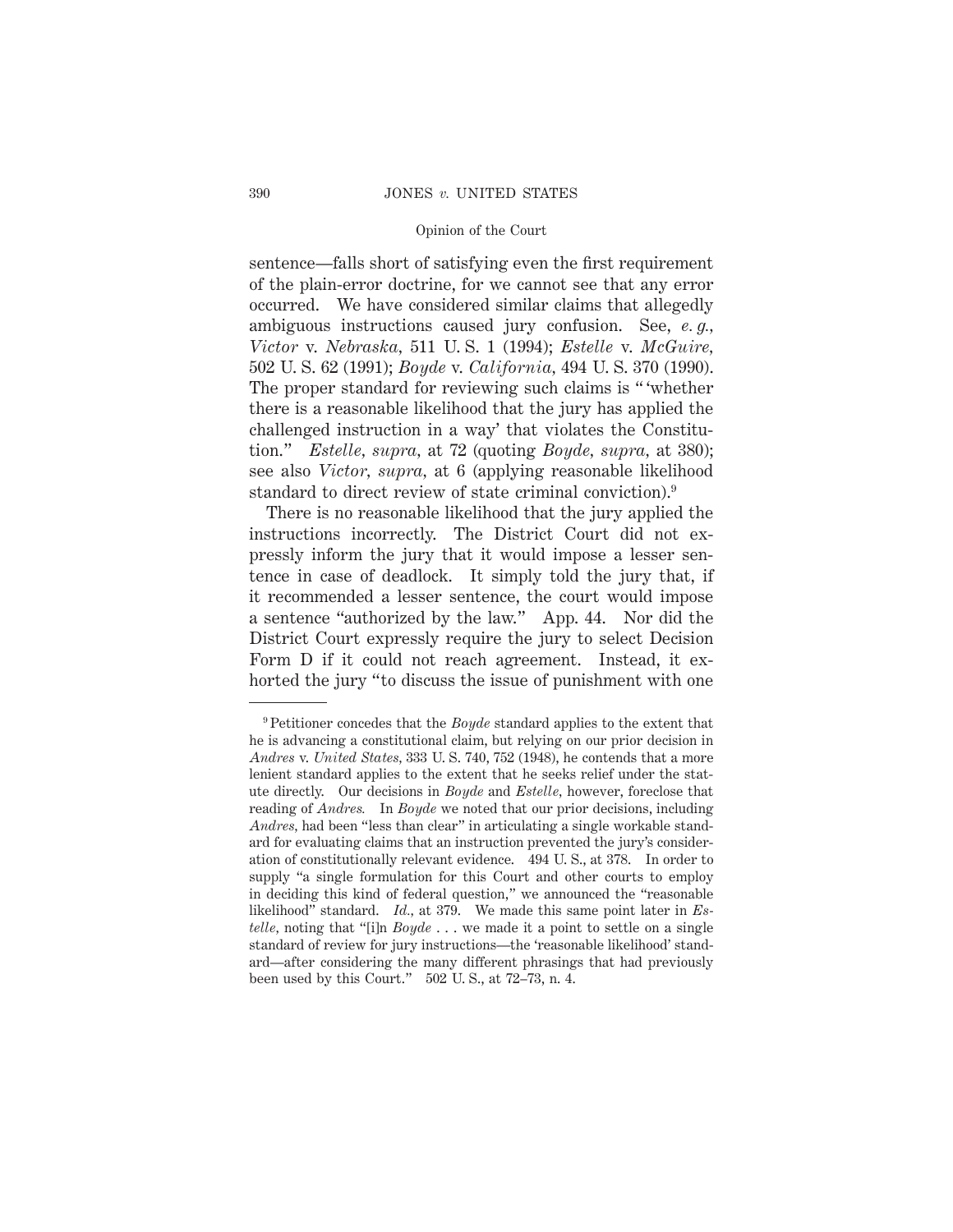sentence—falls short of satisfying even the first requirement of the plain-error doctrine, for we cannot see that any error occurred. We have considered similar claims that allegedly ambiguous instructions caused jury confusion. See, *e. g.*, *Victor* v. *Nebraska*, 511 U. S. 1 (1994); *Estelle* v. *McGuire*, 502 U. S. 62 (1991); *Boyde* v. *California*, 494 U. S. 370 (1990). The proper standard for reviewing such claims is " 'whether there is a reasonable likelihood that the jury has applied the challenged instruction in a way' that violates the Constitution." *Estelle*, *supra*, at 72 (quoting *Boyde*, *supra*, at 380); see also *Victor*, *supra*, at 6 (applying reasonable likelihood standard to direct review of state criminal conviction).[9]

There is no reasonable likelihood that the jury applied the instructions incorrectly. The District Court did not expressly inform the jury that it would impose a lesser sentence in case of deadlock. It simply told the jury that, if it recommended a lesser sentence, the court would impose a sentence "authorized by the law." App. 44. Nor did the District Court expressly require the jury to select Decision Form D if it could not reach agreement. Instead, it exhorted the jury "to discuss the issue of punishment with one

[9] Petitioner concedes that the *Boyde* standard applies to the extent that he is advancing a constitutional claim, but relying on our prior decision in *Andres* v. *United States*, 333 U. S. 740, 752 (1948), he contends that a more lenient standard applies to the extent that he seeks relief under the statute directly. Our decisions in *Boyde* and *Estelle*, however, foreclose that reading of *Andres*. In *Boyde* we noted that our prior decisions, including *Andres*, had been "less than clear" in articulating a single workable standard for evaluating claims that an instruction prevented the jury's consideration of constitutionally relevant evidence. 494 U. S., at 378. In order to supply "a single formulation for this Court and other courts to employ in deciding this kind of federal question," we announced the "reasonable likelihood" standard. *Id.*, at 379. We made this same point later in *Estelle*, noting that "[i]n *Boyde* . . . we made it a point to settle on a single standard of review for jury instructions—the 'reasonable likelihood' standard—after considering the many different phrasings that had previously been used by this Court." 502 U. S., at 72–73, n. 4.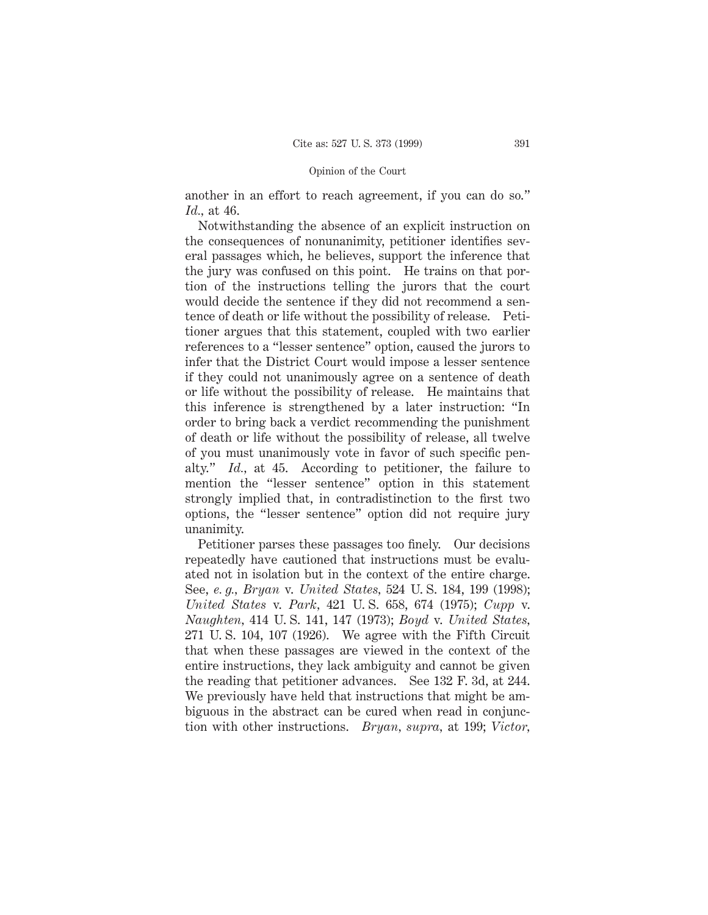another in an effort to reach agreement, if you can do so." *Id.*, at 46.

Notwithstanding the absence of an explicit instruction on the consequences of nonunanimity, petitioner identifies several passages which, he believes, support the inference that the jury was confused on this point. He trains on that portion of the instructions telling the jurors that the court would decide the sentence if they did not recommend a sentence of death or life without the possibility of release. Petitioner argues that this statement, coupled with two earlier references to a "lesser sentence" option, caused the jurors to infer that the District Court would impose a lesser sentence if they could not unanimously agree on a sentence of death or life without the possibility of release. He maintains that this inference is strengthened by a later instruction: "In order to bring back a verdict recommending the punishment of death or life without the possibility of release, all twelve of you must unanimously vote in favor of such specific penalty." *Id.*, at 45. According to petitioner, the failure to mention the "lesser sentence" option in this statement strongly implied that, in contradistinction to the first two options, the "lesser sentence" option did not require jury unanimity.

Petitioner parses these passages too finely. Our decisions repeatedly have cautioned that instructions must be evaluated not in isolation but in the context of the entire charge. See, *e. g.*, *Bryan* v. *United States*, 524 U. S. 184, 199 (1998); *United States* v. *Park*, 421 U. S. 658, 674 (1975); *Cupp* v. *Naughten*, 414 U. S. 141, 147 (1973); *Boyd* v. *United States*, 271 U. S. 104, 107 (1926). We agree with the Fifth Circuit that when these passages are viewed in the context of the entire instructions, they lack ambiguity and cannot be given the reading that petitioner advances. See 132 F. 3d, at 244. We previously have held that instructions that might be ambiguous in the abstract can be cured when read in conjunction with other instructions. *Bryan*, *supra*, at 199; *Victor*,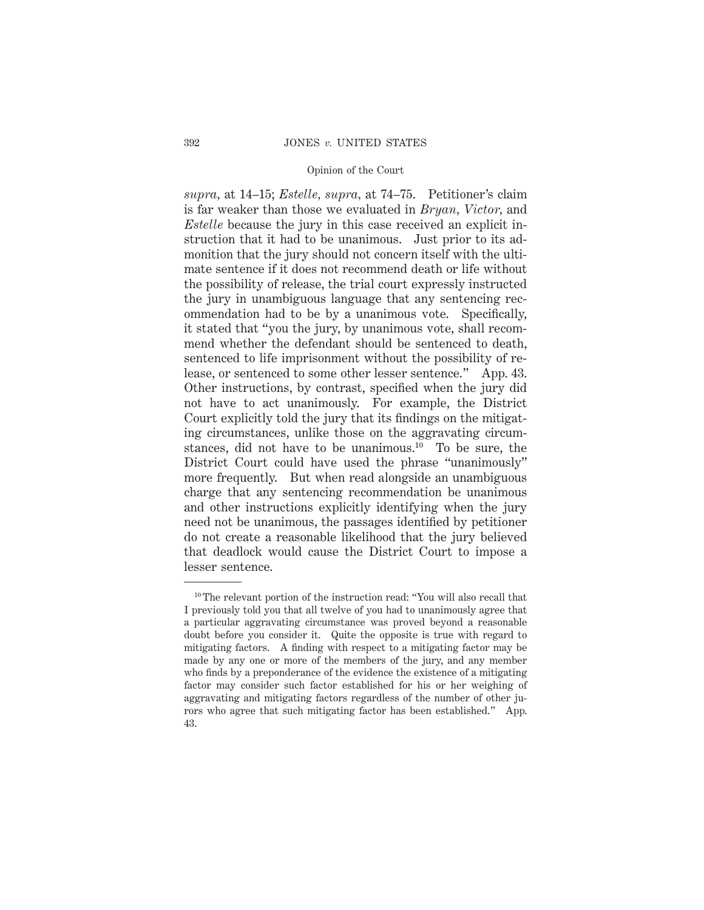*supra,* at 14–15; *Estelle, supra,* at 74–75. Petitioner's claim is far weaker than those we evaluated in *Bryan, Victor,* and *Estelle* because the jury in this case received an explicit instruction that it had to be unanimous. Just prior to its admonition that the jury should not concern itself with the ultimate sentence if it does not recommend death or life without the possibility of release, the trial court expressly instructed the jury in unambiguous language that any sentencing recommendation had to be by a unanimous vote. Specifically, it stated that "you the jury, by unanimous vote, shall recommend whether the defendant should be sentenced to death, sentenced to life imprisonment without the possibility of release, or sentenced to some other lesser sentence." App. 43. Other instructions, by contrast, specified when the jury did not have to act unanimously. For example, the District Court explicitly told the jury that its findings on the mitigating circumstances, unlike those on the aggravating circumstances, did not have to be unanimous.[10] To be sure, the District Court could have used the phrase "unanimously" more frequently. But when read alongside an unambiguous charge that any sentencing recommendation be unanimous and other instructions explicitly identifying when the jury need not be unanimous, the passages identified by petitioner do not create a reasonable likelihood that the jury believed that deadlock would cause the District Court to impose a lesser sentence.

---

[10] The relevant portion of the instruction read: "You will also recall that I previously told you that all twelve of you had to unanimously agree that a particular aggravating circumstance was proved beyond a reasonable doubt before you consider it. Quite the opposite is true with regard to mitigating factors. A finding with respect to a mitigating factor may be made by any one or more of the members of the jury, and any member who finds by a preponderance of the evidence the existence of a mitigating factor may consider such factor established for his or her weighing of aggravating and mitigating factors regardless of the number of other jurors who agree that such mitigating factor has been established." App. 43.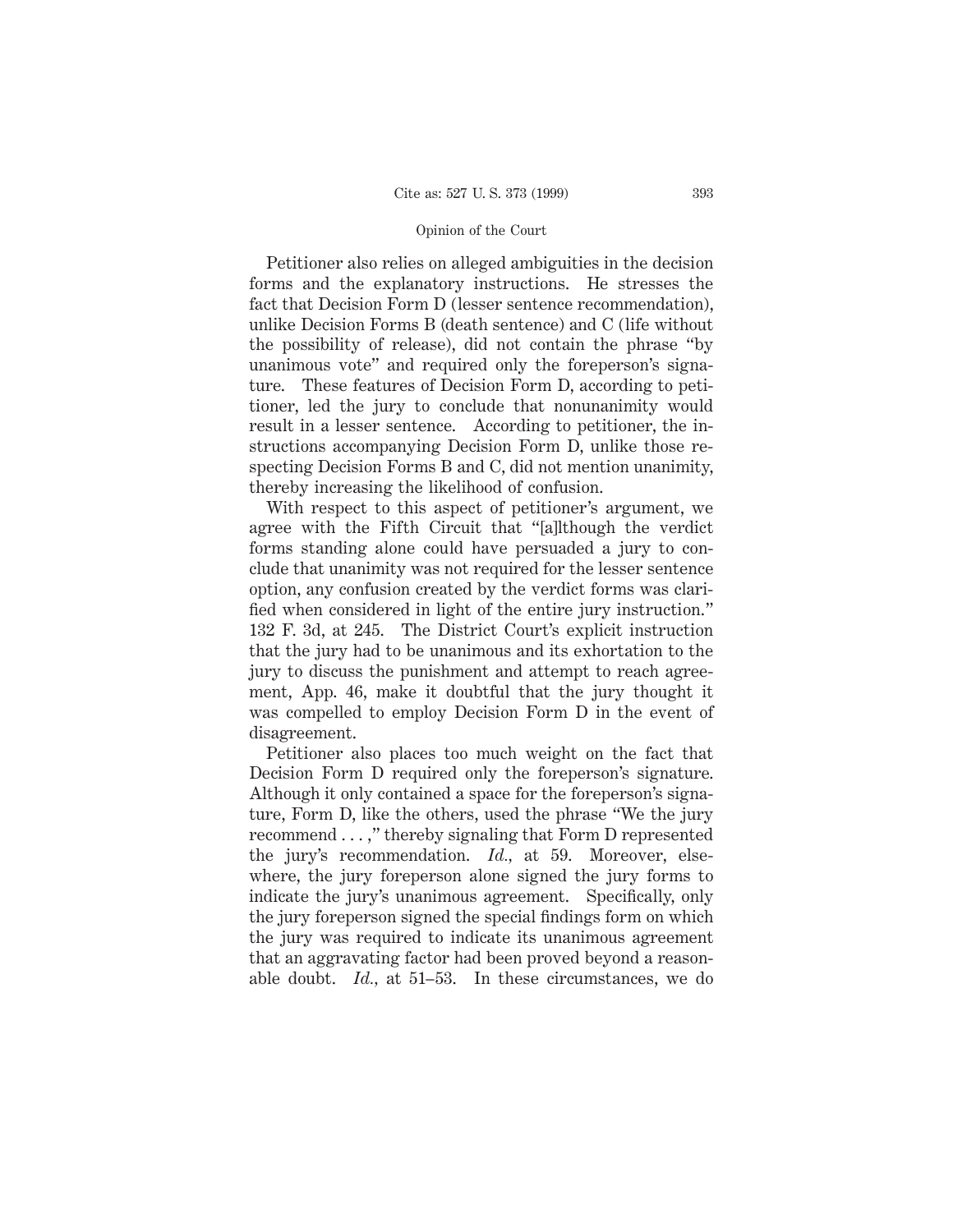Petitioner also relies on alleged ambiguities in the decision forms and the explanatory instructions. He stresses the fact that Decision Form D (lesser sentence recommendation), unlike Decision Forms B (death sentence) and C (life without the possibility of release), did not contain the phrase "by unanimous vote" and required only the foreperson's signature. These features of Decision Form D, according to petitioner, led the jury to conclude that nonunanimity would result in a lesser sentence. According to petitioner, the instructions accompanying Decision Form D, unlike those respecting Decision Forms B and C, did not mention unanimity, thereby increasing the likelihood of confusion.

With respect to this aspect of petitioner's argument, we agree with the Fifth Circuit that "[a]lthough the verdict forms standing alone could have persuaded a jury to conclude that unanimity was not required for the lesser sentence option, any confusion created by the verdict forms was clarified when considered in light of the entire jury instruction." 132 F. 3d, at 245. The District Court's explicit instruction that the jury had to be unanimous and its exhortation to the jury to discuss the punishment and attempt to reach agreement, App. 46, make it doubtful that the jury thought it was compelled to employ Decision Form D in the event of disagreement.

Petitioner also places too much weight on the fact that Decision Form D required only the foreperson's signature. Although it only contained a space for the foreperson's signature, Form D, like the others, used the phrase "We the jury recommend . . . ," thereby signaling that Form D represented the jury's recommendation. *Id.*, at 59. Moreover, elsewhere, the jury foreperson alone signed the jury forms to indicate the jury's unanimous agreement. Specifically, only the jury foreperson signed the special findings form on which the jury was required to indicate its unanimous agreement that an aggravating factor had been proved beyond a reasonable doubt. *Id.*, at 51–53. In these circumstances, we do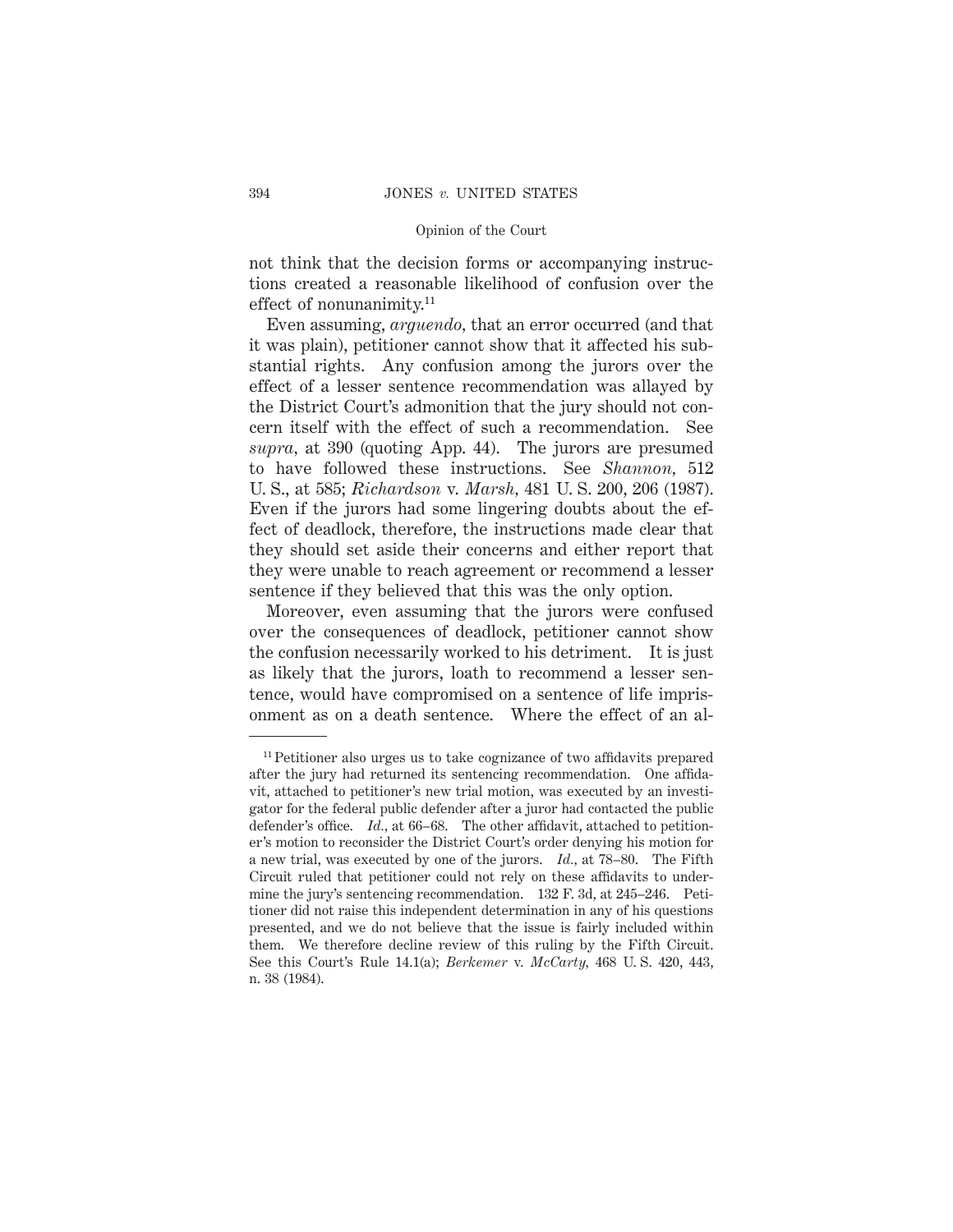not think that the decision forms or accompanying instructions created a reasonable likelihood of confusion over the effect of nonunanimity.[11]

Even assuming, *arguendo*, that an error occurred (and that it was plain), petitioner cannot show that it affected his substantial rights. Any confusion among the jurors over the effect of a lesser sentence recommendation was allayed by the District Court's admonition that the jury should not concern itself with the effect of such a recommendation. See *supra*, at 390 (quoting App. 44). The jurors are presumed to have followed these instructions. See *Shannon*, 512 U. S., at 585; *Richardson* v. *Marsh*, 481 U. S. 200, 206 (1987). Even if the jurors had some lingering doubts about the effect of deadlock, therefore, the instructions made clear that they should set aside their concerns and either report that they were unable to reach agreement or recommend a lesser sentence if they believed that this was the only option.

Moreover, even assuming that the jurors were confused over the consequences of deadlock, petitioner cannot show the confusion necessarily worked to his detriment. It is just as likely that the jurors, loath to recommend a lesser sentence, would have compromised on a sentence of life imprisonment as on a death sentence. Where the effect of an al-

---

[11] Petitioner also urges us to take cognizance of two affidavits prepared after the jury had returned its sentencing recommendation. One affidavit, attached to petitioner's new trial motion, was executed by an investigator for the federal public defender after a juror had contacted the public defender's office. *Id.*, at 66–68. The other affidavit, attached to petitioner's motion to reconsider the District Court's order denying his motion for a new trial, was executed by one of the jurors. *Id.*, at 78–80. The Fifth Circuit ruled that petitioner could not rely on these affidavits to undermine the jury's sentencing recommendation. 132 F. 3d, at 245–246. Petitioner did not raise this independent determination in any of his questions presented, and we do not believe that the issue is fairly included within them. We therefore decline review of this ruling by the Fifth Circuit. See this Court's Rule 14.1(a); *Berkemer* v. *McCarty*, 468 U. S. 420, 443, n. 38 (1984).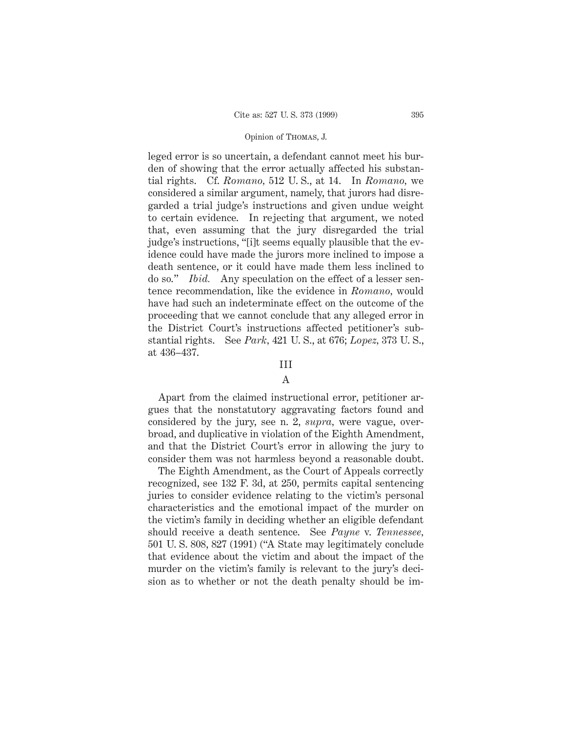leged error is so uncertain, a defendant cannot meet his burden of showing that the error actually affected his substantial rights. Cf. *Romano*, 512 U. S., at 14. In *Romano*, we considered a similar argument, namely, that jurors had disregarded a trial judge's instructions and given undue weight to certain evidence. In rejecting that argument, we noted that, even assuming that the jury disregarded the trial judge's instructions, "[i]t seems equally plausible that the evidence could have made the jurors more inclined to impose a death sentence, or it could have made them less inclined to do so." *Ibid.* Any speculation on the effect of a lesser sentence recommendation, like the evidence in *Romano*, would have had such an indeterminate effect on the outcome of the proceeding that we cannot conclude that any alleged error in the District Court's instructions affected petitioner's substantial rights. See *Park*, 421 U. S., at 676; *Lopez*, 373 U. S., at 436–437.

## III

### A

Apart from the claimed instructional error, petitioner argues that the nonstatutory aggravating factors found and considered by the jury, see n. 2, *supra*, were vague, overbroad, and duplicative in violation of the Eighth Amendment, and that the District Court's error in allowing the jury to consider them was not harmless beyond a reasonable doubt.

The Eighth Amendment, as the Court of Appeals correctly recognized, see 132 F. 3d, at 250, permits capital sentencing juries to consider evidence relating to the victim's personal characteristics and the emotional impact of the murder on the victim's family in deciding whether an eligible defendant should receive a death sentence. See *Payne* v. *Tennessee*, 501 U. S. 808, 827 (1991) ("A State may legitimately conclude that evidence about the victim and about the impact of the murder on the victim's family is relevant to the jury's decision as to whether or not the death penalty should be im-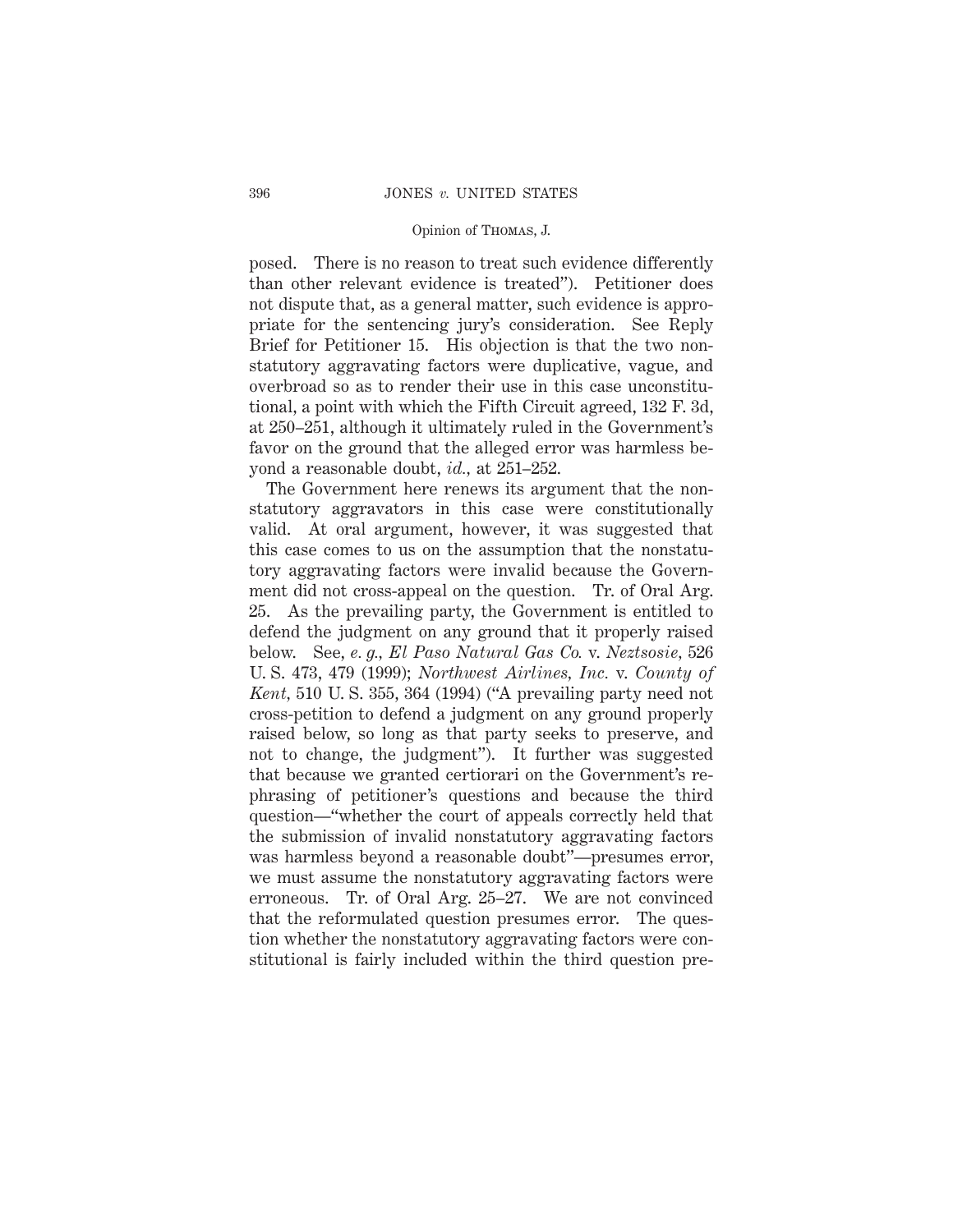posed. There is no reason to treat such evidence differently than other relevant evidence is treated"). Petitioner does not dispute that, as a general matter, such evidence is appropriate for the sentencing jury's consideration. See Reply Brief for Petitioner 15. His objection is that the two nonstatutory aggravating factors were duplicative, vague, and overbroad so as to render their use in this case unconstitutional, a point with which the Fifth Circuit agreed, 132 F. 3d, at 250–251, although it ultimately ruled in the Government's favor on the ground that the alleged error was harmless beyond a reasonable doubt, *id.*, at 251–252.

The Government here renews its argument that the nonstatutory aggravators in this case were constitutionally valid. At oral argument, however, it was suggested that this case comes to us on the assumption that the nonstatutory aggravating factors were invalid because the Government did not cross-appeal on the question. Tr. of Oral Arg. 25. As the prevailing party, the Government is entitled to defend the judgment on any ground that it properly raised below. See, *e. g., El Paso Natural Gas Co.* v. *Neztsosie*, 526 U. S. 473, 479 (1999); *Northwest Airlines, Inc.* v. *County of Kent*, 510 U. S. 355, 364 (1994) ("A prevailing party need not cross-petition to defend a judgment on any ground properly raised below, so long as that party seeks to preserve, and not to change, the judgment"). It further was suggested that because we granted certiorari on the Government's rephrasing of petitioner's questions and because the third question—"whether the court of appeals correctly held that the submission of invalid nonstatutory aggravating factors was harmless beyond a reasonable doubt"—presumes error, we must assume the nonstatutory aggravating factors were erroneous. Tr. of Oral Arg. 25–27. We are not convinced that the reformulated question presumes error. The question whether the nonstatutory aggravating factors were constitutional is fairly included within the third question pre-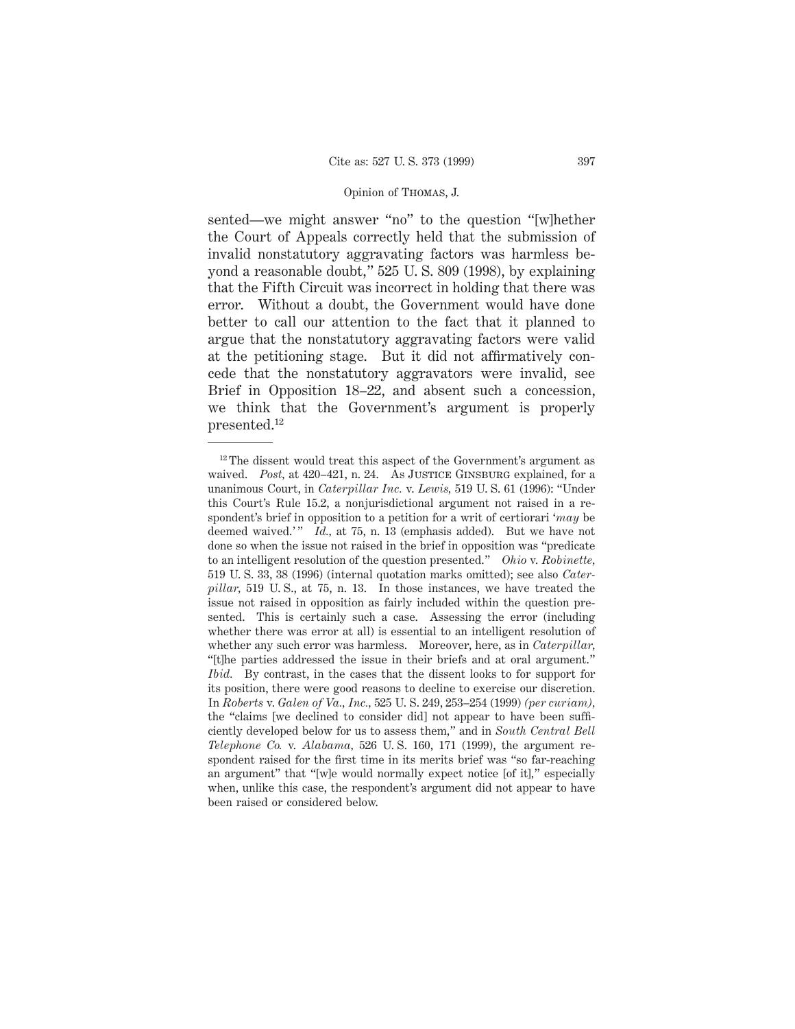sented—we might answer "no" to the question "[w]hether the Court of Appeals correctly held that the submission of invalid nonstatutory aggravating factors was harmless beyond a reasonable doubt," 525 U. S. 809 (1998), by explaining that the Fifth Circuit was incorrect in holding that there was error. Without a doubt, the Government would have done better to call our attention to the fact that it planned to argue that the nonstatutory aggravating factors were valid at the petitioning stage. But it did not affirmatively concede that the nonstatutory aggravators were invalid, see Brief in Opposition 18–22, and absent such a concession, we think that the Government's argument is properly presented.[12]

---

[12] The dissent would treat this aspect of the Government's argument as waived. *Post,* at 420–421, n. 24. As JUSTICE GINSBURG explained, for a unanimous Court, in *Caterpillar Inc.* v. *Lewis,* 519 U. S. 61 (1996): "Under this Court's Rule 15.2, a nonjurisdictional argument not raised in a respondent's brief in opposition to a petition for a writ of certiorari '*may* be deemed waived.'" *Id.,* at 75, n. 13 (emphasis added). But we have not done so when the issue not raised in the brief in opposition was "predicate to an intelligent resolution of the question presented." *Ohio* v. *Robinette,* 519 U. S. 33, 38 (1996) (internal quotation marks omitted); see also *Caterpillar,* 519 U. S., at 75, n. 13. In those instances, we have treated the issue not raised in opposition as fairly included within the question presented. This is certainly such a case. Assessing the error (including whether there was error at all) is essential to an intelligent resolution of whether any such error was harmless. Moreover, here, as in *Caterpillar,* "[t]he parties addressed the issue in their briefs and at oral argument." *Ibid.* By contrast, in the cases that the dissent looks to for support for its position, there were good reasons to decline to exercise our discretion. In *Roberts* v. *Galen of Va., Inc.,* 525 U. S. 249, 253–254 (1999) *(per curiam),* the "claims [we declined to consider did] not appear to have been sufficiently developed below for us to assess them," and in *South Central Bell Telephone Co.* v. *Alabama,* 526 U. S. 160, 171 (1999), the argument respondent raised for the first time in its merits brief was "so far-reaching an argument" that "[w]e would normally expect notice [of it]," especially when, unlike this case, the respondent's argument did not appear to have been raised or considered below.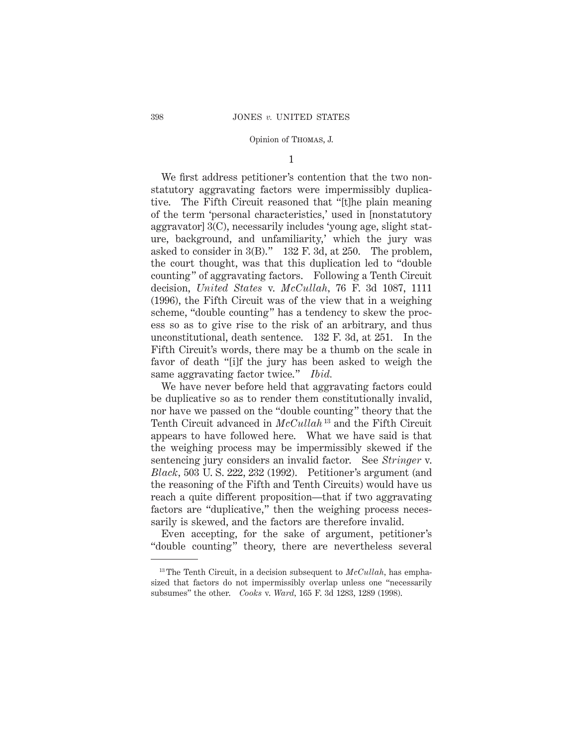1

We first address petitioner's contention that the two nonstatutory aggravating factors were impermissibly duplicative. The Fifth Circuit reasoned that "[t]he plain meaning of the term 'personal characteristics,' used in [nonstatutory aggravator] 3(C), necessarily includes 'young age, slight stature, background, and unfamiliarity,' which the jury was asked to consider in 3(B)." 132 F. 3d, at 250. The problem, the court thought, was that this duplication led to "double counting" of aggravating factors. Following a Tenth Circuit decision, *United States* v. *McCullah*, 76 F. 3d 1087, 1111 (1996), the Fifth Circuit was of the view that in a weighing scheme, "double counting" has a tendency to skew the process so as to give rise to the risk of an arbitrary, and thus unconstitutional, death sentence. 132 F. 3d, at 251. In the Fifth Circuit's words, there may be a thumb on the scale in favor of death "[i]f the jury has been asked to weigh the same aggravating factor twice." *Ibid.*

We have never before held that aggravating factors could be duplicative so as to render them constitutionally invalid, nor have we passed on the "double counting" theory that the Tenth Circuit advanced in *McCullah*[13] and the Fifth Circuit appears to have followed here. What we have said is that the weighing process may be impermissibly skewed if the sentencing jury considers an invalid factor. See *Stringer* v. *Black*, 503 U. S. 222, 232 (1992). Petitioner's argument (and the reasoning of the Fifth and Tenth Circuits) would have us reach a quite different proposition—that if two aggravating factors are "duplicative," then the weighing process necessarily is skewed, and the factors are therefore invalid.

Even accepting, for the sake of argument, petitioner's "double counting" theory, there are nevertheless several

---

[13] The Tenth Circuit, in a decision subsequent to *McCullah*, has emphasized that factors do not impermissibly overlap unless one "necessarily subsumes" the other. *Cooks* v. *Ward*, 165 F. 3d 1283, 1289 (1998).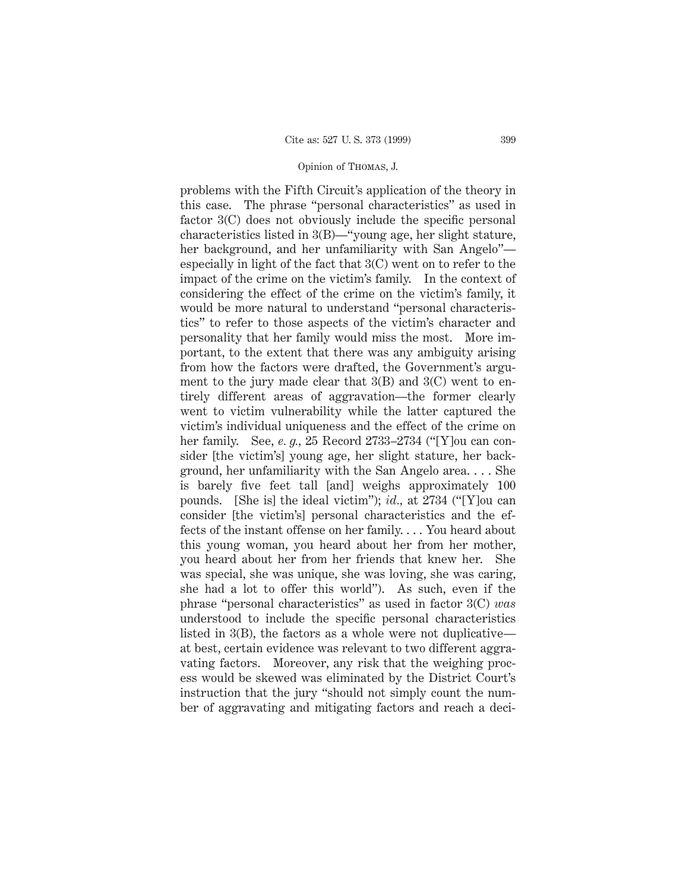problems with the Fifth Circuit's application of the theory in this case. The phrase "personal characteristics" as used in factor 3(C) does not obviously include the specific personal characteristics listed in 3(B)—"young age, her slight stature, her background, and her unfamiliarity with San Angelo"—especially in light of the fact that 3(C) went on to refer to the impact of the crime on the victim's family. In the context of considering the effect of the crime on the victim's family, it would be more natural to understand "personal characteristics" to refer to those aspects of the victim's character and personality that her family would miss the most. More important, to the extent that there was any ambiguity arising from how the factors were drafted, the Government's argument to the jury made clear that 3(B) and 3(C) went to entirely different areas of aggravation—the former clearly went to victim vulnerability while the latter captured the victim's individual uniqueness and the effect of the crime on her family. See, *e. g.*, 25 Record 2733–2734 ("[Y]ou can consider [the victim's] young age, her slight stature, her background, her unfamiliarity with the San Angelo area. . . . She is barely five feet tall [and] weighs approximately 100 pounds. [She is] the ideal victim"); *id.*, at 2734 ("[Y]ou can consider [the victim's] personal characteristics and the effects of the instant offense on her family. . . . You heard about this young woman, you heard about her from her mother, you heard about her from her friends that knew her. She was special, she was unique, she was loving, she was caring, she had a lot to offer this world"). As such, even if the phrase "personal characteristics" as used in factor 3(C) *was* understood to include the specific personal characteristics listed in 3(B), the factors as a whole were not duplicative—at best, certain evidence was relevant to two different aggravating factors. Moreover, any risk that the weighing process would be skewed was eliminated by the District Court's instruction that the jury "should not simply count the number of aggravating and mitigating factors and reach a deci-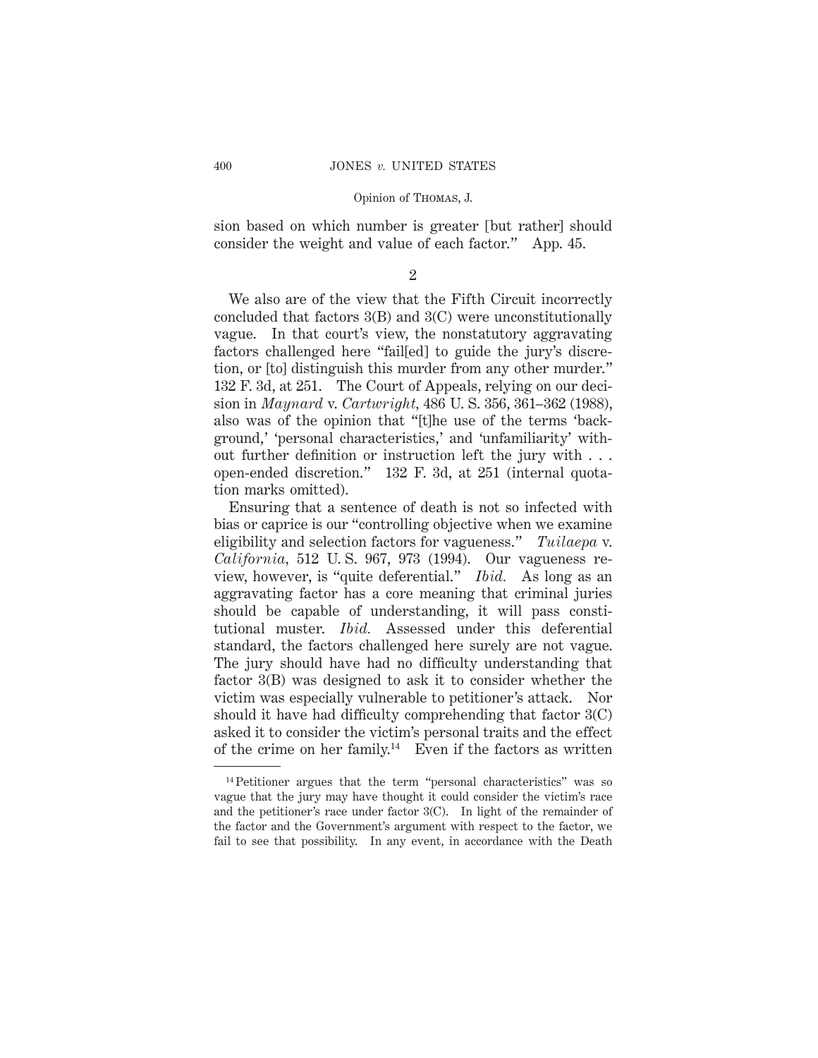sion based on which number is greater [but rather] should consider the weight and value of each factor." App. 45.

2

We also are of the view that the Fifth Circuit incorrectly concluded that factors 3(B) and 3(C) were unconstitutionally vague. In that court's view, the nonstatutory aggravating factors challenged here "fail[ed] to guide the jury's discretion, or [to] distinguish this murder from any other murder." 132 F. 3d, at 251. The Court of Appeals, relying on our decision in *Maynard* v. *Cartwright*, 486 U. S. 356, 361–362 (1988), also was of the opinion that "[t]he use of the terms 'background,' 'personal characteristics,' and 'unfamiliarity' without further definition or instruction left the jury with . . . open-ended discretion." 132 F. 3d, at 251 (internal quotation marks omitted).

Ensuring that a sentence of death is not so infected with bias or caprice is our "controlling objective when we examine eligibility and selection factors for vagueness." *Tuilaepa* v. *California*, 512 U. S. 967, 973 (1994). Our vagueness review, however, is "quite deferential." *Ibid.* As long as an aggravating factor has a core meaning that criminal juries should be capable of understanding, it will pass constitutional muster. *Ibid.* Assessed under this deferential standard, the factors challenged here surely are not vague. The jury should have had no difficulty understanding that factor 3(B) was designed to ask it to consider whether the victim was especially vulnerable to petitioner's attack. Nor should it have had difficulty comprehending that factor 3(C) asked it to consider the victim's personal traits and the effect of the crime on her family.[14] Even if the factors as written

[14] Petitioner argues that the term "personal characteristics" was so vague that the jury may have thought it could consider the victim's race and the petitioner's race under factor 3(C). In light of the remainder of the factor and the Government's argument with respect to the factor, we fail to see that possibility. In any event, in accordance with the Death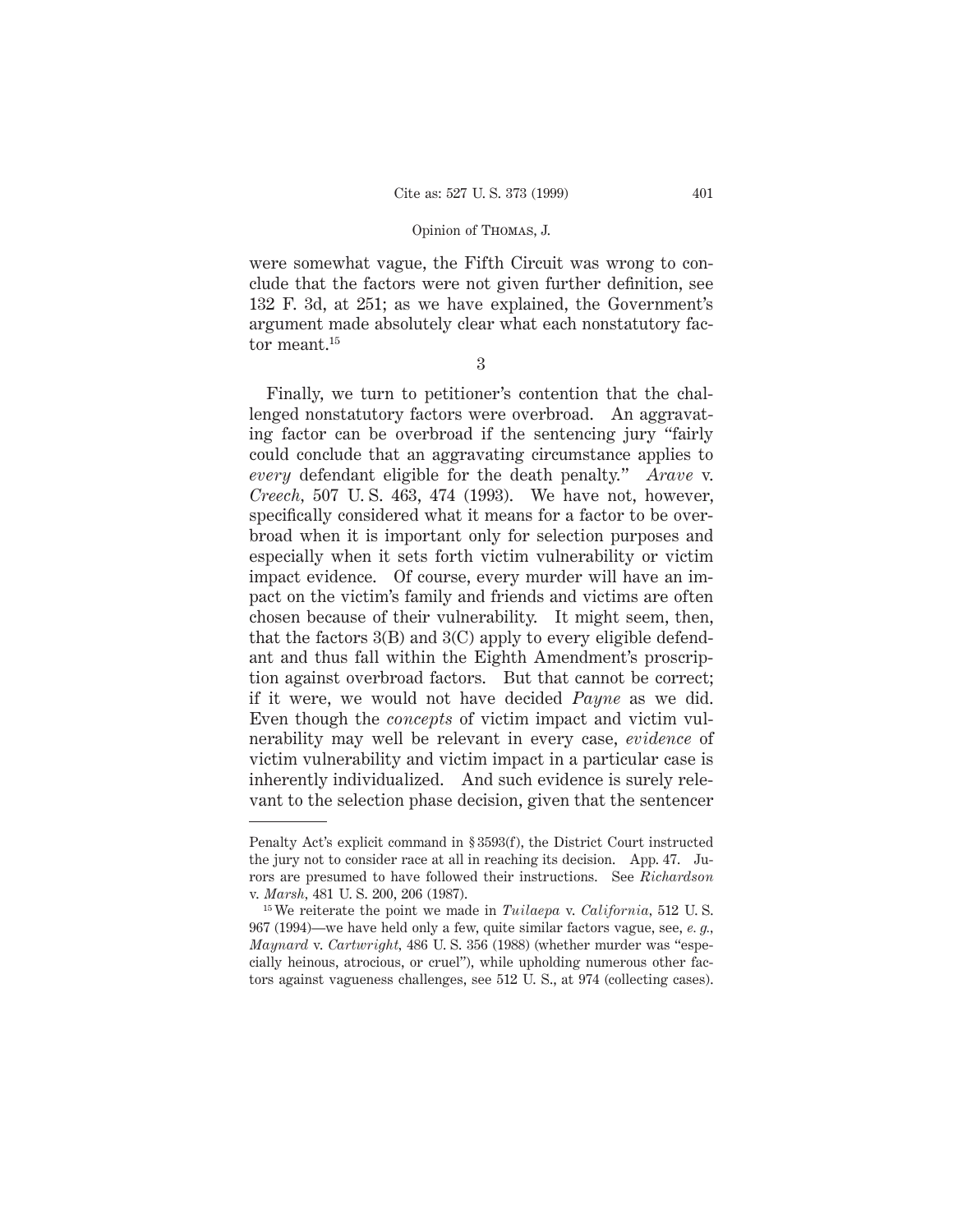were somewhat vague, the Fifth Circuit was wrong to conclude that the factors were not given further definition, see 132 F. 3d, at 251; as we have explained, the Government's argument made absolutely clear what each nonstatutory factor meant.[15]

3

Finally, we turn to petitioner's contention that the challenged nonstatutory factors were overbroad. An aggravating factor can be overbroad if the sentencing jury "fairly could conclude that an aggravating circumstance applies to *every* defendant eligible for the death penalty." *Arave* v. *Creech*, 507 U. S. 463, 474 (1993). We have not, however, specifically considered what it means for a factor to be overbroad when it is important only for selection purposes and especially when it sets forth victim vulnerability or victim impact evidence. Of course, every murder will have an impact on the victim's family and friends and victims are often chosen because of their vulnerability. It might seem, then, that the factors 3(B) and 3(C) apply to every eligible defendant and thus fall within the Eighth Amendment's proscription against overbroad factors. But that cannot be correct; if it were, we would not have decided *Payne* as we did. Even though the *concepts* of victim impact and victim vulnerability may well be relevant in every case, *evidence* of victim vulnerability and victim impact in a particular case is inherently individualized. And such evidence is surely relevant to the selection phase decision, given that the sentencer

---

Penalty Act's explicit command in § 3593(f), the District Court instructed the jury not to consider race at all in reaching its decision. App. 47. Jurors are presumed to have followed their instructions. See *Richardson* v. *Marsh*, 481 U. S. 200, 206 (1987).

[15] We reiterate the point we made in *Tuilaepa* v. *California*, 512 U. S. 967 (1994)—we have held only a few, quite similar factors vague, see, *e. g.*, *Maynard* v. *Cartwright*, 486 U. S. 356 (1988) (whether murder was "especially heinous, atrocious, or cruel"), while upholding numerous other factors against vagueness challenges, see 512 U. S., at 974 (collecting cases).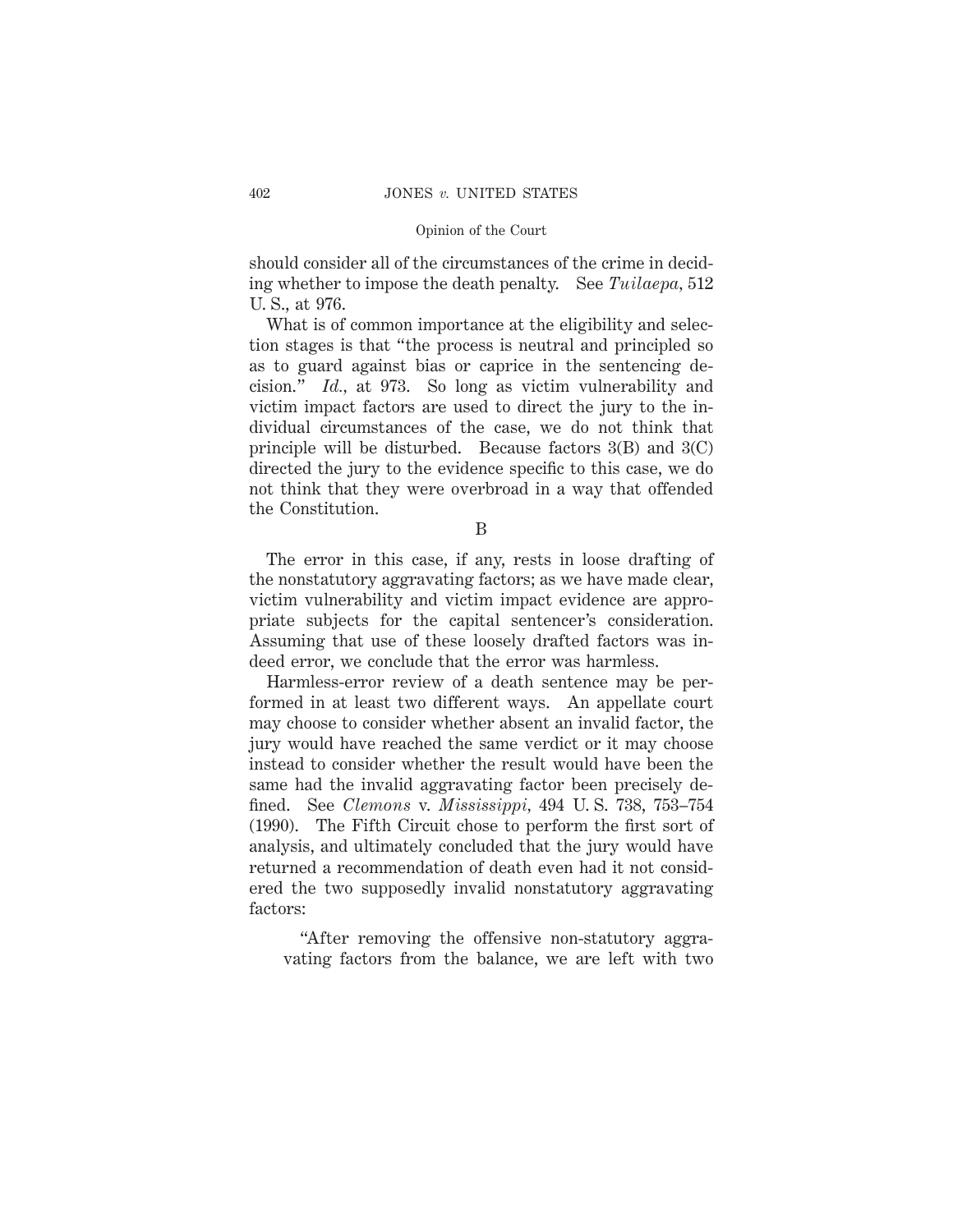should consider all of the circumstances of the crime in deciding whether to impose the death penalty. See *Tuilaepa*, 512 U. S., at 976.

What is of common importance at the eligibility and selection stages is that "the process is neutral and principled so as to guard against bias or caprice in the sentencing decision." *Id.*, at 973. So long as victim vulnerability and victim impact factors are used to direct the jury to the individual circumstances of the case, we do not think that principle will be disturbed. Because factors 3(B) and 3(C) directed the jury to the evidence specific to this case, we do not think that they were overbroad in a way that offended the Constitution.

B

The error in this case, if any, rests in loose drafting of the nonstatutory aggravating factors; as we have made clear, victim vulnerability and victim impact evidence are appropriate subjects for the capital sentencer's consideration. Assuming that use of these loosely drafted factors was indeed error, we conclude that the error was harmless.

Harmless-error review of a death sentence may be performed in at least two different ways. An appellate court may choose to consider whether absent an invalid factor, the jury would have reached the same verdict or it may choose instead to consider whether the result would have been the same had the invalid aggravating factor been precisely defined. See *Clemons* v. *Mississippi*, 494 U. S. 738, 753–754 (1990). The Fifth Circuit chose to perform the first sort of analysis, and ultimately concluded that the jury would have returned a recommendation of death even had it not considered the two supposedly invalid nonstatutory aggravating factors:

> "After removing the offensive non-statutory aggravating factors from the balance, we are left with two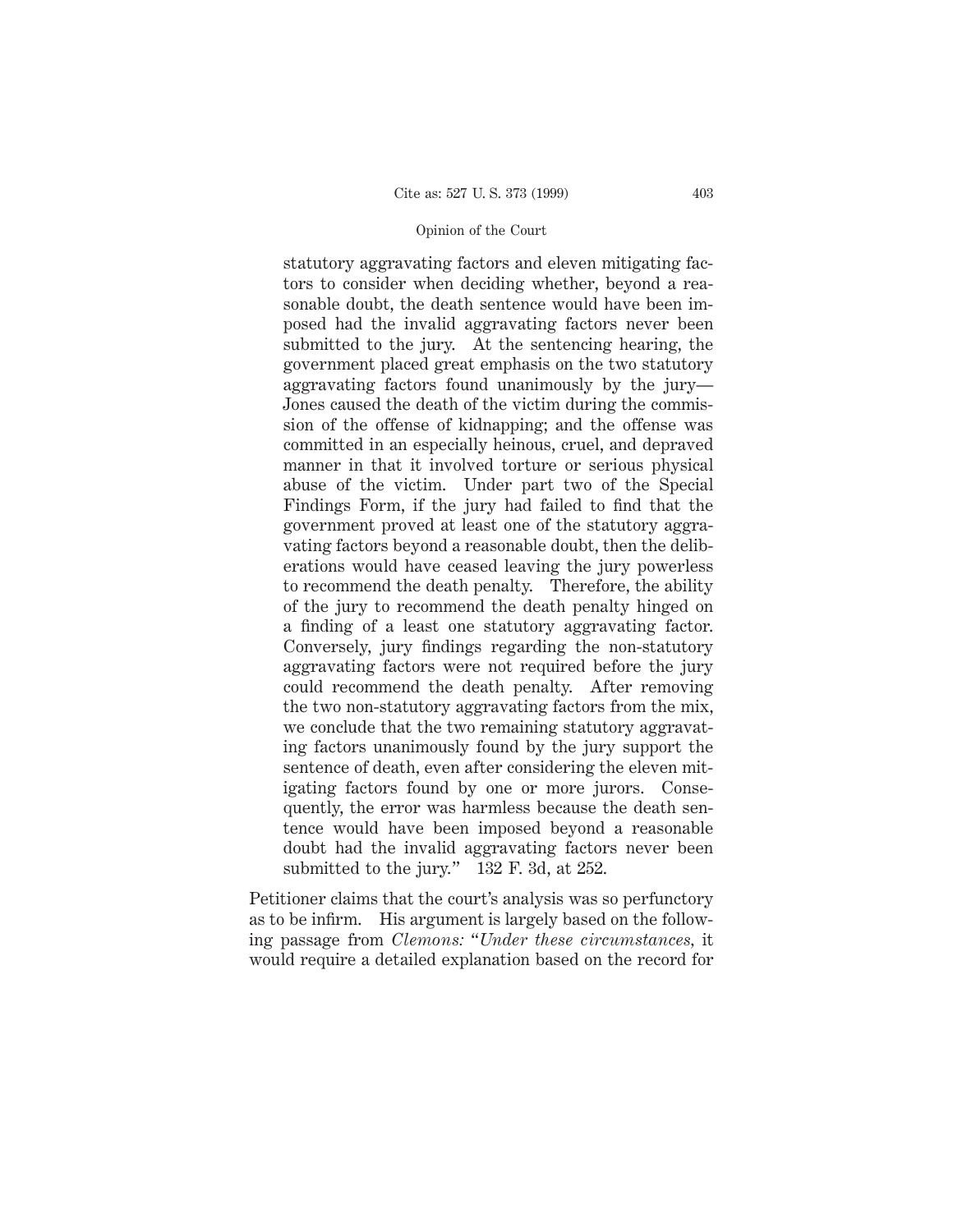> statutory aggravating factors and eleven mitigating factors to consider when deciding whether, beyond a reasonable doubt, the death sentence would have been imposed had the invalid aggravating factors never been submitted to the jury. At the sentencing hearing, the government placed great emphasis on the two statutory aggravating factors found unanimously by the jury—Jones caused the death of the victim during the commission of the offense of kidnapping; and the offense was committed in an especially heinous, cruel, and depraved manner in that it involved torture or serious physical abuse of the victim. Under part two of the Special Findings Form, if the jury had failed to find that the government proved at least one of the statutory aggravating factors beyond a reasonable doubt, then the deliberations would have ceased leaving the jury powerless to recommend the death penalty. Therefore, the ability of the jury to recommend the death penalty hinged on a finding of a least one statutory aggravating factor. Conversely, jury findings regarding the non-statutory aggravating factors were not required before the jury could recommend the death penalty. After removing the two non-statutory aggravating factors from the mix, we conclude that the two remaining statutory aggravating factors unanimously found by the jury support the sentence of death, even after considering the eleven mitigating factors found by one or more jurors. Consequently, the error was harmless because the death sentence would have been imposed beyond a reasonable doubt had the invalid aggravating factors never been submitted to the jury." 132 F. 3d, at 252.

Petitioner claims that the court's analysis was so perfunctory as to be infirm. His argument is largely based on the following passage from *Clemons:* "*Under these circumstances,* it would require a detailed explanation based on the record for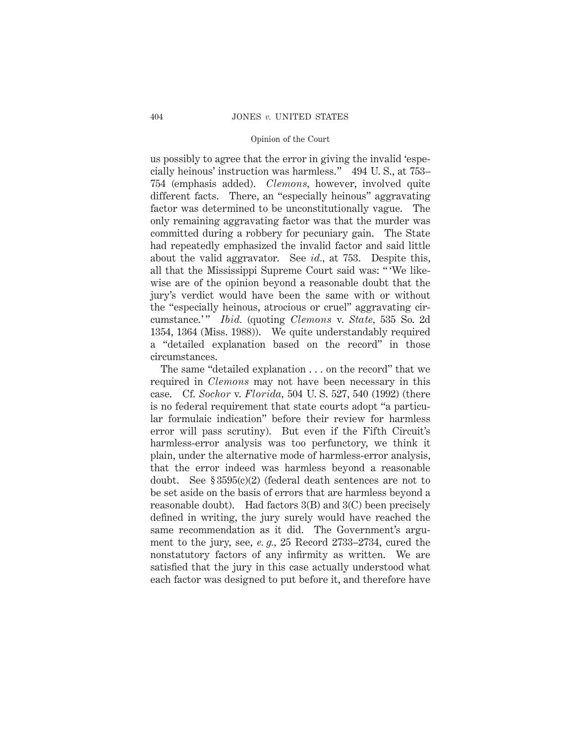us possibly to agree that the error in giving the invalid 'especially heinous' instruction was harmless." 494 U. S., at 753–754 (emphasis added). *Clemons*, however, involved quite different facts. There, an "especially heinous" aggravating factor was determined to be unconstitutionally vague. The only remaining aggravating factor was that the murder was committed during a robbery for pecuniary gain. The State had repeatedly emphasized the invalid factor and said little about the valid aggravator. See *id.*, at 753. Despite this, all that the Mississippi Supreme Court said was: " 'We likewise are of the opinion beyond a reasonable doubt that the jury's verdict would have been the same with or without the "especially heinous, atrocious or cruel" aggravating circumstance.' " *Ibid.* (quoting *Clemons* v. *State*, 535 So. 2d 1354, 1364 (Miss. 1988)). We quite understandably required a "detailed explanation based on the record" in those circumstances.

The same "detailed explanation . . . on the record" that we required in *Clemons* may not have been necessary in this case. Cf. *Sochor* v. *Florida*, 504 U. S. 527, 540 (1992) (there is no federal requirement that state courts adopt "a particular formulaic indication" before their review for harmless error will pass scrutiny). But even if the Fifth Circuit's harmless-error analysis was too perfunctory, we think it plain, under the alternative mode of harmless-error analysis, that the error indeed was harmless beyond a reasonable doubt. See § 3595(c)(2) (federal death sentences are not to be set aside on the basis of errors that are harmless beyond a reasonable doubt). Had factors 3(B) and 3(C) been precisely defined in writing, the jury surely would have reached the same recommendation as it did. The Government's argument to the jury, see, *e. g.*, 25 Record 2733–2734, cured the nonstatutory factors of any infirmity as written. We are satisfied that the jury in this case actually understood what each factor was designed to put before it, and therefore have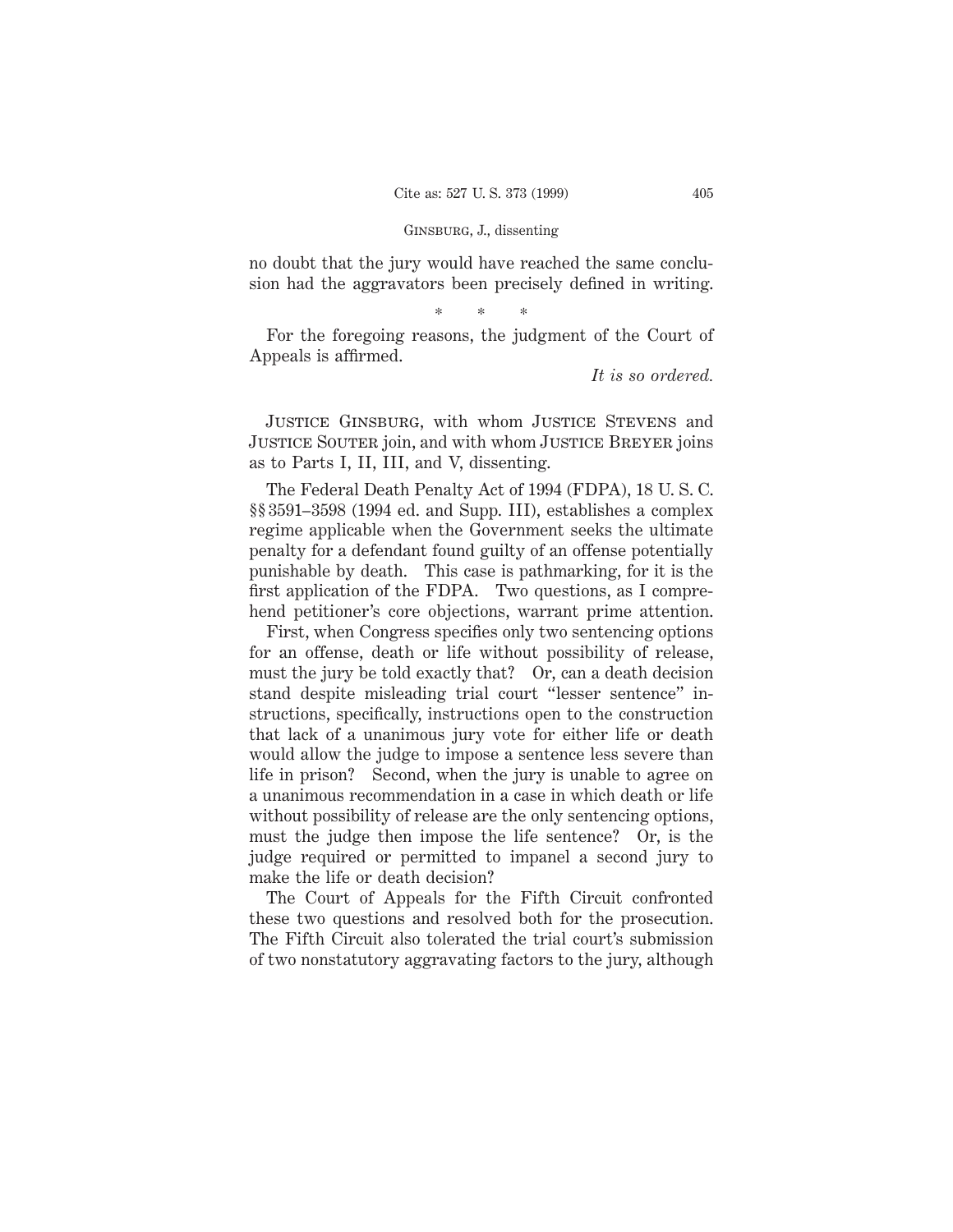no doubt that the jury would have reached the same conclusion had the aggravators been precisely defined in writing.

\* \* \*

For the foregoing reasons, the judgment of the Court of Appeals is affirmed.

*It is so ordered.*

Justice Ginsburg, with whom Justice Stevens and Justice Souter join, and with whom Justice Breyer joins as to Parts I, II, III, and V, dissenting.

The Federal Death Penalty Act of 1994 (FDPA), 18 U. S. C. §§ 3591–3598 (1994 ed. and Supp. III), establishes a complex regime applicable when the Government seeks the ultimate penalty for a defendant found guilty of an offense potentially punishable by death. This case is pathmarking, for it is the first application of the FDPA. Two questions, as I comprehend petitioner's core objections, warrant prime attention.

First, when Congress specifies only two sentencing options for an offense, death or life without possibility of release, must the jury be told exactly that? Or, can a death decision stand despite misleading trial court "lesser sentence" instructions, specifically, instructions open to the construction that lack of a unanimous jury vote for either life or death would allow the judge to impose a sentence less severe than life in prison? Second, when the jury is unable to agree on a unanimous recommendation in a case in which death or life without possibility of release are the only sentencing options, must the judge then impose the life sentence? Or, is the judge required or permitted to impanel a second jury to make the life or death decision?

The Court of Appeals for the Fifth Circuit confronted these two questions and resolved both for the prosecution. The Fifth Circuit also tolerated the trial court's submission of two nonstatutory aggravating factors to the jury, although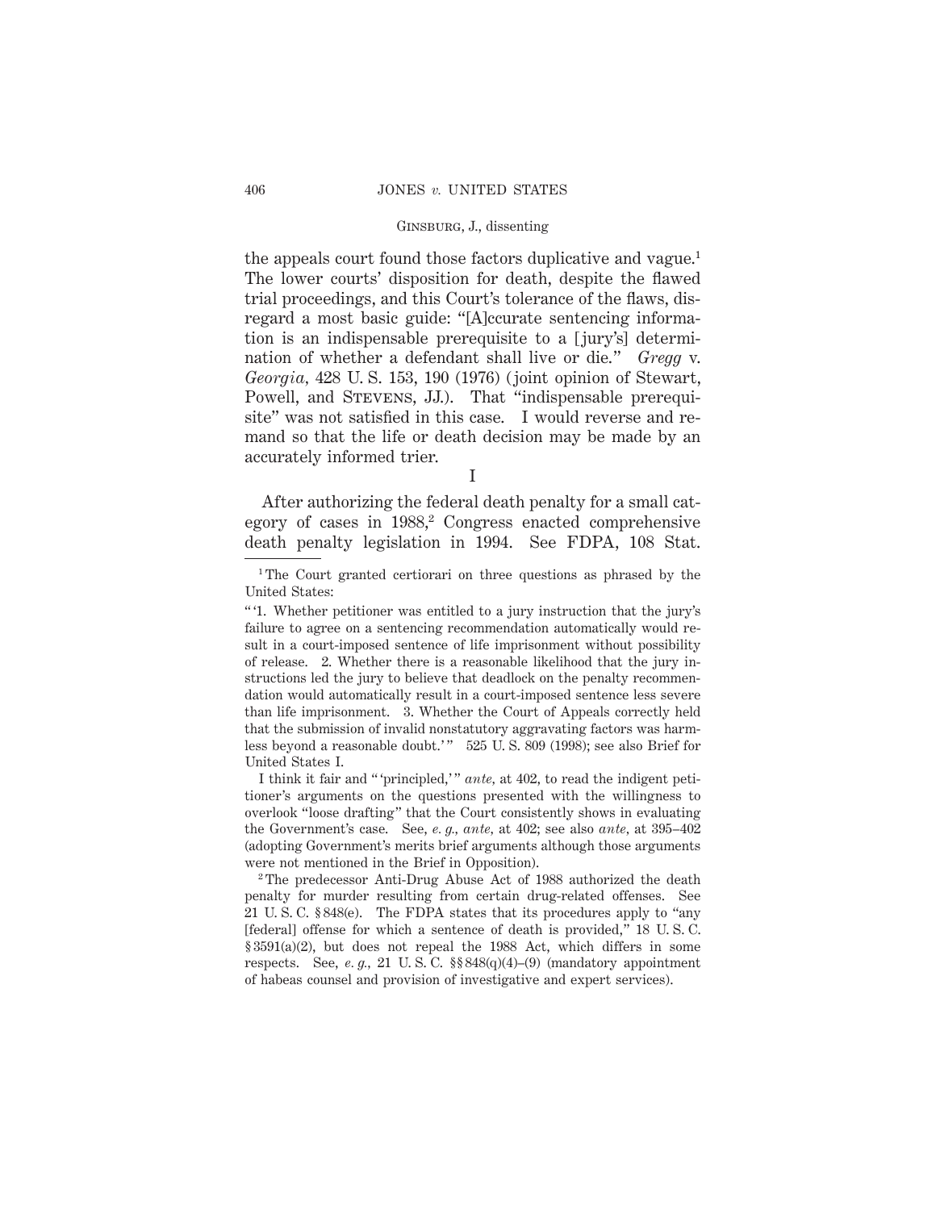the appeals court found those factors duplicative and vague.[1] The lower courts' disposition for death, despite the flawed trial proceedings, and this Court's tolerance of the flaws, disregard a most basic guide: "[A]ccurate sentencing information is an indispensable prerequisite to a [jury's] determination of whether a defendant shall live or die." *Gregg* v. *Georgia*, 428 U. S. 153, 190 (1976) (joint opinion of Stewart, Powell, and STEVENS, JJ.). That "indispensable prerequisite" was not satisfied in this case. I would reverse and remand so that the life or death decision may be made by an accurately informed trier.

## I

After authorizing the federal death penalty for a small category of cases in 1988,[2] Congress enacted comprehensive death penalty legislation in 1994. See FDPA, 108 Stat.

---

[1] The Court granted certiorari on three questions as phrased by the United States:

"'1. Whether petitioner was entitled to a jury instruction that the jury's failure to agree on a sentencing recommendation automatically would result in a court-imposed sentence of life imprisonment without possibility of release. 2. Whether there is a reasonable likelihood that the jury instructions led the jury to believe that deadlock on the penalty recommendation would automatically result in a court-imposed sentence less severe than life imprisonment. 3. Whether the Court of Appeals correctly held that the submission of invalid nonstatutory aggravating factors was harmless beyond a reasonable doubt.'" 525 U. S. 809 (1998); see also Brief for United States I.

I think it fair and "'principled,'" *ante*, at 402, to read the indigent petitioner's arguments on the questions presented with the willingness to overlook "loose drafting" that the Court consistently shows in evaluating the Government's case. See, *e. g., ante*, at 402; see also *ante*, at 395–402 (adopting Government's merits brief arguments although those arguments were not mentioned in the Brief in Opposition).

[2] The predecessor Anti-Drug Abuse Act of 1988 authorized the death penalty for murder resulting from certain drug-related offenses. See 21 U. S. C. § 848(e). The FDPA states that its procedures apply to "any [federal] offense for which a sentence of death is provided," 18 U. S. C. § 3591(a)(2), but does not repeal the 1988 Act, which differs in some respects. See, *e. g.,* 21 U. S. C. §§ 848(q)(4)–(9) (mandatory appointment of habeas counsel and provision of investigative and expert services).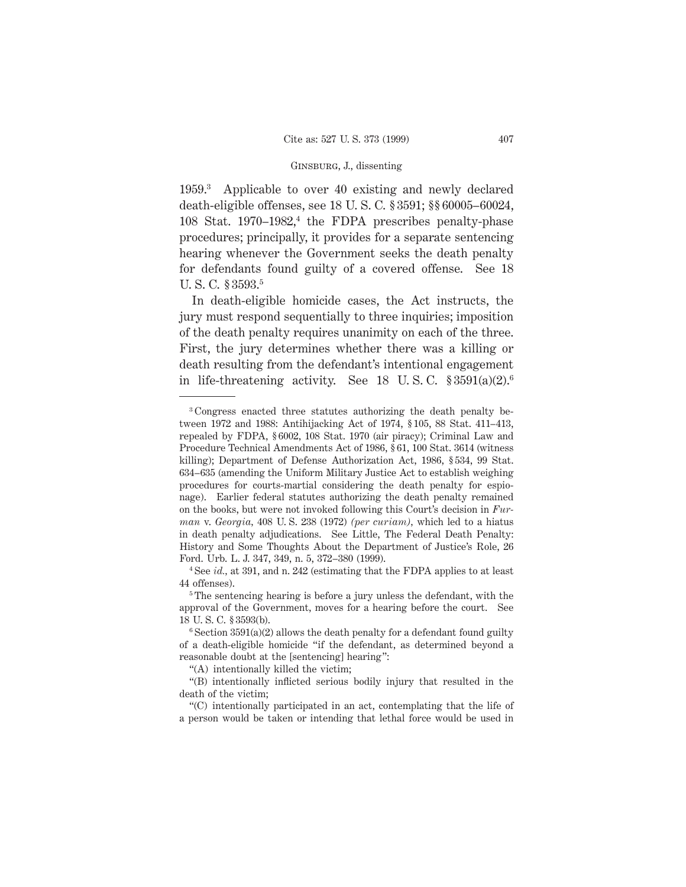1959.[3] Applicable to over 40 existing and newly declared death-eligible offenses, see 18 U. S. C. § 3591; §§ 60005–60024, 108 Stat. 1970–1982,[4] the FDPA prescribes penalty-phase procedures; principally, it provides for a separate sentencing hearing whenever the Government seeks the death penalty for defendants found guilty of a covered offense. See 18 U. S. C. § 3593.[5]

In death-eligible homicide cases, the Act instructs, the jury must respond sequentially to three inquiries; imposition of the death penalty requires unanimity on each of the three. First, the jury determines whether there was a killing or death resulting from the defendant's intentional engagement in life-threatening activity. See 18 U. S. C. § 3591(a)(2).[6]

---

[3] Congress enacted three statutes authorizing the death penalty between 1972 and 1988: Antihijacking Act of 1974, § 105, 88 Stat. 411–413, repealed by FDPA, § 6002, 108 Stat. 1970 (air piracy); Criminal Law and Procedure Technical Amendments Act of 1986, § 61, 100 Stat. 3614 (witness killing); Department of Defense Authorization Act, 1986, § 534, 99 Stat. 634–635 (amending the Uniform Military Justice Act to establish weighing procedures for courts-martial considering the death penalty for espionage). Earlier federal statutes authorizing the death penalty remained on the books, but were not invoked following this Court's decision in *Furman* v. *Georgia*, 408 U. S. 238 (1972) *(per curiam)*, which led to a hiatus in death penalty adjudications. See Little, The Federal Death Penalty: History and Some Thoughts About the Department of Justice's Role, 26 Ford. Urb. L. J. 347, 349, n. 5, 372–380 (1999).

[4] See *id.*, at 391, and n. 242 (estimating that the FDPA applies to at least 44 offenses).

[5] The sentencing hearing is before a jury unless the defendant, with the approval of the Government, moves for a hearing before the court. See 18 U. S. C. § 3593(b).

[6] Section 3591(a)(2) allows the death penalty for a defendant found guilty of a death-eligible homicide "if the defendant, as determined beyond a reasonable doubt at the [sentencing] hearing":

"(A) intentionally killed the victim;

"(B) intentionally inflicted serious bodily injury that resulted in the death of the victim;

"(C) intentionally participated in an act, contemplating that the life of a person would be taken or intending that lethal force would be used in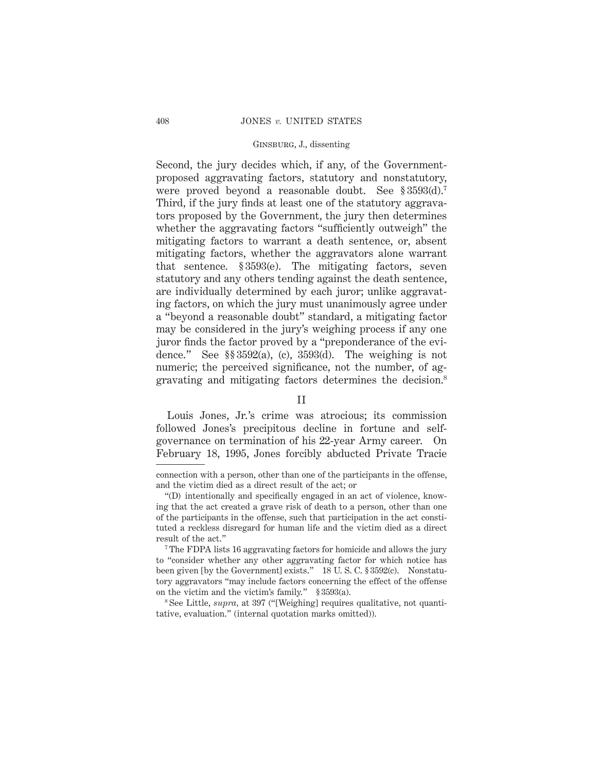Second, the jury decides which, if any, of the Government-proposed aggravating factors, statutory and nonstatutory, were proved beyond a reasonable doubt. See § 3593(d).[7] Third, if the jury finds at least one of the statutory aggravators proposed by the Government, the jury then determines whether the aggravating factors "sufficiently outweigh" the mitigating factors to warrant a death sentence, or, absent mitigating factors, whether the aggravators alone warrant that sentence. § 3593(e). The mitigating factors, seven statutory and any others tending against the death sentence, are individually determined by each juror; unlike aggravating factors, on which the jury must unanimously agree under a "beyond a reasonable doubt" standard, a mitigating factor may be considered in the jury's weighing process if any one juror finds the factor proved by a "preponderance of the evidence." See §§ 3592(a), (c), 3593(d). The weighing is not numeric; the perceived significance, not the number, of aggravating and mitigating factors determines the decision.[8]

## II

Louis Jones, Jr.'s crime was atrocious; its commission followed Jones's precipitous decline in fortune and self-governance on termination of his 22-year Army career. On February 18, 1995, Jones forcibly abducted Private Tracie

---

connection with a person, other than one of the participants in the offense, and the victim died as a direct result of the act; or

"(D) intentionally and specifically engaged in an act of violence, knowing that the act created a grave risk of death to a person, other than one of the participants in the offense, such that participation in the act constituted a reckless disregard for human life and the victim died as a direct result of the act."

[7] The FDPA lists 16 aggravating factors for homicide and allows the jury to "consider whether any other aggravating factor for which notice has been given [by the Government] exists." 18 U. S. C. § 3592(c). Nonstatutory aggravators "may include factors concerning the effect of the offense on the victim and the victim's family." § 3593(a).

[8] See Little, *supra*, at 397 ("[Weighing] requires qualitative, not quantitative, evaluation." (internal quotation marks omitted)).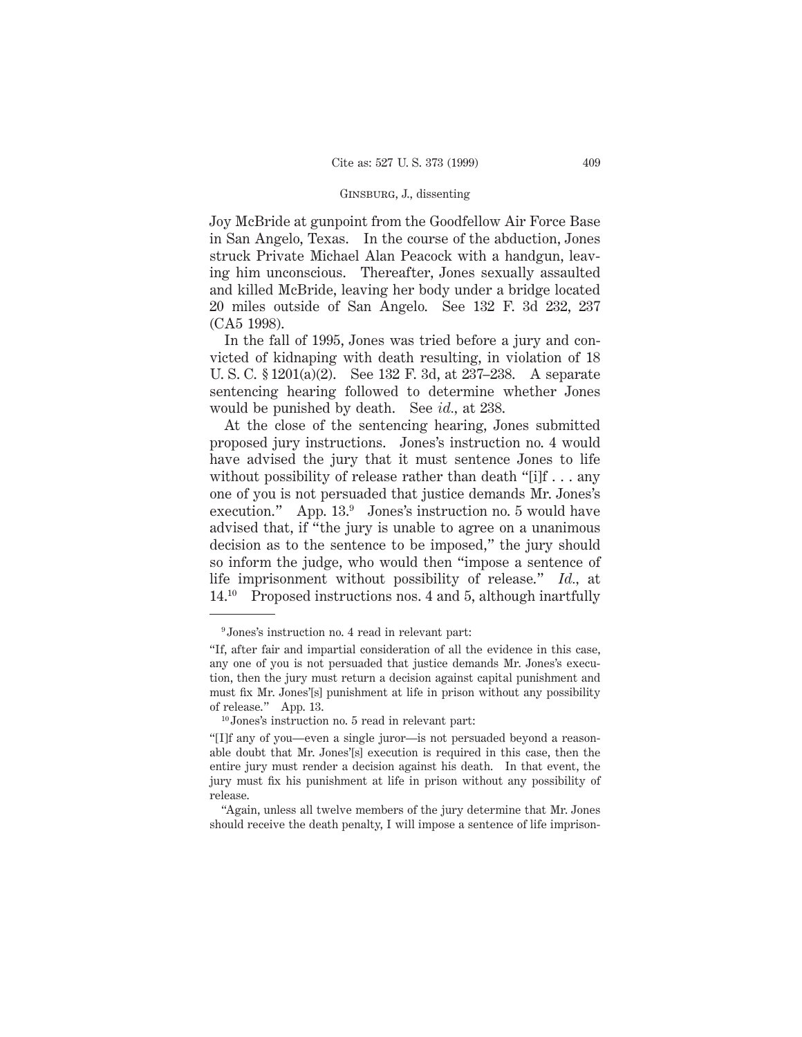Joy McBride at gunpoint from the Goodfellow Air Force Base in San Angelo, Texas. In the course of the abduction, Jones struck Private Michael Alan Peacock with a handgun, leaving him unconscious. Thereafter, Jones sexually assaulted and killed McBride, leaving her body under a bridge located 20 miles outside of San Angelo. See 132 F. 3d 232, 237 (CA5 1998).

In the fall of 1995, Jones was tried before a jury and convicted of kidnaping with death resulting, in violation of 18 U. S. C. § 1201(a)(2). See 132 F. 3d, at 237–238. A separate sentencing hearing followed to determine whether Jones would be punished by death. See *id.*, at 238.

At the close of the sentencing hearing, Jones submitted proposed jury instructions. Jones's instruction no. 4 would have advised the jury that it must sentence Jones to life without possibility of release rather than death "[i]f . . . any one of you is not persuaded that justice demands Mr. Jones's execution." App. 13.[9] Jones's instruction no. 5 would have advised that, if "the jury is unable to agree on a unanimous decision as to the sentence to be imposed," the jury should so inform the judge, who would then "impose a sentence of life imprisonment without possibility of release." *Id.*, at 14.[10] Proposed instructions nos. 4 and 5, although inartfully

---

[9] Jones's instruction no. 4 read in relevant part:

"If, after fair and impartial consideration of all the evidence in this case, any one of you is not persuaded that justice demands Mr. Jones's execution, then the jury must return a decision against capital punishment and must fix Mr. Jones'[s] punishment at life in prison without any possibility of release." App. 13.

[10] Jones's instruction no. 5 read in relevant part:

"[I]f any of you—even a single juror—is not persuaded beyond a reasonable doubt that Mr. Jones'[s] execution is required in this case, then the entire jury must render a decision against his death. In that event, the jury must fix his punishment at life in prison without any possibility of release.

"Again, unless all twelve members of the jury determine that Mr. Jones should receive the death penalty, I will impose a sentence of life imprison-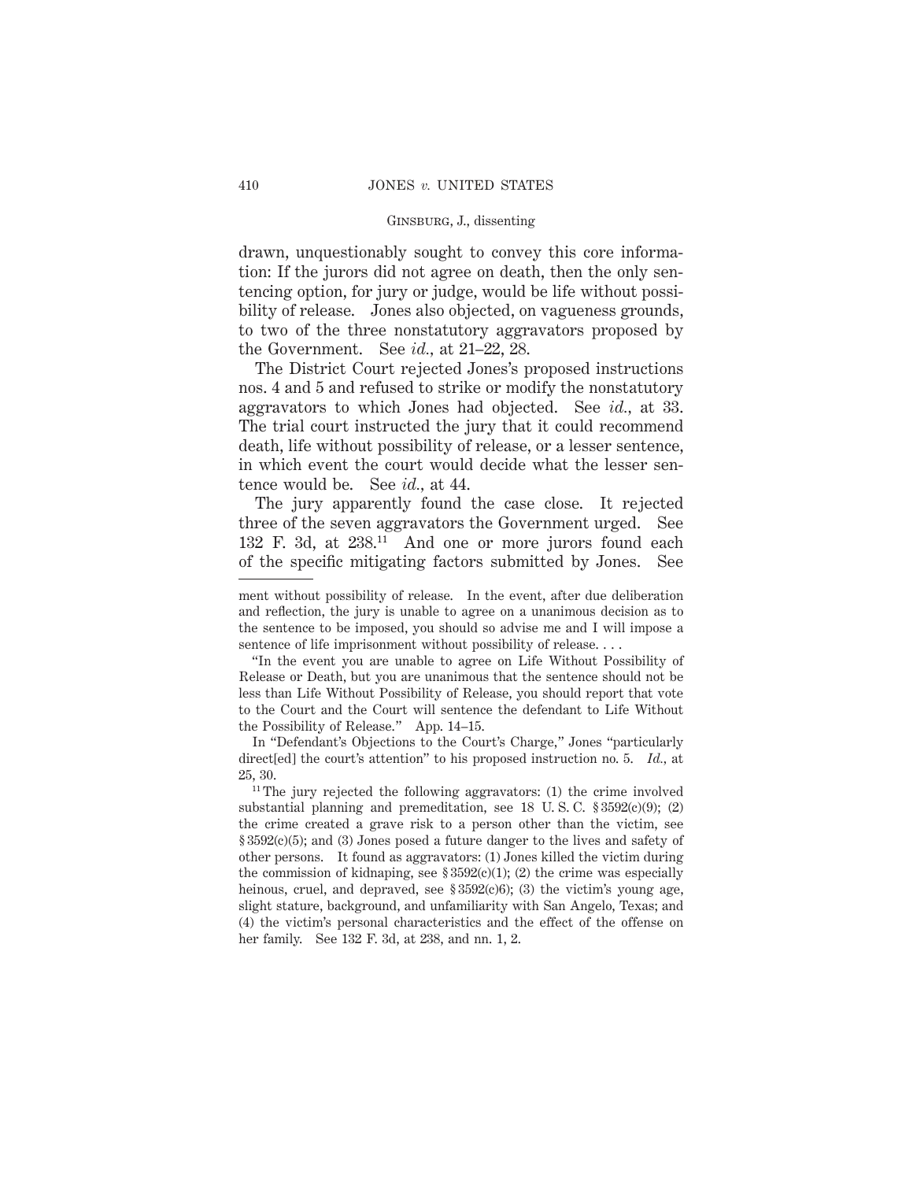drawn, unquestionably sought to convey this core information: If the jurors did not agree on death, then the only sentencing option, for jury or judge, would be life without possibility of release. Jones also objected, on vagueness grounds, to two of the three nonstatutory aggravators proposed by the Government. See *id.*, at 21–22, 28.

The District Court rejected Jones's proposed instructions nos. 4 and 5 and refused to strike or modify the nonstatutory aggravators to which Jones had objected. See *id.*, at 33. The trial court instructed the jury that it could recommend death, life without possibility of release, or a lesser sentence, in which event the court would decide what the lesser sentence would be. See *id.*, at 44.

The jury apparently found the case close. It rejected three of the seven aggravators the Government urged. See 132 F. 3d, at 238.[11] And one or more jurors found each of the specific mitigating factors submitted by Jones. See

---

ment without possibility of release. In the event, after due deliberation and reflection, the jury is unable to agree on a unanimous decision as to the sentence to be imposed, you should so advise me and I will impose a sentence of life imprisonment without possibility of release. . . .

"In the event you are unable to agree on Life Without Possibility of Release or Death, but you are unanimous that the sentence should not be less than Life Without Possibility of Release, you should report that vote to the Court and the Court will sentence the defendant to Life Without the Possibility of Release." App. 14–15.

In "Defendant's Objections to the Court's Charge," Jones "particularly direct[ed] the court's attention" to his proposed instruction no. 5. *Id.*, at 25, 30.

[11] The jury rejected the following aggravators: (1) the crime involved substantial planning and premeditation, see 18 U. S. C. §3592(c)(9); (2) the crime created a grave risk to a person other than the victim, see §3592(c)(5); and (3) Jones posed a future danger to the lives and safety of other persons. It found as aggravators: (1) Jones killed the victim during the commission of kidnaping, see §3592(c)(1); (2) the crime was especially heinous, cruel, and depraved, see §3592(c)6); (3) the victim's young age, slight stature, background, and unfamiliarity with San Angelo, Texas; and (4) the victim's personal characteristics and the effect of the offense on her family. See 132 F. 3d, at 238, and nn. 1, 2.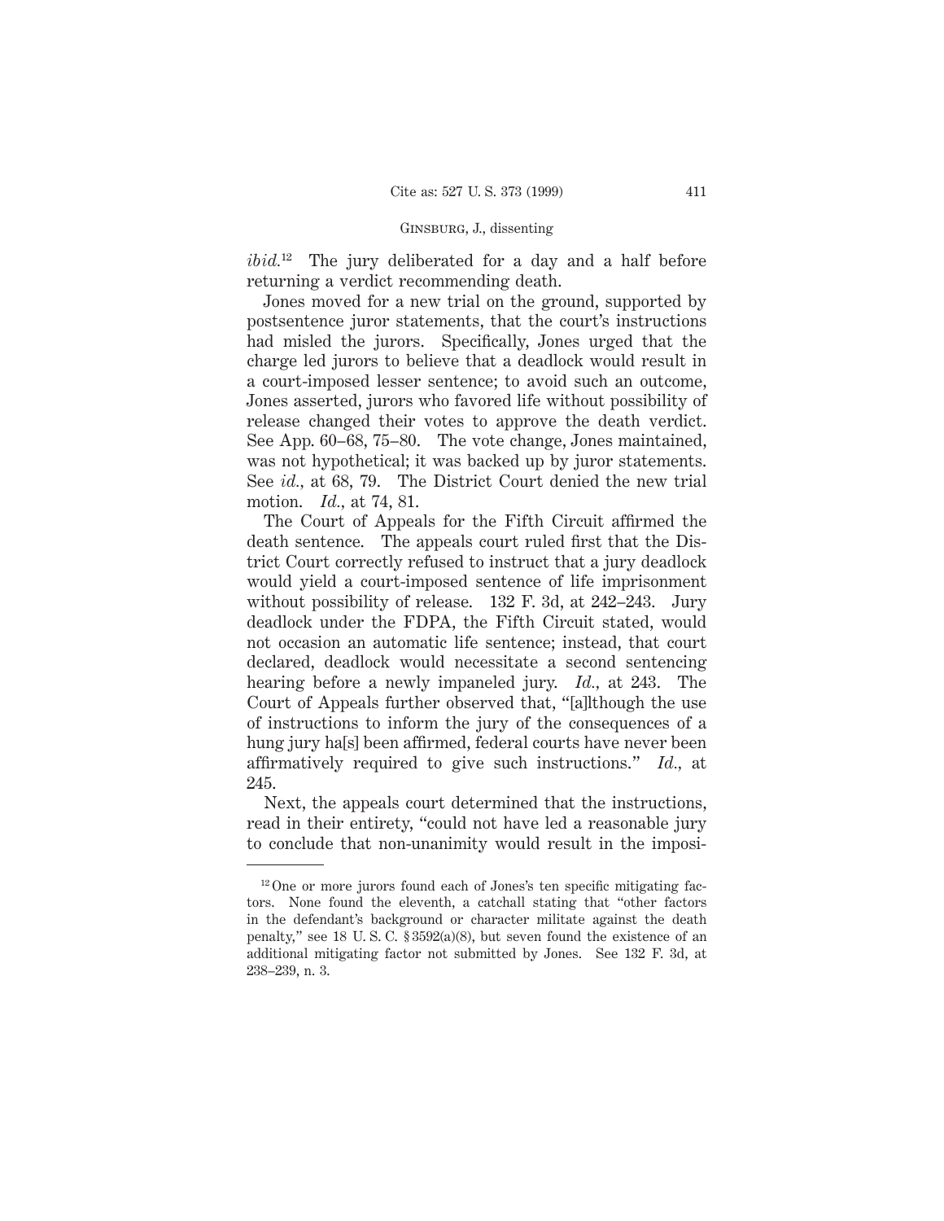*ibid.*[12] The jury deliberated for a day and a half before returning a verdict recommending death.

Jones moved for a new trial on the ground, supported by postsentence juror statements, that the court's instructions had misled the jurors. Specifically, Jones urged that the charge led jurors to believe that a deadlock would result in a court-imposed lesser sentence; to avoid such an outcome, Jones asserted, jurors who favored life without possibility of release changed their votes to approve the death verdict. See App. 60–68, 75–80. The vote change, Jones maintained, was not hypothetical; it was backed up by juror statements. See *id.*, at 68, 79. The District Court denied the new trial motion. *Id.*, at 74, 81.

The Court of Appeals for the Fifth Circuit affirmed the death sentence. The appeals court ruled first that the District Court correctly refused to instruct that a jury deadlock would yield a court-imposed sentence of life imprisonment without possibility of release. 132 F. 3d, at 242–243. Jury deadlock under the FDPA, the Fifth Circuit stated, would not occasion an automatic life sentence; instead, that court declared, deadlock would necessitate a second sentencing hearing before a newly impaneled jury. *Id.*, at 243. The Court of Appeals further observed that, "[a]lthough the use of instructions to inform the jury of the consequences of a hung jury ha[s] been affirmed, federal courts have never been affirmatively required to give such instructions." *Id.*, at 245.

Next, the appeals court determined that the instructions, read in their entirety, "could not have led a reasonable jury to conclude that non-unanimity would result in the imposi-

---

[12] One or more jurors found each of Jones's ten specific mitigating factors. None found the eleventh, a catchall stating that "other factors in the defendant's background or character militate against the death penalty," see 18 U. S. C. § 3592(a)(8), but seven found the existence of an additional mitigating factor not submitted by Jones. See 132 F. 3d, at 238–239, n. 3.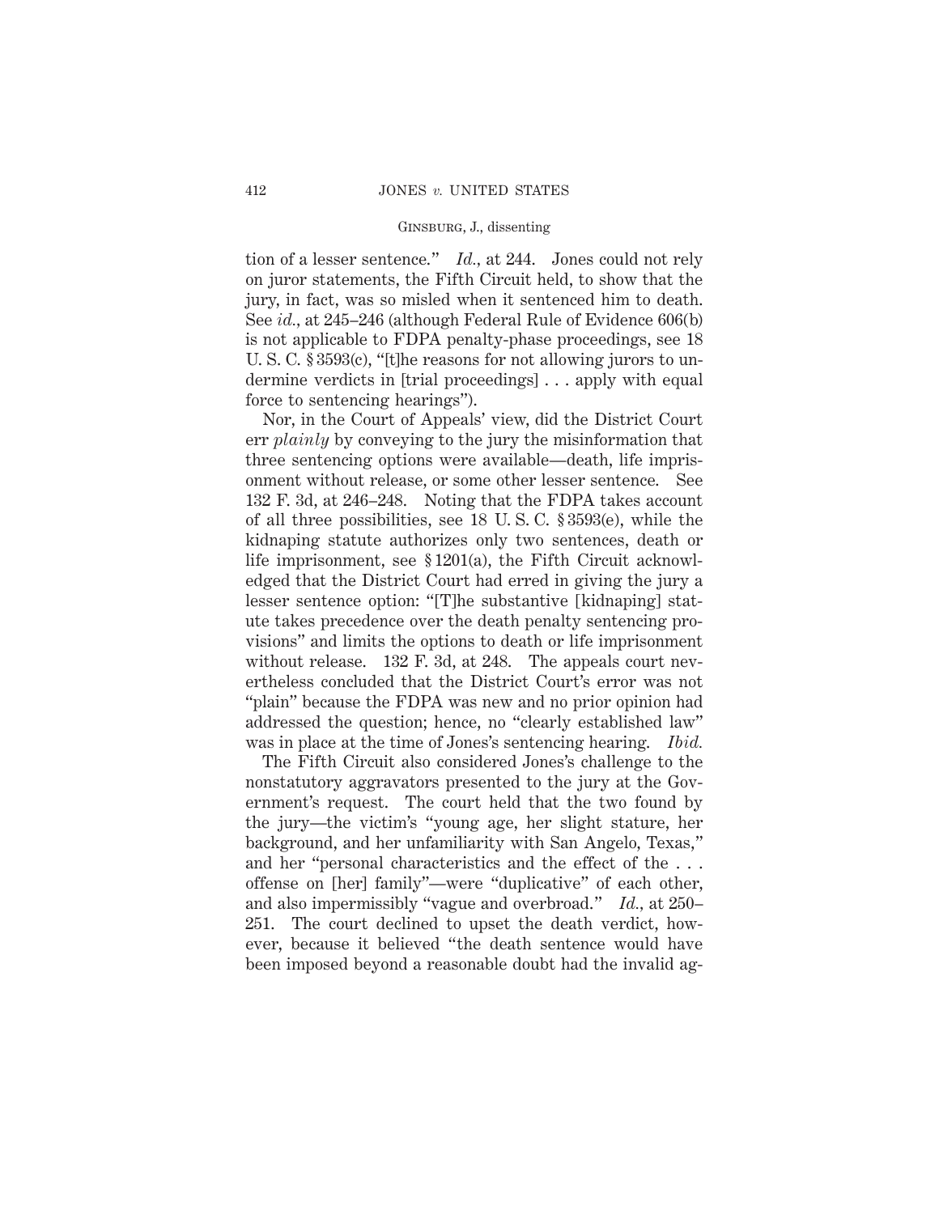tion of a lesser sentence." *Id.*, at 244. Jones could not rely on juror statements, the Fifth Circuit held, to show that the jury, in fact, was so misled when it sentenced him to death. See *id.*, at 245–246 (although Federal Rule of Evidence 606(b) is not applicable to FDPA penalty-phase proceedings, see 18 U. S. C. § 3593(c), "[t]he reasons for not allowing jurors to undermine verdicts in [trial proceedings] . . . apply with equal force to sentencing hearings").

Nor, in the Court of Appeals' view, did the District Court err *plainly* by conveying to the jury the misinformation that three sentencing options were available—death, life imprisonment without release, or some other lesser sentence. See 132 F. 3d, at 246–248. Noting that the FDPA takes account of all three possibilities, see 18 U. S. C. § 3593(e), while the kidnaping statute authorizes only two sentences, death or life imprisonment, see § 1201(a), the Fifth Circuit acknowledged that the District Court had erred in giving the jury a lesser sentence option: "[T]he substantive [kidnaping] statute takes precedence over the death penalty sentencing provisions" and limits the options to death or life imprisonment without release. 132 F. 3d, at 248. The appeals court nevertheless concluded that the District Court's error was not "plain" because the FDPA was new and no prior opinion had addressed the question; hence, no "clearly established law" was in place at the time of Jones's sentencing hearing. *Ibid.*

The Fifth Circuit also considered Jones's challenge to the nonstatutory aggravators presented to the jury at the Government's request. The court held that the two found by the jury—the victim's "young age, her slight stature, her background, and her unfamiliarity with San Angelo, Texas," and her "personal characteristics and the effect of the . . . offense on [her] family"—were "duplicative" of each other, and also impermissibly "vague and overbroad." *Id.*, at 250–251. The court declined to upset the death verdict, however, because it believed "the death sentence would have been imposed beyond a reasonable doubt had the invalid ag-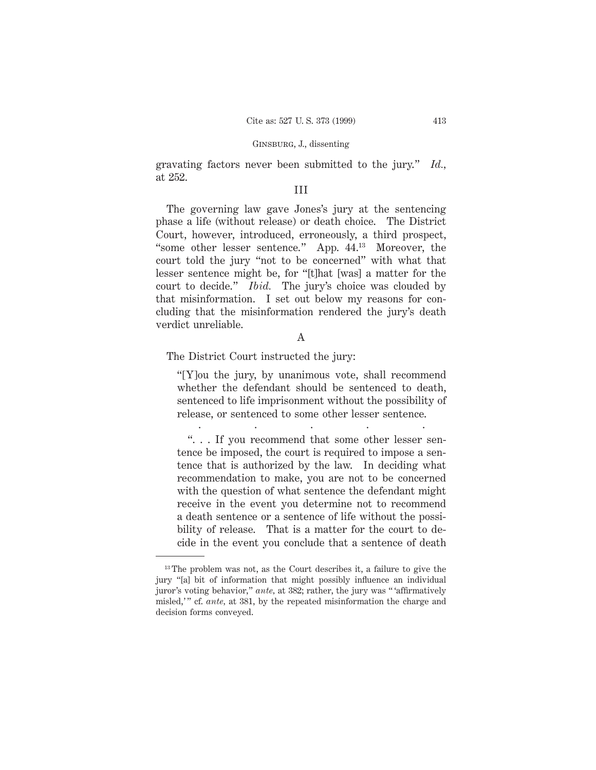gravating factors never been submitted to the jury." *Id.*, at 252.

### III

The governing law gave Jones's jury at the sentencing phase a life (without release) or death choice. The District Court, however, introduced, erroneously, a third prospect, "some other lesser sentence." App. 44.[13] Moreover, the court told the jury "not to be concerned" with what that lesser sentence might be, for "[t]hat [was] a matter for the court to decide." *Ibid.* The jury's choice was clouded by that misinformation. I set out below my reasons for concluding that the misinformation rendered the jury's death verdict unreliable.

### A

The District Court instructed the jury:

> "[Y]ou the jury, by unanimous vote, shall recommend whether the defendant should be sentenced to death, sentenced to life imprisonment without the possibility of release, or sentenced to some other lesser sentence.
>
> . . . . .
>
> ". . . If you recommend that some other lesser sentence be imposed, the court is required to impose a sentence that is authorized by the law. In deciding what recommendation to make, you are not to be concerned with the question of what sentence the defendant might receive in the event you determine not to recommend a death sentence or a sentence of life without the possibility of release. That is a matter for the court to decide in the event you conclude that a sentence of death

[13] The problem was not, as the Court describes it, a failure to give the jury "[a] bit of information that might possibly influence an individual juror's voting behavior," *ante*, at 382; rather, the jury was " 'affirmatively misled,' " cf. *ante*, at 381, by the repeated misinformation the charge and decision forms conveyed.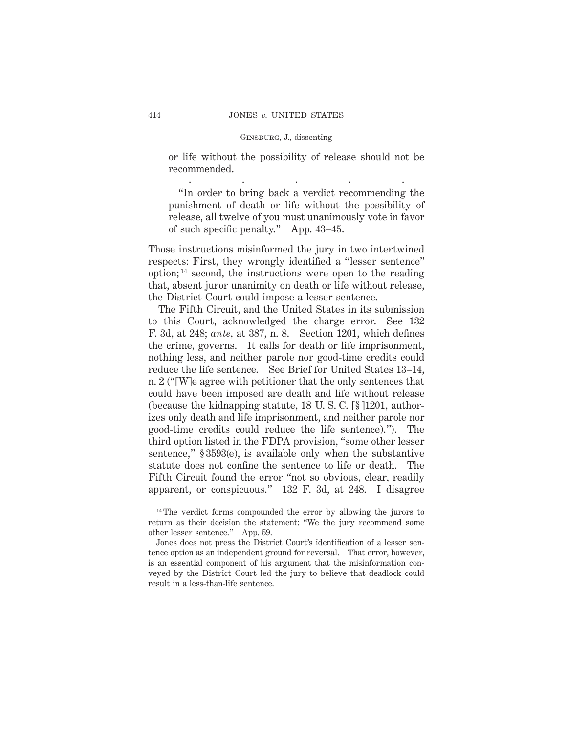> or life without the possibility of release should not be recommended.
>
> . . . . .
>
> "In order to bring back a verdict recommending the punishment of death or life without the possibility of release, all twelve of you must unanimously vote in favor of such specific penalty." App. 43–45.

Those instructions misinformed the jury in two intertwined respects: First, they wrongly identified a "lesser sentence" option;[14] second, the instructions were open to the reading that, absent juror unanimity on death or life without release, the District Court could impose a lesser sentence.

The Fifth Circuit, and the United States in its submission to this Court, acknowledged the charge error. See 132 F. 3d, at 248; *ante,* at 387, n. 8. Section 1201, which defines the crime, governs. It calls for death or life imprisonment, nothing less, and neither parole nor good-time credits could reduce the life sentence. See Brief for United States 13–14, n. 2 ("[W]e agree with petitioner that the only sentences that could have been imposed are death and life without release (because the kidnapping statute, 18 U. S. C. [§]1201, authorizes only death and life imprisonment, and neither parole nor good-time credits could reduce the life sentence)."). The third option listed in the FDPA provision, "some other lesser sentence," § 3593(e), is available only when the substantive statute does not confine the sentence to life or death. The Fifth Circuit found the error "not so obvious, clear, readily apparent, or conspicuous." 132 F. 3d, at 248. I disagree

---

[14] The verdict forms compounded the error by allowing the jurors to return as their decision the statement: "We the jury recommend some other lesser sentence." App. 59.

Jones does not press the District Court's identification of a lesser sentence option as an independent ground for reversal. That error, however, is an essential component of his argument that the misinformation conveyed by the District Court led the jury to believe that deadlock could result in a less-than-life sentence.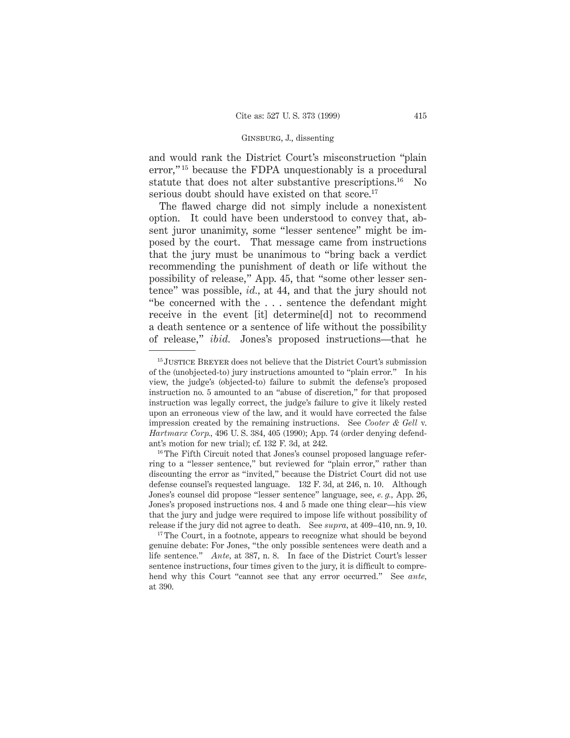and would rank the District Court's misconstruction "plain error,"[15] because the FDPA unquestionably is a procedural statute that does not alter substantive prescriptions.[16] No serious doubt should have existed on that score.[17]

The flawed charge did not simply include a nonexistent option. It could have been understood to convey that, absent juror unanimity, some "lesser sentence" might be imposed by the court. That message came from instructions that the jury must be unanimous to "bring back a verdict recommending the punishment of death or life without the possibility of release," App. 45, that "some other lesser sentence" was possible, *id.*, at 44, and that the jury should not "be concerned with the . . . sentence the defendant might receive in the event [it] determine[d] not to recommend a death sentence or a sentence of life without the possibility of release," *ibid.* Jones's proposed instructions—that he

---

[15] JUSTICE BREYER does not believe that the District Court's submission of the (unobjected-to) jury instructions amounted to "plain error." In his view, the judge's (objected-to) failure to submit the defense's proposed instruction no. 5 amounted to an "abuse of discretion," for that proposed instruction was legally correct, the judge's failure to give it likely rested upon an erroneous view of the law, and it would have corrected the false impression created by the remaining instructions. See *Cooter & Gell* v. *Hartmarx Corp.*, 496 U. S. 384, 405 (1990); App. 74 (order denying defendant's motion for new trial); cf. 132 F. 3d, at 242.

[16] The Fifth Circuit noted that Jones's counsel proposed language referring to a "lesser sentence," but reviewed for "plain error," rather than discounting the error as "invited," because the District Court did not use defense counsel's requested language. 132 F. 3d, at 246, n. 10. Although Jones's counsel did propose "lesser sentence" language, see, *e. g.*, App. 26, Jones's proposed instructions nos. 4 and 5 made one thing clear—his view that the jury and judge were required to impose life without possibility of release if the jury did not agree to death. See *supra*, at 409–410, nn. 9, 10.

[17] The Court, in a footnote, appears to recognize what should be beyond genuine debate: For Jones, "the only possible sentences were death and a life sentence." *Ante*, at 387, n. 8. In face of the District Court's lesser sentence instructions, four times given to the jury, it is difficult to comprehend why this Court "cannot see that any error occurred." See *ante*, at 390.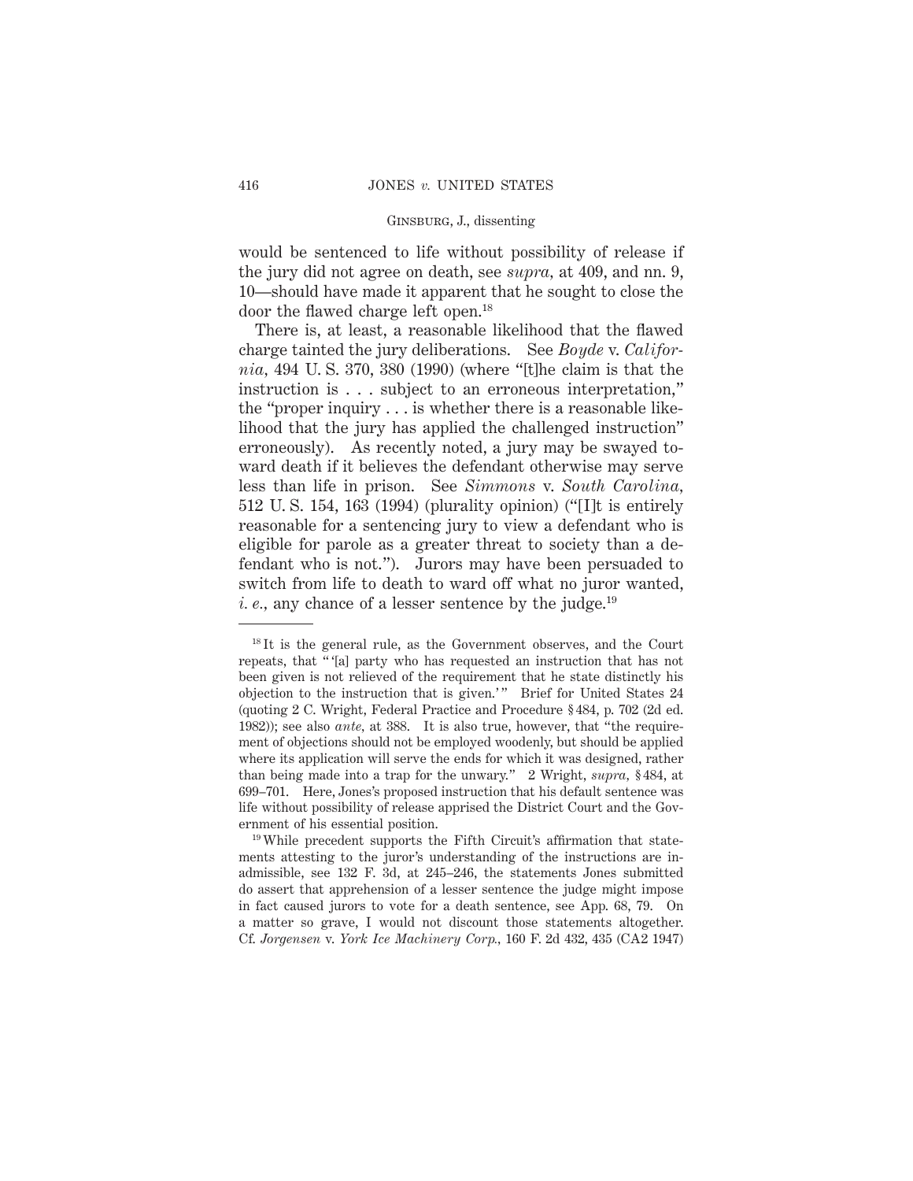would be sentenced to life without possibility of release if the jury did not agree on death, see *supra*, at 409, and nn. 9, 10—should have made it apparent that he sought to close the door the flawed charge left open.[18]

There is, at least, a reasonable likelihood that the flawed charge tainted the jury deliberations. See *Boyde* v. *California*, 494 U. S. 370, 380 (1990) (where "[t]he claim is that the instruction is . . . subject to an erroneous interpretation," the "proper inquiry . . . is whether there is a reasonable likelihood that the jury has applied the challenged instruction" erroneously). As recently noted, a jury may be swayed toward death if it believes the defendant otherwise may serve less than life in prison. See *Simmons* v. *South Carolina*, 512 U. S. 154, 163 (1994) (plurality opinion) ("[I]t is entirely reasonable for a sentencing jury to view a defendant who is eligible for parole as a greater threat to society than a defendant who is not."). Jurors may have been persuaded to switch from life to death to ward off what no juror wanted, *i. e.*, any chance of a lesser sentence by the judge.[19]

---

[18] It is the general rule, as the Government observes, and the Court repeats, that "'[a] party who has requested an instruction that has not been given is not relieved of the requirement that he state distinctly his objection to the instruction that is given.'" Brief for United States 24 (quoting 2 C. Wright, Federal Practice and Procedure § 484, p. 702 (2d ed. 1982)); see also *ante*, at 388. It is also true, however, that "the requirement of objections should not be employed woodenly, but should be applied where its application will serve the ends for which it was designed, rather than being made into a trap for the unwary." 2 Wright, *supra*, § 484, at 699–701. Here, Jones's proposed instruction that his default sentence was life without possibility of release apprised the District Court and the Government of his essential position.

[19] While precedent supports the Fifth Circuit's affirmation that statements attesting to the juror's understanding of the instructions are inadmissible, see 132 F. 3d, at 245–246, the statements Jones submitted do assert that apprehension of a lesser sentence the judge might impose in fact caused jurors to vote for a death sentence, see App. 68, 79. On a matter so grave, I would not discount those statements altogether. Cf. *Jorgensen* v. *York Ice Machinery Corp.*, 160 F. 2d 432, 435 (CA2 1947)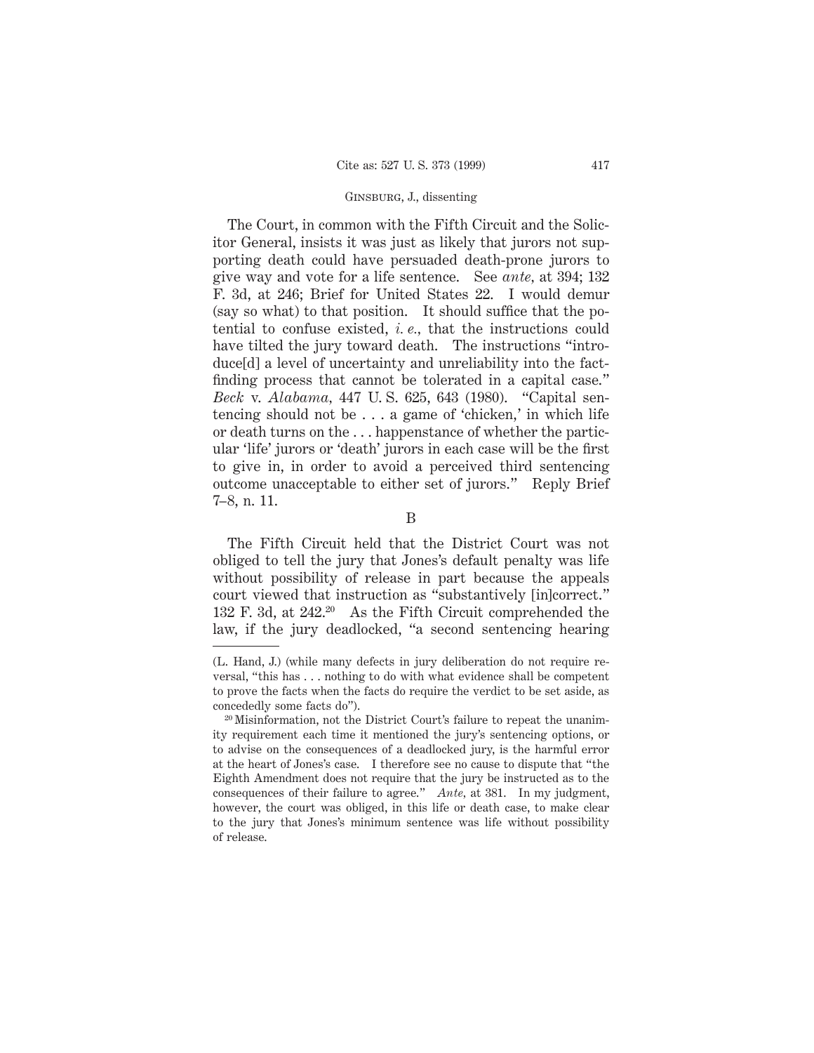The Court, in common with the Fifth Circuit and the Solicitor General, insists it was just as likely that jurors not supporting death could have persuaded death-prone jurors to give way and vote for a life sentence. See *ante*, at 394; 132 F. 3d, at 246; Brief for United States 22. I would demur (say so what) to that position. It should suffice that the potential to confuse existed, *i. e.*, that the instructions could have tilted the jury toward death. The instructions "introduce[d] a level of uncertainty and unreliability into the factfinding process that cannot be tolerated in a capital case." *Beck* v. *Alabama*, 447 U. S. 625, 643 (1980). "Capital sentencing should not be . . . a game of 'chicken,' in which life or death turns on the . . . happenstance of whether the particular 'life' jurors or 'death' jurors in each case will be the first to give in, in order to avoid a perceived third sentencing outcome unacceptable to either set of jurors." Reply Brief 7–8, n. 11.

B

The Fifth Circuit held that the District Court was not obliged to tell the jury that Jones's default penalty was life without possibility of release in part because the appeals court viewed that instruction as "substantively [in]correct." 132 F. 3d, at 242.[20] As the Fifth Circuit comprehended the law, if the jury deadlocked, "a second sentencing hearing

---

(L. Hand, J.) (while many defects in jury deliberation do not require reversal, "this has . . . nothing to do with what evidence shall be competent to prove the facts when the facts do require the verdict to be set aside, as concededly some facts do").

[20] Misinformation, not the District Court's failure to repeat the unanimity requirement each time it mentioned the jury's sentencing options, or to advise on the consequences of a deadlocked jury, is the harmful error at the heart of Jones's case. I therefore see no cause to dispute that "the Eighth Amendment does not require that the jury be instructed as to the consequences of their failure to agree." *Ante*, at 381. In my judgment, however, the court was obliged, in this life or death case, to make clear to the jury that Jones's minimum sentence was life without possibility of release.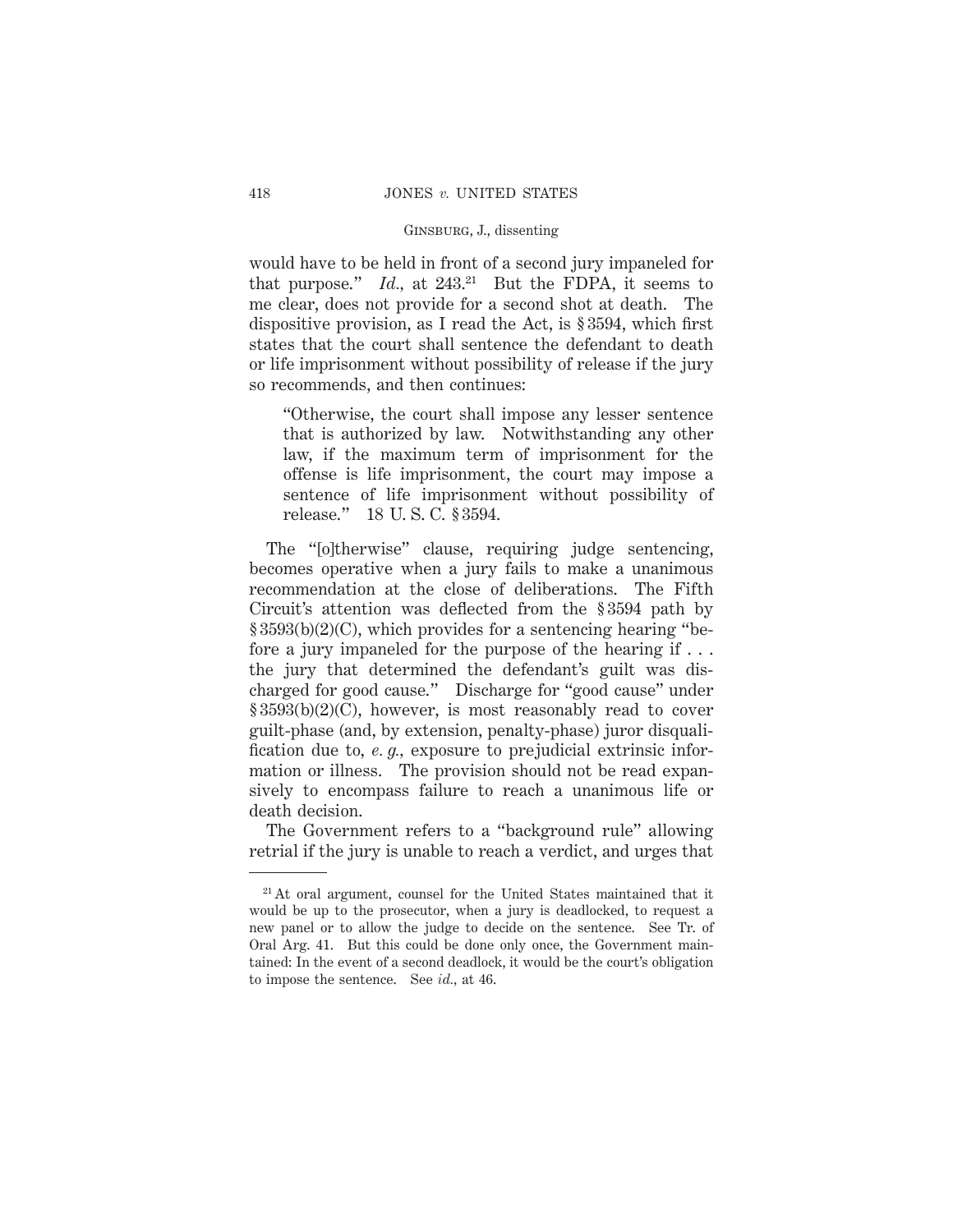would have to be held in front of a second jury impaneled for that purpose." *Id.*, at 243.[21] But the FDPA, it seems to me clear, does not provide for a second shot at death. The dispositive provision, as I read the Act, is § 3594, which first states that the court shall sentence the defendant to death or life imprisonment without possibility of release if the jury so recommends, and then continues:

> "Otherwise, the court shall impose any lesser sentence that is authorized by law. Notwithstanding any other law, if the maximum term of imprisonment for the offense is life imprisonment, the court may impose a sentence of life imprisonment without possibility of release." 18 U. S. C. § 3594.

The "[o]therwise" clause, requiring judge sentencing, becomes operative when a jury fails to make a unanimous recommendation at the close of deliberations. The Fifth Circuit's attention was deflected from the § 3594 path by § 3593(b)(2)(C), which provides for a sentencing hearing "before a jury impaneled for the purpose of the hearing if . . . the jury that determined the defendant's guilt was discharged for good cause." Discharge for "good cause" under § 3593(b)(2)(C), however, is most reasonably read to cover guilt-phase (and, by extension, penalty-phase) juror disqualification due to, *e. g.*, exposure to prejudicial extrinsic information or illness. The provision should not be read expansively to encompass failure to reach a unanimous life or death decision.

The Government refers to a "background rule" allowing retrial if the jury is unable to reach a verdict, and urges that

---

[21] At oral argument, counsel for the United States maintained that it would be up to the prosecutor, when a jury is deadlocked, to request a new panel or to allow the judge to decide on the sentence. See Tr. of Oral Arg. 41. But this could be done only once, the Government maintained: In the event of a second deadlock, it would be the court's obligation to impose the sentence. See *id.*, at 46.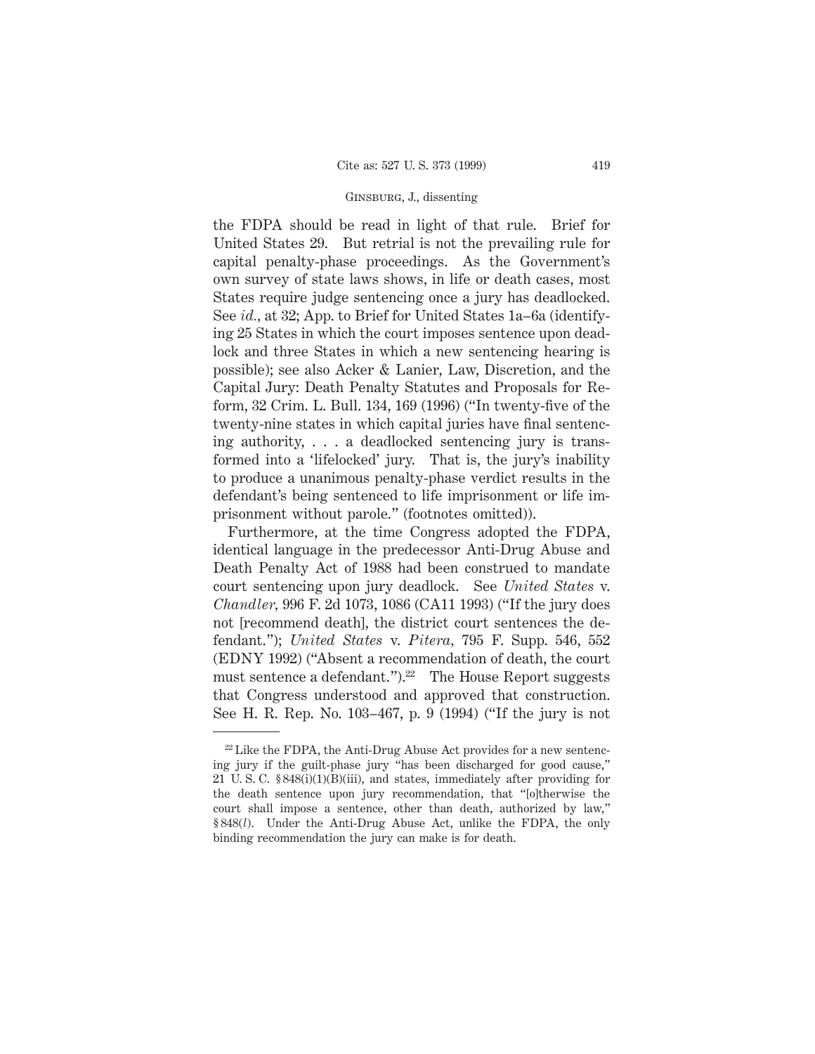the FDPA should be read in light of that rule. Brief for United States 29. But retrial is not the prevailing rule for capital penalty-phase proceedings. As the Government's own survey of state laws shows, in life or death cases, most States require judge sentencing once a jury has deadlocked. See *id.*, at 32; App. to Brief for United States 1a–6a (identifying 25 States in which the court imposes sentence upon deadlock and three States in which a new sentencing hearing is possible); see also Acker & Lanier, Law, Discretion, and the Capital Jury: Death Penalty Statutes and Proposals for Reform, 32 Crim. L. Bull. 134, 169 (1996) ("In twenty-five of the twenty-nine states in which capital juries have final sentencing authority, . . . a deadlocked sentencing jury is transformed into a 'lifelocked' jury. That is, the jury's inability to produce a unanimous penalty-phase verdict results in the defendant's being sentenced to life imprisonment or life imprisonment without parole." (footnotes omitted)).

Furthermore, at the time Congress adopted the FDPA, identical language in the predecessor Anti-Drug Abuse and Death Penalty Act of 1988 had been construed to mandate court sentencing upon jury deadlock. See *United States* v. *Chandler*, 996 F. 2d 1073, 1086 (CA11 1993) ("If the jury does not [recommend death], the district court sentences the defendant."); *United States* v. *Pitera*, 795 F. Supp. 546, 552 (EDNY 1992) ("Absent a recommendation of death, the court must sentence a defendant.").[22] The House Report suggests that Congress understood and approved that construction. See H. R. Rep. No. 103–467, p. 9 (1994) ("If the jury is not

---

[22] Like the FDPA, the Anti-Drug Abuse Act provides for a new sentencing jury if the guilt-phase jury "has been discharged for good cause," 21 U. S. C. § 848(i)(1)(B)(iii), and states, immediately after providing for the death sentence upon jury recommendation, that "[o]therwise the court shall impose a sentence, other than death, authorized by law," § 848(*l*). Under the Anti-Drug Abuse Act, unlike the FDPA, the only binding recommendation the jury can make is for death.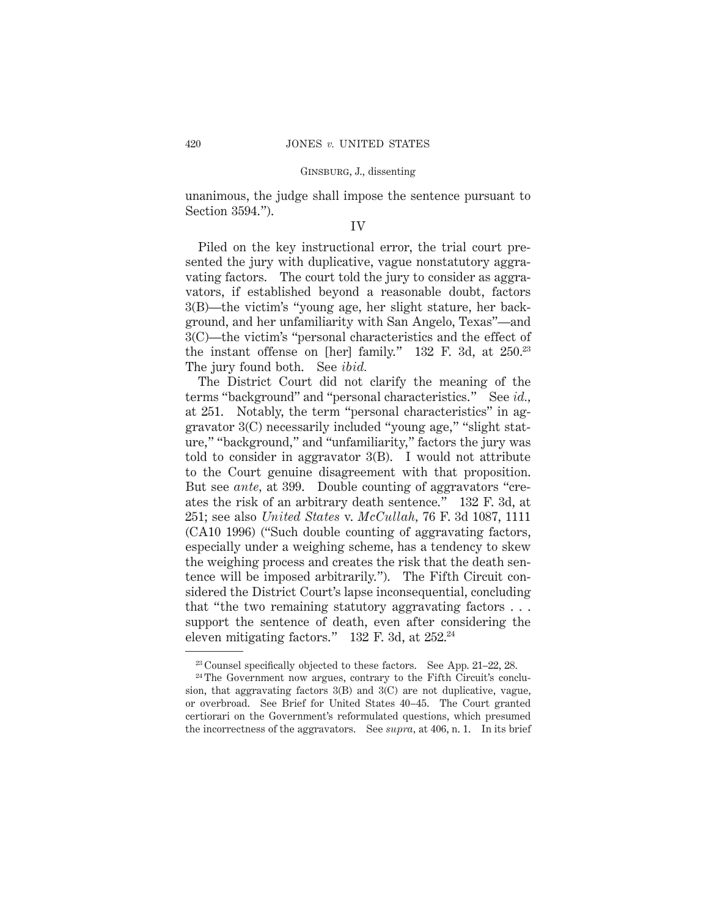unanimous, the judge shall impose the sentence pursuant to Section 3594.").

## IV

Piled on the key instructional error, the trial court presented the jury with duplicative, vague nonstatutory aggravating factors. The court told the jury to consider as aggravators, if established beyond a reasonable doubt, factors 3(B)—the victim's "young age, her slight stature, her background, and her unfamiliarity with San Angelo, Texas"—and 3(C)—the victim's "personal characteristics and the effect of the instant offense on [her] family." 132 F. 3d, at 250.[23] The jury found both. See *ibid.*

The District Court did not clarify the meaning of the terms "background" and "personal characteristics." See *id.*, at 251. Notably, the term "personal characteristics" in aggravator 3(C) necessarily included "young age," "slight stature," "background," and "unfamiliarity," factors the jury was told to consider in aggravator 3(B). I would not attribute to the Court genuine disagreement with that proposition. But see *ante*, at 399. Double counting of aggravators "creates the risk of an arbitrary death sentence." 132 F. 3d, at 251; see also *United States* v. *McCullah*, 76 F. 3d 1087, 1111 (CA10 1996) ("Such double counting of aggravating factors, especially under a weighing scheme, has a tendency to skew the weighing process and creates the risk that the death sentence will be imposed arbitrarily."). The Fifth Circuit considered the District Court's lapse inconsequential, concluding that "the two remaining statutory aggravating factors . . . support the sentence of death, even after considering the eleven mitigating factors." 132 F. 3d, at 252.[24]

---

[23] Counsel specifically objected to these factors. See App. 21–22, 28.

[24] The Government now argues, contrary to the Fifth Circuit's conclusion, that aggravating factors 3(B) and 3(C) are not duplicative, vague, or overbroad. See Brief for United States 40–45. The Court granted certiorari on the Government's reformulated questions, which presumed the incorrectness of the aggravators. See *supra*, at 406, n. 1. In its brief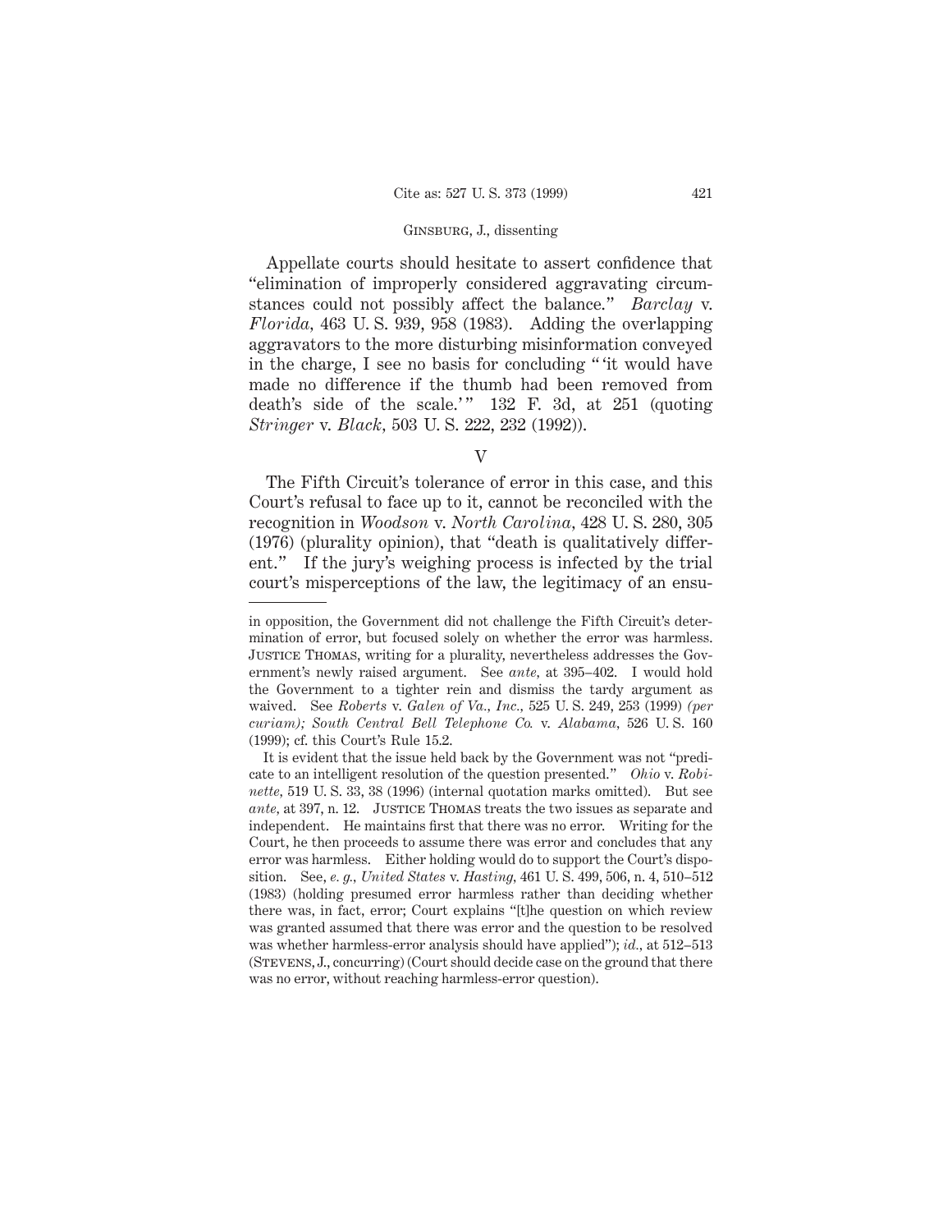Appellate courts should hesitate to assert confidence that "elimination of improperly considered aggravating circumstances could not possibly affect the balance." *Barclay* v. *Florida*, 463 U. S. 939, 958 (1983). Adding the overlapping aggravators to the more disturbing misinformation conveyed in the charge, I see no basis for concluding " 'it would have made no difference if the thumb had been removed from death's side of the scale.' " 132 F. 3d, at 251 (quoting *Stringer* v. *Black*, 503 U. S. 222, 232 (1992)).

## V

The Fifth Circuit's tolerance of error in this case, and this Court's refusal to face up to it, cannot be reconciled with the recognition in *Woodson* v. *North Carolina*, 428 U. S. 280, 305 (1976) (plurality opinion), that "death is qualitatively different." If the jury's weighing process is infected by the trial court's misperceptions of the law, the legitimacy of an ensu-

---

in opposition, the Government did not challenge the Fifth Circuit's determination of error, but focused solely on whether the error was harmless. JUSTICE THOMAS, writing for a plurality, nevertheless addresses the Government's newly raised argument. See *ante*, at 395–402. I would hold the Government to a tighter rein and dismiss the tardy argument as waived. See *Roberts* v. *Galen of Va., Inc.*, 525 U. S. 249, 253 (1999) *(per curiam)*; *South Central Bell Telephone Co.* v. *Alabama*, 526 U. S. 160 (1999); cf. this Court's Rule 15.2.

It is evident that the issue held back by the Government was not "predicate to an intelligent resolution of the question presented." *Ohio* v. *Robinette*, 519 U. S. 33, 38 (1996) (internal quotation marks omitted). But see *ante*, at 397, n. 12. JUSTICE THOMAS treats the two issues as separate and independent. He maintains first that there was no error. Writing for the Court, he then proceeds to assume there was error and concludes that any error was harmless. Either holding would do to support the Court's disposition. See, *e. g.*, *United States* v. *Hasting*, 461 U. S. 499, 506, n. 4, 510–512 (1983) (holding presumed error harmless rather than deciding whether there was, in fact, error; Court explains "[t]he question on which review was granted assumed that there was error and the question to be resolved was whether harmless-error analysis should have applied"); *id.*, at 512–513 (STEVENS, J., concurring) (Court should decide case on the ground that there was no error, without reaching harmless-error question).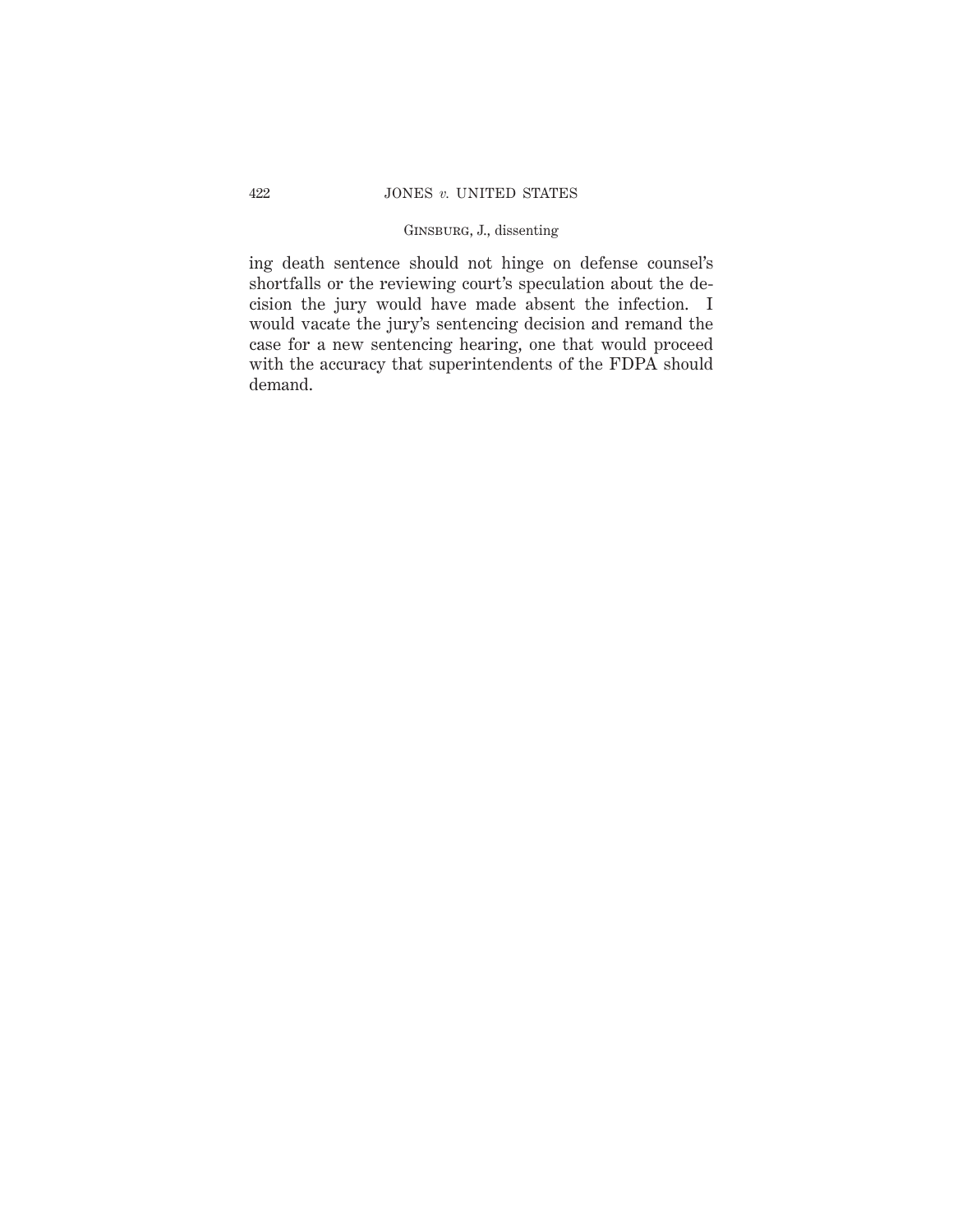ing death sentence should not hinge on defense counsel's shortfalls or the reviewing court's speculation about the decision the jury would have made absent the infection. I would vacate the jury's sentencing decision and remand the case for a new sentencing hearing, one that would proceed with the accuracy that superintendents of the FDPA should demand.